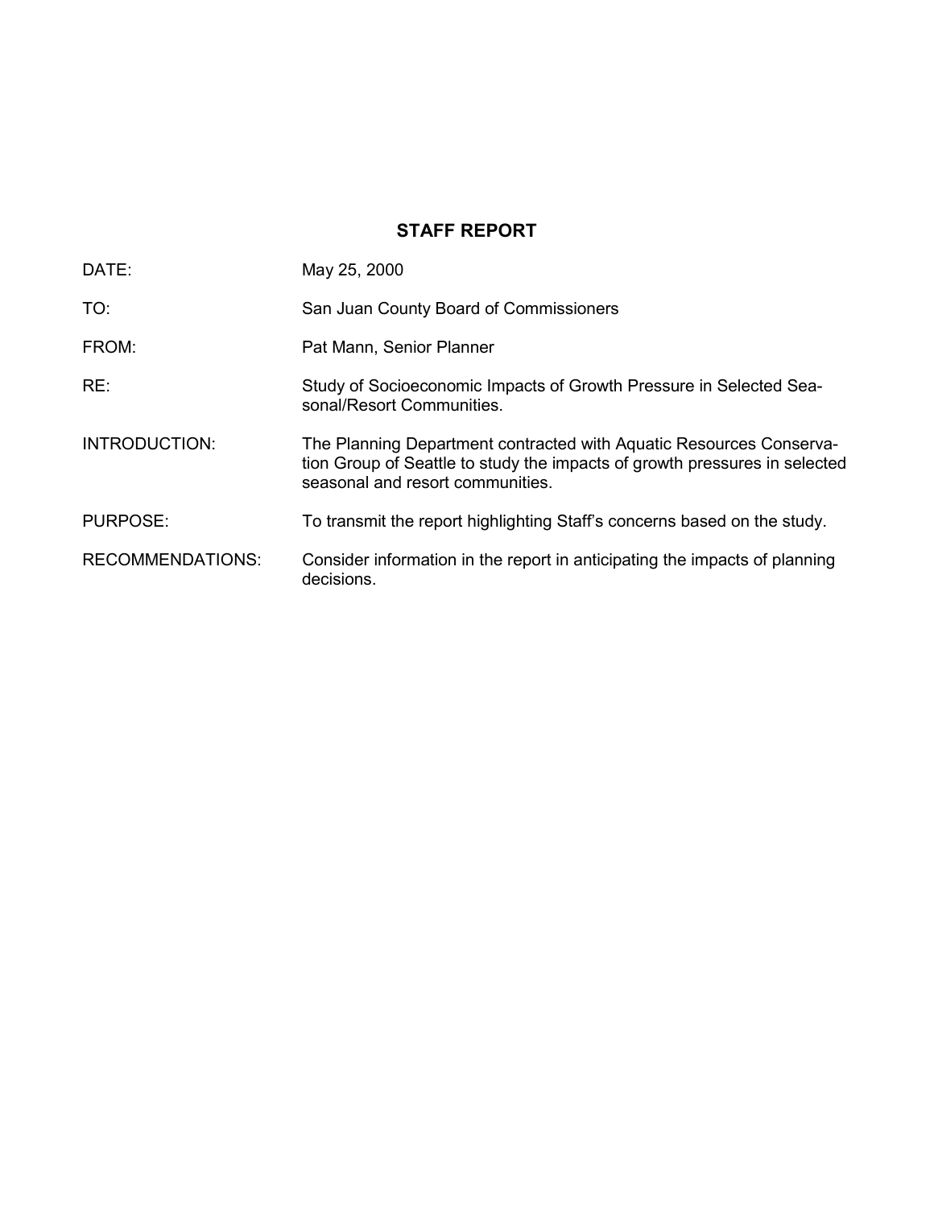# STAFF REPORT

| | |
|---|---|
| DATE: | May 25, 2000 |
| TO: | San Juan County Board of Commissioners |
| FROM: | Pat Mann, Senior Planner |
| RE: | Study of Socioeconomic Impacts of Growth Pressure in Selected Seasonal/Resort Communities. |
| INTRODUCTION: | The Planning Department contracted with Aquatic Resources Conservation Group of Seattle to study the impacts of growth pressures in selected seasonal and resort communities. |
| PURPOSE: | To transmit the report highlighting Staff's concerns based on the study. |
| RECOMMENDATIONS: | Consider information in the report in anticipating the impacts of planning decisions. |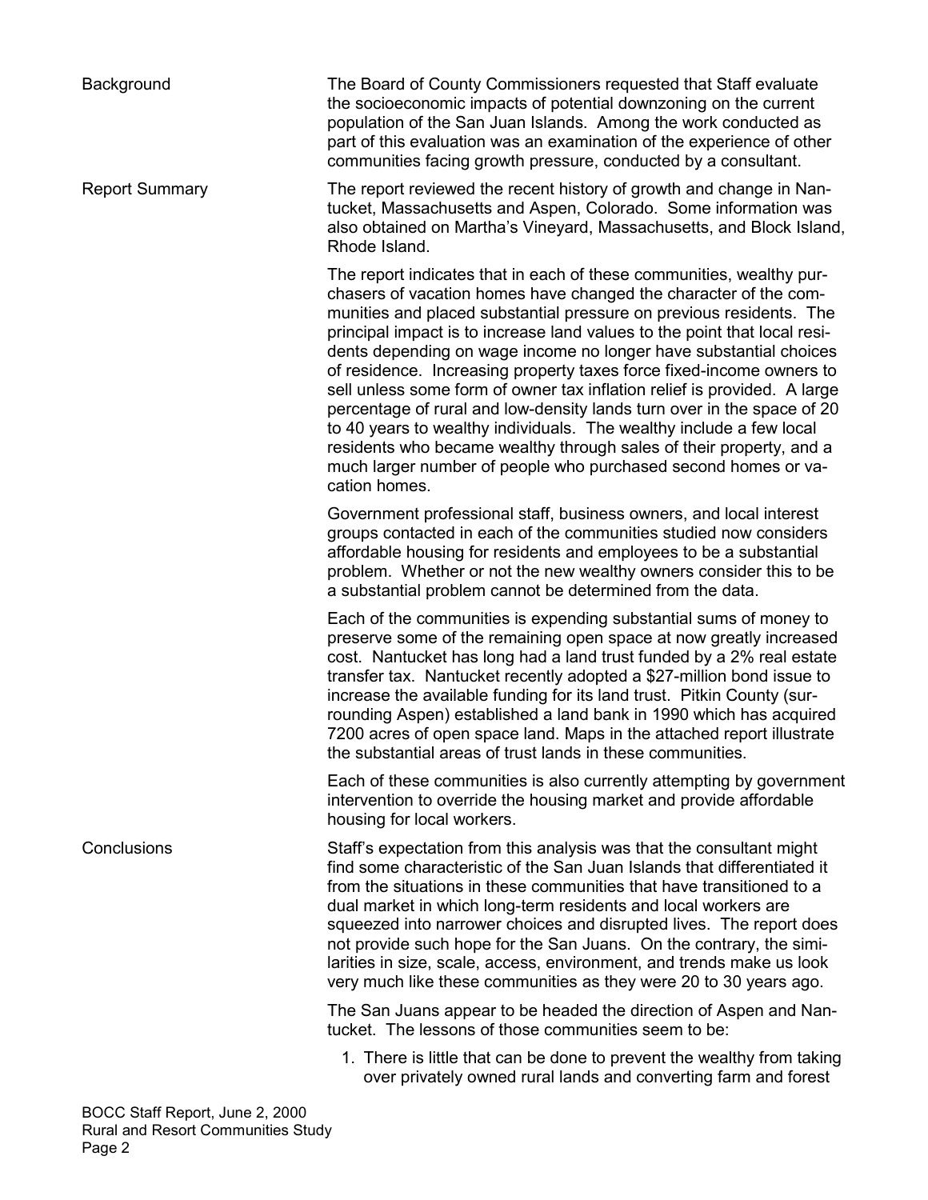## Background

The Board of County Commissioners requested that Staff evaluate the socioeconomic impacts of potential downzoning on the current population of the San Juan Islands. Among the work conducted as part of this evaluation was an examination of the experience of other communities facing growth pressure, conducted by a consultant.

## Report Summary

The report reviewed the recent history of growth and change in Nantucket, Massachusetts and Aspen, Colorado. Some information was also obtained on Martha's Vineyard, Massachusetts, and Block Island, Rhode Island.

The report indicates that in each of these communities, wealthy purchasers of vacation homes have changed the character of the communities and placed substantial pressure on previous residents. The principal impact is to increase land values to the point that local residents depending on wage income no longer have substantial choices of residence. Increasing property taxes force fixed-income owners to sell unless some form of owner tax inflation relief is provided. A large percentage of rural and low-density lands turn over in the space of 20 to 40 years to wealthy individuals. The wealthy include a few local residents who became wealthy through sales of their property, and a much larger number of people who purchased second homes or vacation homes.

Government professional staff, business owners, and local interest groups contacted in each of the communities studied now considers affordable housing for residents and employees to be a substantial problem. Whether or not the new wealthy owners consider this to be a substantial problem cannot be determined from the data.

Each of the communities is expending substantial sums of money to preserve some of the remaining open space at now greatly increased cost. Nantucket has long had a land trust funded by a 2% real estate transfer tax. Nantucket recently adopted a $27-million bond issue to increase the available funding for its land trust. Pitkin County (surrounding Aspen) established a land bank in 1990 which has acquired 7200 acres of open space land. Maps in the attached report illustrate the substantial areas of trust lands in these communities.

Each of these communities is also currently attempting by government intervention to override the housing market and provide affordable housing for local workers.

## Conclusions

Staff's expectation from this analysis was that the consultant might find some characteristic of the San Juan Islands that differentiated it from the situations in these communities that have transitioned to a dual market in which long-term residents and local workers are squeezed into narrower choices and disrupted lives. The report does not provide such hope for the San Juans. On the contrary, the similarities in size, scale, access, environment, and trends make us look very much like these communities as they were 20 to 30 years ago.

The San Juans appear to be headed the direction of Aspen and Nantucket. The lessons of those communities seem to be:

1. There is little that can be done to prevent the wealthy from taking over privately owned rural lands and converting farm and forest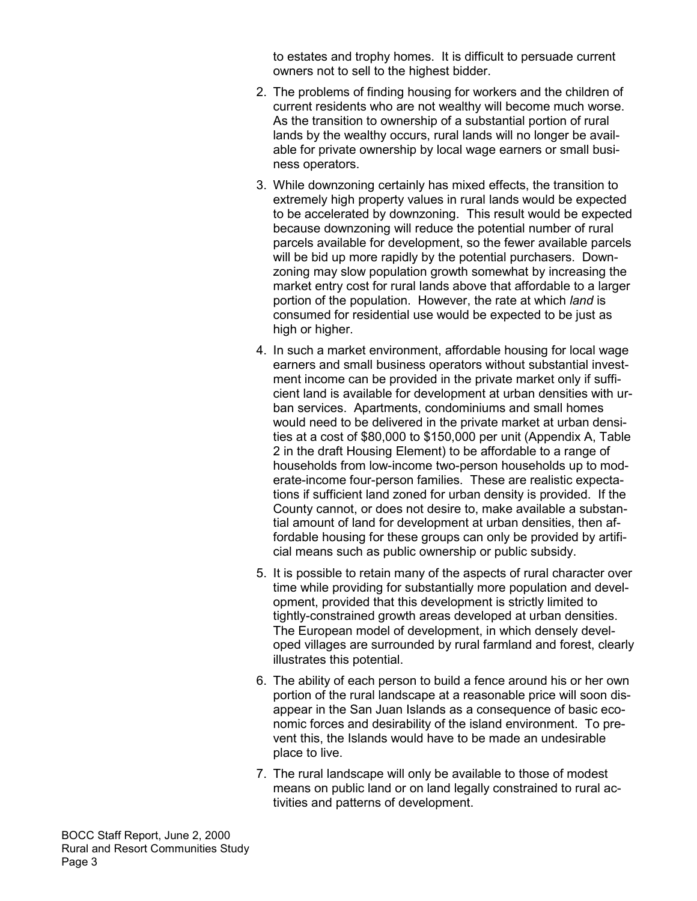to estates and trophy homes. It is difficult to persuade current owners not to sell to the highest bidder.

2. The problems of finding housing for workers and the children of current residents who are not wealthy will become much worse. As the transition to ownership of a substantial portion of rural lands by the wealthy occurs, rural lands will no longer be available for private ownership by local wage earners or small business operators.
3. While downzoning certainly has mixed effects, the transition to extremely high property values in rural lands would be expected to be accelerated by downzoning. This result would be expected because downzoning will reduce the potential number of rural parcels available for development, so the fewer available parcels will be bid up more rapidly by the potential purchasers. Downzoning may slow population growth somewhat by increasing the market entry cost for rural lands above that affordable to a larger portion of the population. However, the rate at which *land* is consumed for residential use would be expected to be just as high or higher.
4. In such a market environment, affordable housing for local wage earners and small business operators without substantial investment income can be provided in the private market only if sufficient land is available for development at urban densities with urban services. Apartments, condominiums and small homes would need to be delivered in the private market at urban densities at a cost of $80,000 to $150,000 per unit (Appendix A, Table 2 in the draft Housing Element) to be affordable to a range of households from low-income two-person households up to moderate-income four-person families. These are realistic expectations if sufficient land zoned for urban density is provided. If the County cannot, or does not desire to, make available a substantial amount of land for development at urban densities, then affordable housing for these groups can only be provided by artificial means such as public ownership or public subsidy.
5. It is possible to retain many of the aspects of rural character over time while providing for substantially more population and development, provided that this development is strictly limited to tightly-constrained growth areas developed at urban densities. The European model of development, in which densely developed villages are surrounded by rural farmland and forest, clearly illustrates this potential.
6. The ability of each person to build a fence around his or her own portion of the rural landscape at a reasonable price will soon disappear in the San Juan Islands as a consequence of basic economic forces and desirability of the island environment. To prevent this, the Islands would have to be made an undesirable place to live.
7. The rural landscape will only be available to those of modest means on public land or on land legally constrained to rural activities and patterns of development.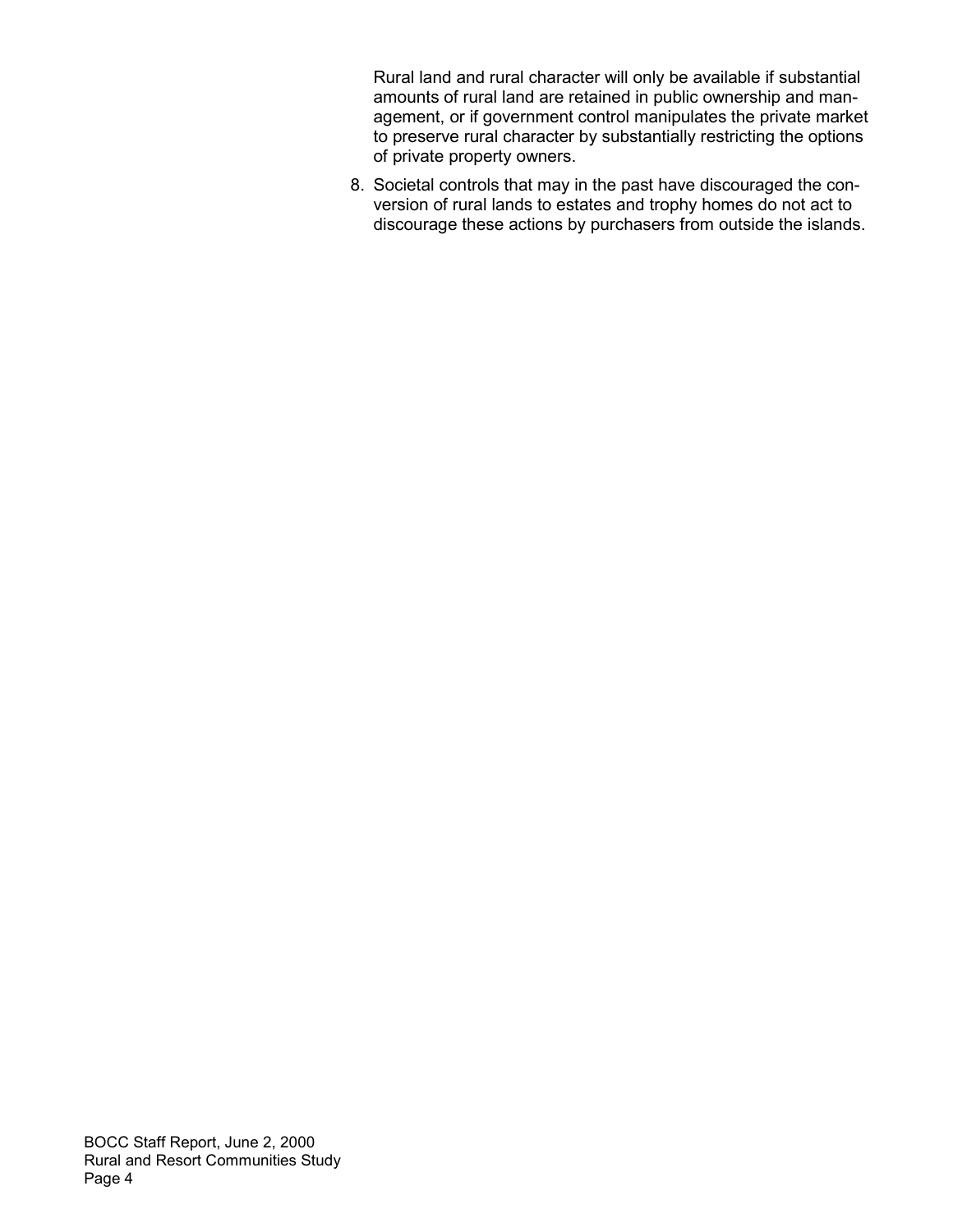Rural land and rural character will only be available if substantial amounts of rural land are retained in public ownership and management, or if government control manipulates the private market to preserve rural character by substantially restricting the options of private property owners.

8. Societal controls that may in the past have discouraged the conversion of rural lands to estates and trophy homes do not act to discourage these actions by purchasers from outside the islands.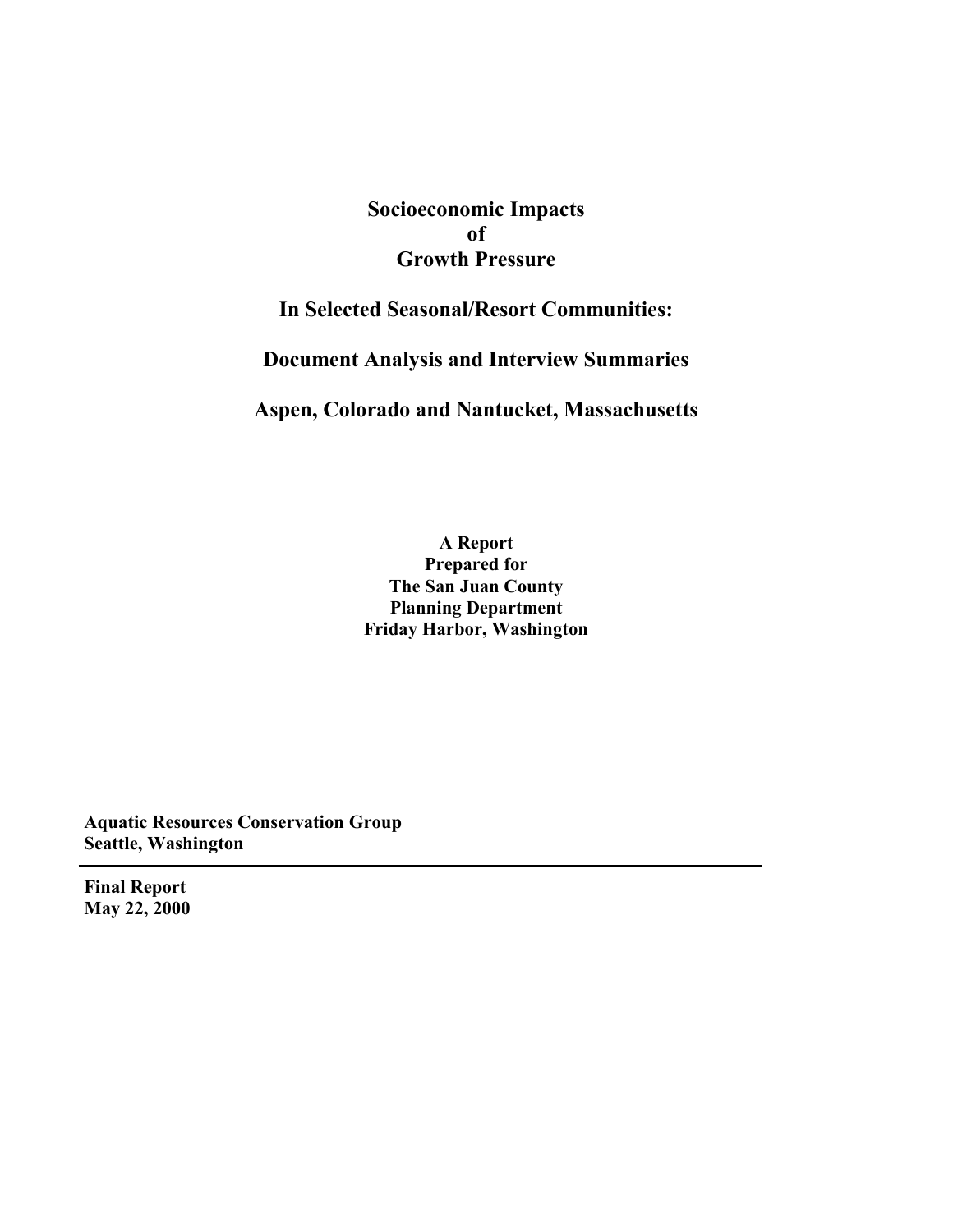# Socioeconomic Impacts of Growth Pressure

## In Selected Seasonal/Resort Communities:

## Document Analysis and Interview Summaries

## Aspen, Colorado and Nantucket, Massachusetts

**A Report**
**Prepared for**
**The San Juan County**
**Planning Department**
**Friday Harbor, Washington**

**Aquatic Resources Conservation Group**
**Seattle, Washington**

---

**Final Report**
**May 22, 2000**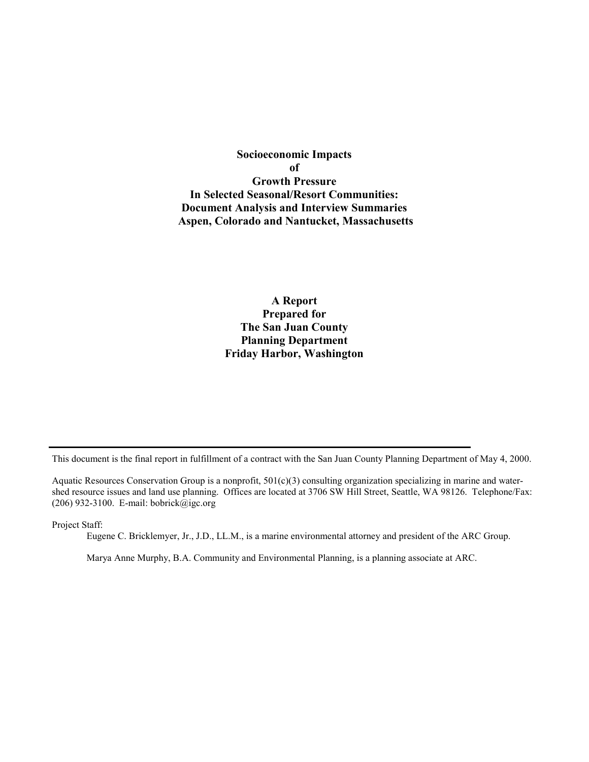**Socioeconomic Impacts**
**of**
**Growth Pressure**
**In Selected Seasonal/Resort Communities:**
**Document Analysis and Interview Summaries**
**Aspen, Colorado and Nantucket, Massachusetts**

**A Report**
**Prepared for**
**The San Juan County**
**Planning Department**
**Friday Harbor, Washington**

---

This document is the final report in fulfillment of a contract with the San Juan County Planning Department of May 4, 2000.

Aquatic Resources Conservation Group is a nonprofit, 501(c)(3) consulting organization specializing in marine and watershed resource issues and land use planning. Offices are located at 3706 SW Hill Street, Seattle, WA 98126. Telephone/Fax: (206) 932-3100. E-mail: bobrick@igc.org

Project Staff:

Eugene C. Bricklemyer, Jr., J.D., LL.M., is a marine environmental attorney and president of the ARC Group.

Marya Anne Murphy, B.A. Community and Environmental Planning, is a planning associate at ARC.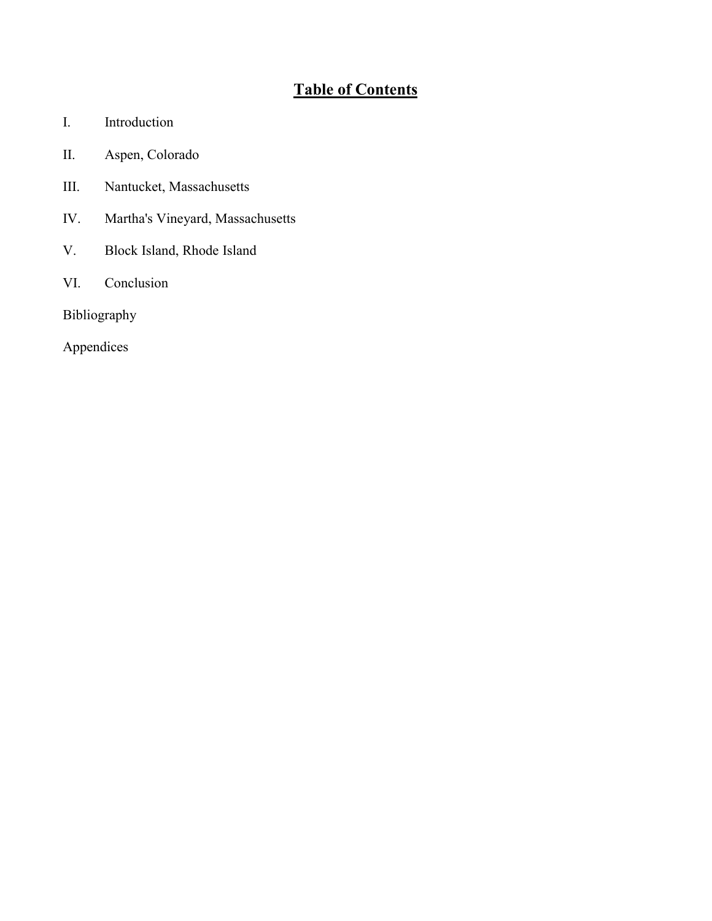# Table of Contents

I. Introduction

II. Aspen, Colorado

III. Nantucket, Massachusetts

IV. Martha's Vineyard, Massachusetts

V. Block Island, Rhode Island

VI. Conclusion

Bibliography

Appendices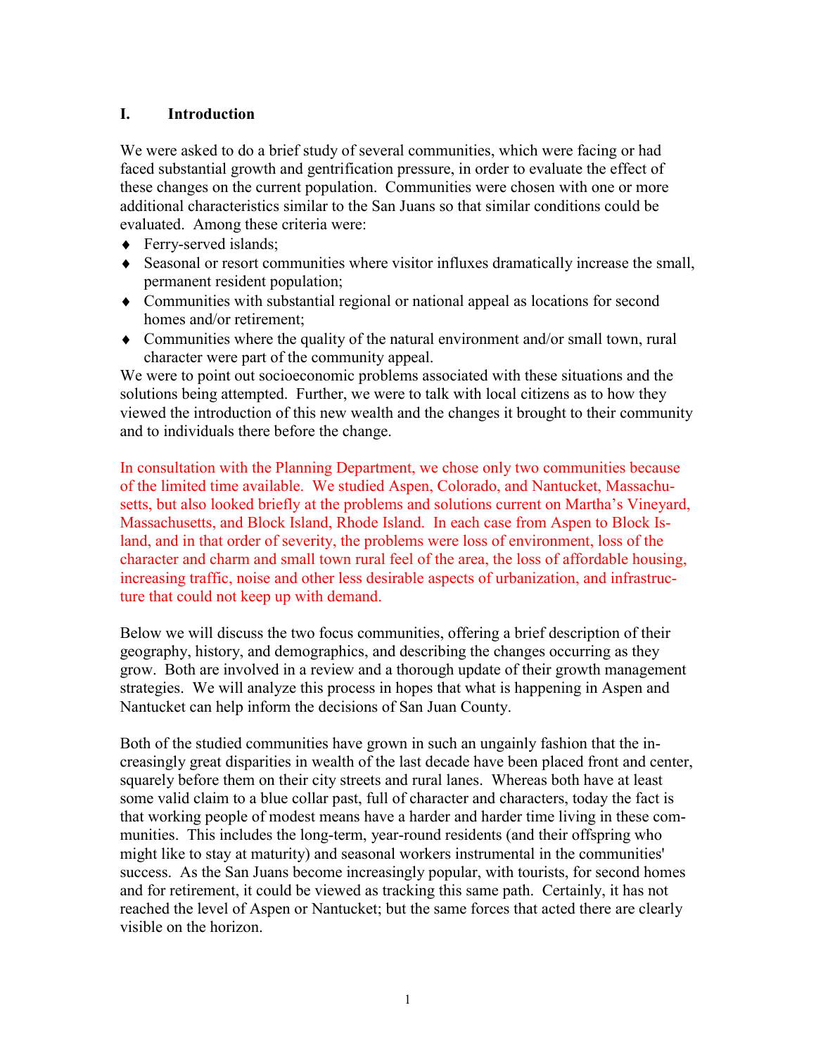## I. Introduction

We were asked to do a brief study of several communities, which were facing or had faced substantial growth and gentrification pressure, in order to evaluate the effect of these changes on the current population. Communities were chosen with one or more additional characteristics similar to the San Juans so that similar conditions could be evaluated. Among these criteria were:

- Ferry-served islands;
- Seasonal or resort communities where visitor influxes dramatically increase the small, permanent resident population;
- Communities with substantial regional or national appeal as locations for second homes and/or retirement;
- Communities where the quality of the natural environment and/or small town, rural character were part of the community appeal.

We were to point out socioeconomic problems associated with these situations and the solutions being attempted. Further, we were to talk with local citizens as to how they viewed the introduction of this new wealth and the changes it brought to their community and to individuals there before the change.

In consultation with the Planning Department, we chose only two communities because of the limited time available. We studied Aspen, Colorado, and Nantucket, Massachusetts, but also looked briefly at the problems and solutions current on Martha's Vineyard, Massachusetts, and Block Island, Rhode Island. In each case from Aspen to Block Island, and in that order of severity, the problems were loss of environment, loss of the character and charm and small town rural feel of the area, the loss of affordable housing, increasing traffic, noise and other less desirable aspects of urbanization, and infrastructure that could not keep up with demand.

Below we will discuss the two focus communities, offering a brief description of their geography, history, and demographics, and describing the changes occurring as they grow. Both are involved in a review and a thorough update of their growth management strategies. We will analyze this process in hopes that what is happening in Aspen and Nantucket can help inform the decisions of San Juan County.

Both of the studied communities have grown in such an ungainly fashion that the increasingly great disparities in wealth of the last decade have been placed front and center, squarely before them on their city streets and rural lanes. Whereas both have at least some valid claim to a blue collar past, full of character and characters, today the fact is that working people of modest means have a harder and harder time living in these communities. This includes the long-term, year-round residents (and their offspring who might like to stay at maturity) and seasonal workers instrumental in the communities' success. As the San Juans become increasingly popular, with tourists, for second homes and for retirement, it could be viewed as tracking this same path. Certainly, it has not reached the level of Aspen or Nantucket; but the same forces that acted there are clearly visible on the horizon.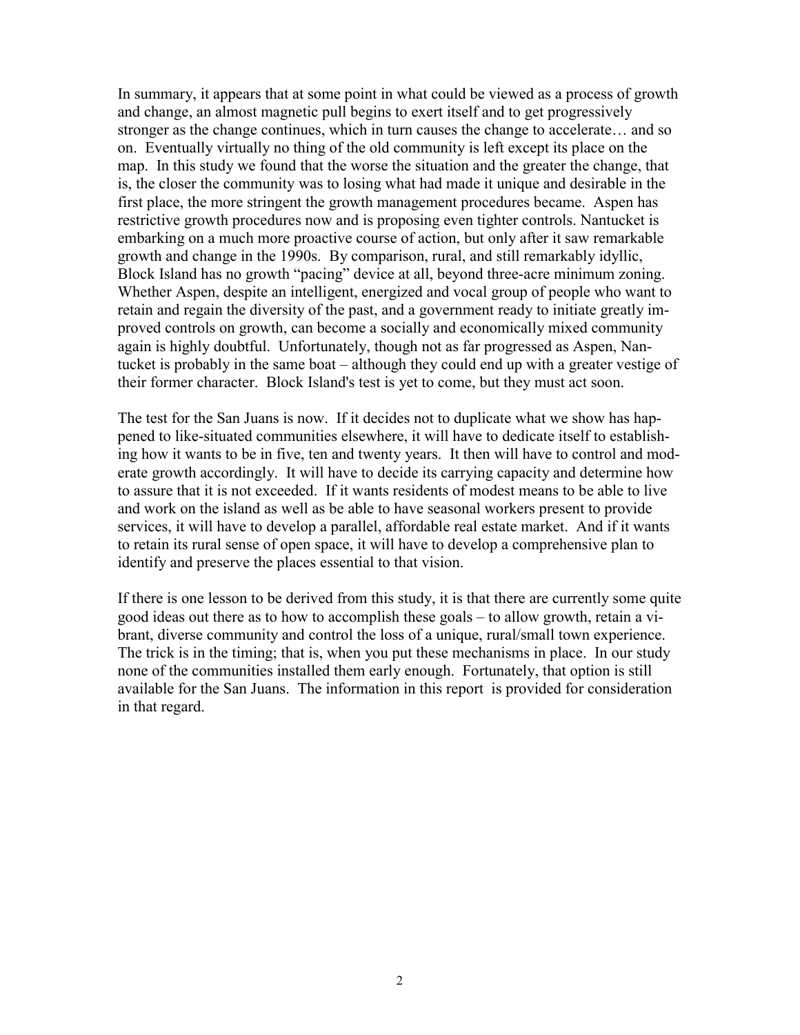In summary, it appears that at some point in what could be viewed as a process of growth and change, an almost magnetic pull begins to exert itself and to get progressively stronger as the change continues, which in turn causes the change to accelerate… and so on. Eventually virtually no thing of the old community is left except its place on the map. In this study we found that the worse the situation and the greater the change, that is, the closer the community was to losing what had made it unique and desirable in the first place, the more stringent the growth management procedures became. Aspen has restrictive growth procedures now and is proposing even tighter controls. Nantucket is embarking on a much more proactive course of action, but only after it saw remarkable growth and change in the 1990s. By comparison, rural, and still remarkably idyllic, Block Island has no growth "pacing" device at all, beyond three-acre minimum zoning. Whether Aspen, despite an intelligent, energized and vocal group of people who want to retain and regain the diversity of the past, and a government ready to initiate greatly improved controls on growth, can become a socially and economically mixed community again is highly doubtful. Unfortunately, though not as far progressed as Aspen, Nantucket is probably in the same boat – although they could end up with a greater vestige of their former character. Block Island's test is yet to come, but they must act soon.

The test for the San Juans is now. If it decides not to duplicate what we show has happened to like-situated communities elsewhere, it will have to dedicate itself to establishing how it wants to be in five, ten and twenty years. It then will have to control and moderate growth accordingly. It will have to decide its carrying capacity and determine how to assure that it is not exceeded. If it wants residents of modest means to be able to live and work on the island as well as be able to have seasonal workers present to provide services, it will have to develop a parallel, affordable real estate market. And if it wants to retain its rural sense of open space, it will have to develop a comprehensive plan to identify and preserve the places essential to that vision.

If there is one lesson to be derived from this study, it is that there are currently some quite good ideas out there as to how to accomplish these goals – to allow growth, retain a vibrant, diverse community and control the loss of a unique, rural/small town experience. The trick is in the timing; that is, when you put these mechanisms in place. In our study none of the communities installed them early enough. Fortunately, that option is still available for the San Juans. The information in this report is provided for consideration in that regard.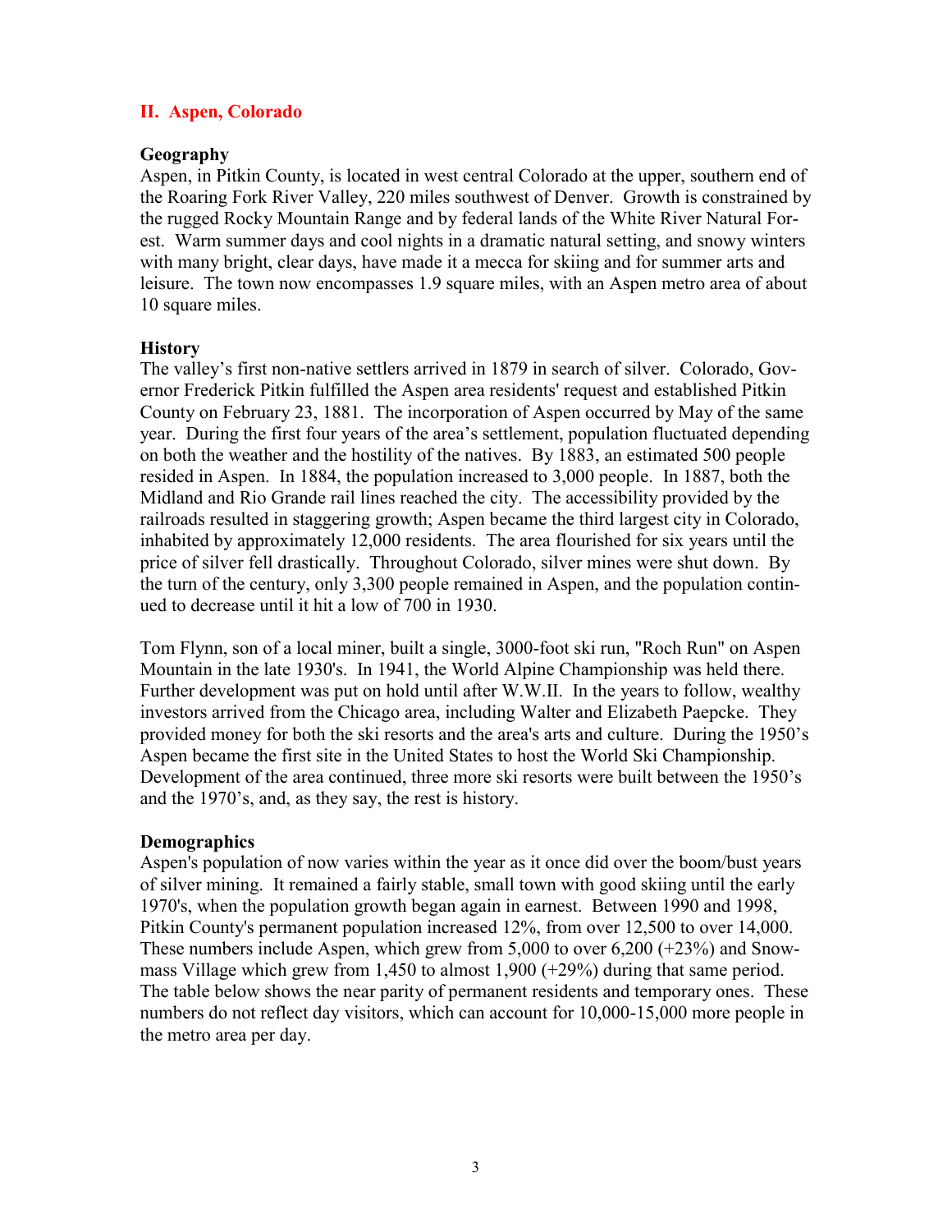## II. Aspen, Colorado

### Geography

Aspen, in Pitkin County, is located in west central Colorado at the upper, southern end of the Roaring Fork River Valley, 220 miles southwest of Denver. Growth is constrained by the rugged Rocky Mountain Range and by federal lands of the White River Natural Forest. Warm summer days and cool nights in a dramatic natural setting, and snowy winters with many bright, clear days, have made it a mecca for skiing and for summer arts and leisure. The town now encompasses 1.9 square miles, with an Aspen metro area of about 10 square miles.

### History

The valley's first non-native settlers arrived in 1879 in search of silver. Colorado, Governor Frederick Pitkin fulfilled the Aspen area residents' request and established Pitkin County on February 23, 1881. The incorporation of Aspen occurred by May of the same year. During the first four years of the area's settlement, population fluctuated depending on both the weather and the hostility of the natives. By 1883, an estimated 500 people resided in Aspen. In 1884, the population increased to 3,000 people. In 1887, both the Midland and Rio Grande rail lines reached the city. The accessibility provided by the railroads resulted in staggering growth; Aspen became the third largest city in Colorado, inhabited by approximately 12,000 residents. The area flourished for six years until the price of silver fell drastically. Throughout Colorado, silver mines were shut down. By the turn of the century, only 3,300 people remained in Aspen, and the population continued to decrease until it hit a low of 700 in 1930.

Tom Flynn, son of a local miner, built a single, 3000-foot ski run, "Roch Run" on Aspen Mountain in the late 1930's. In 1941, the World Alpine Championship was held there. Further development was put on hold until after W.W.II. In the years to follow, wealthy investors arrived from the Chicago area, including Walter and Elizabeth Paepcke. They provided money for both the ski resorts and the area's arts and culture. During the 1950's Aspen became the first site in the United States to host the World Ski Championship. Development of the area continued, three more ski resorts were built between the 1950's and the 1970's, and, as they say, the rest is history.

### Demographics

Aspen's population of now varies within the year as it once did over the boom/bust years of silver mining. It remained a fairly stable, small town with good skiing until the early 1970's, when the population growth began again in earnest. Between 1990 and 1998, Pitkin County's permanent population increased 12%, from over 12,500 to over 14,000. These numbers include Aspen, which grew from 5,000 to over 6,200 (+23%) and Snowmass Village which grew from 1,450 to almost 1,900 (+29%) during that same period. The table below shows the near parity of permanent residents and temporary ones. These numbers do not reflect day visitors, which can account for 10,000-15,000 more people in the metro area per day.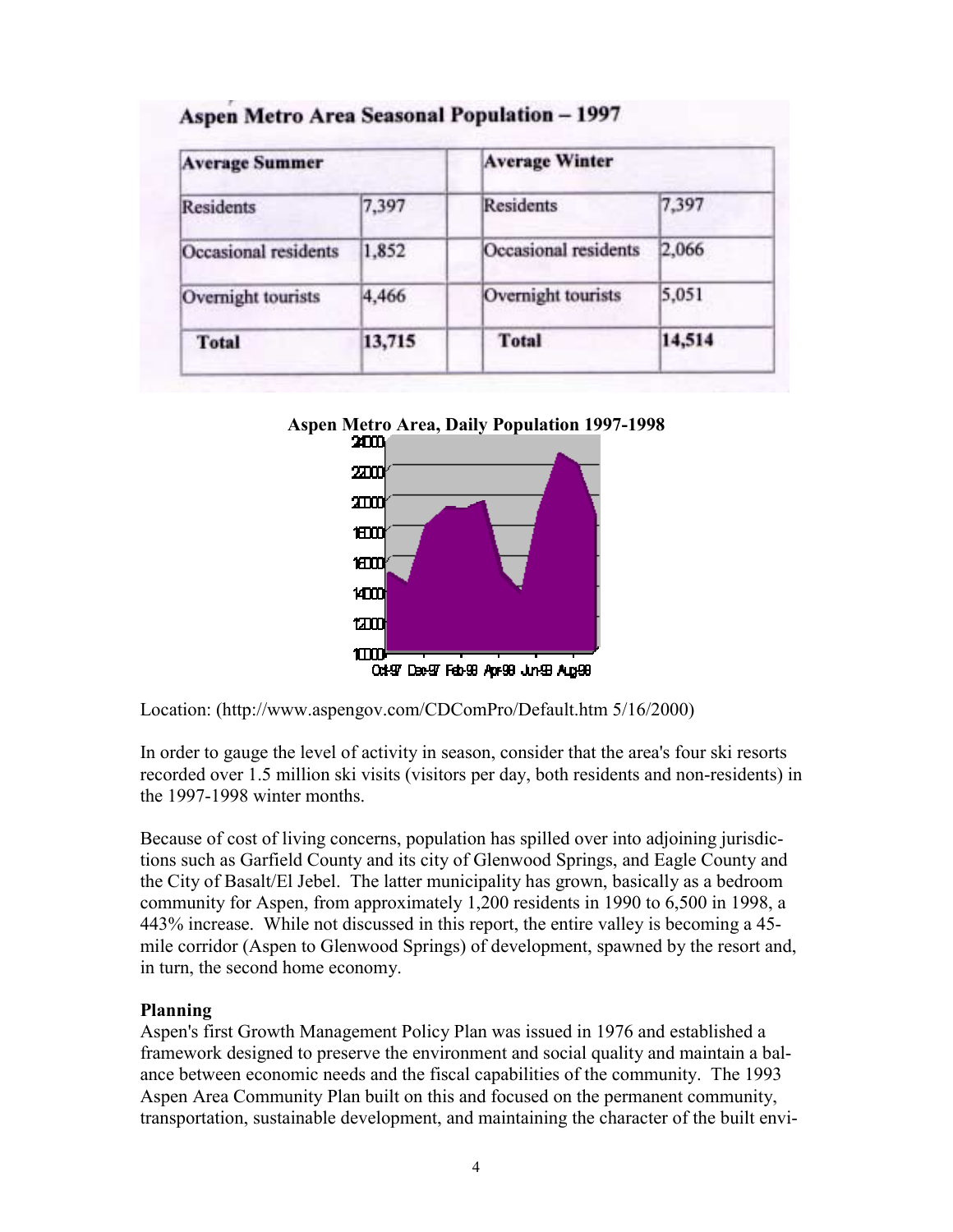## Aspen Metro Area Seasonal Population – 1997

| Average Summer | | | Average Winter | |
|---|---|---|---|---|
| Residents | 7,397 | | Residents | 7,397 |
| Occasional residents | 1,852 | | Occasional residents | 2,066 |
| Overnight tourists | 4,466 | | Overnight tourists | 5,051 |
| **Total** | **13,715** | | **Total** | **14,514** |

**Aspen Metro Area, Daily Population 1997-1998**

Location: (http://www.aspengov.com/CDComPro/Default.htm 5/16/2000)

In order to gauge the level of activity in season, consider that the area's four ski resorts recorded over 1.5 million ski visits (visitors per day, both residents and non-residents) in the 1997-1998 winter months.

Because of cost of living concerns, population has spilled over into adjoining jurisdictions such as Garfield County and its city of Glenwood Springs, and Eagle County and the City of Basalt/El Jebel. The latter municipality has grown, basically as a bedroom community for Aspen, from approximately 1,200 residents in 1990 to 6,500 in 1998, a 443% increase. While not discussed in this report, the entire valley is becoming a 45-mile corridor (Aspen to Glenwood Springs) of development, spawned by the resort and, in turn, the second home economy.

**Planning**

Aspen's first Growth Management Policy Plan was issued in 1976 and established a framework designed to preserve the environment and social quality and maintain a balance between economic needs and the fiscal capabilities of the community. The 1993 Aspen Area Community Plan built on this and focused on the permanent community, transportation, sustainable development, and maintaining the character of the built envi-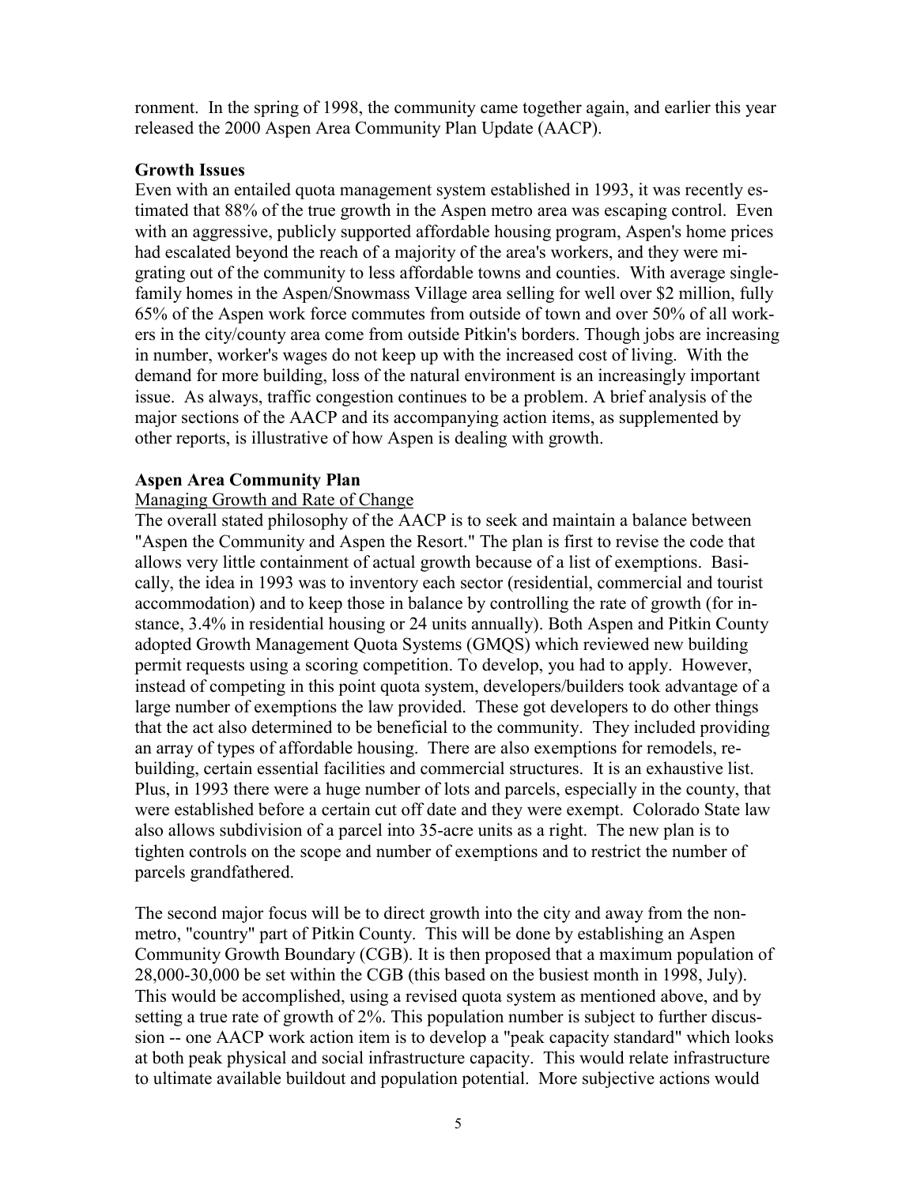ronment. In the spring of 1998, the community came together again, and earlier this year released the 2000 Aspen Area Community Plan Update (AACP).

**Growth Issues**

Even with an entailed quota management system established in 1993, it was recently estimated that 88% of the true growth in the Aspen metro area was escaping control. Even with an aggressive, publicly supported affordable housing program, Aspen's home prices had escalated beyond the reach of a majority of the area's workers, and they were migrating out of the community to less affordable towns and counties. With average single-family homes in the Aspen/Snowmass Village area selling for well over $2 million, fully 65% of the Aspen work force commutes from outside of town and over 50% of all workers in the city/county area come from outside Pitkin's borders. Though jobs are increasing in number, worker's wages do not keep up with the increased cost of living. With the demand for more building, loss of the natural environment is an increasingly important issue. As always, traffic congestion continues to be a problem. A brief analysis of the major sections of the AACP and its accompanying action items, as supplemented by other reports, is illustrative of how Aspen is dealing with growth.

**Aspen Area Community Plan**

Managing Growth and Rate of Change

The overall stated philosophy of the AACP is to seek and maintain a balance between "Aspen the Community and Aspen the Resort." The plan is first to revise the code that allows very little containment of actual growth because of a list of exemptions. Basically, the idea in 1993 was to inventory each sector (residential, commercial and tourist accommodation) and to keep those in balance by controlling the rate of growth (for instance, 3.4% in residential housing or 24 units annually). Both Aspen and Pitkin County adopted Growth Management Quota Systems (GMQS) which reviewed new building permit requests using a scoring competition. To develop, you had to apply. However, instead of competing in this point quota system, developers/builders took advantage of a large number of exemptions the law provided. These got developers to do other things that the act also determined to be beneficial to the community. They included providing an array of types of affordable housing. There are also exemptions for remodels, rebuilding, certain essential facilities and commercial structures. It is an exhaustive list. Plus, in 1993 there were a huge number of lots and parcels, especially in the county, that were established before a certain cut off date and they were exempt. Colorado State law also allows subdivision of a parcel into 35-acre units as a right. The new plan is to tighten controls on the scope and number of exemptions and to restrict the number of parcels grandfathered.

The second major focus will be to direct growth into the city and away from the non-metro, "country" part of Pitkin County. This will be done by establishing an Aspen Community Growth Boundary (CGB). It is then proposed that a maximum population of 28,000-30,000 be set within the CGB (this based on the busiest month in 1998, July). This would be accomplished, using a revised quota system as mentioned above, and by setting a true rate of growth of 2%. This population number is subject to further discussion -- one AACP work action item is to develop a "peak capacity standard" which looks at both peak physical and social infrastructure capacity. This would relate infrastructure to ultimate available buildout and population potential. More subjective actions would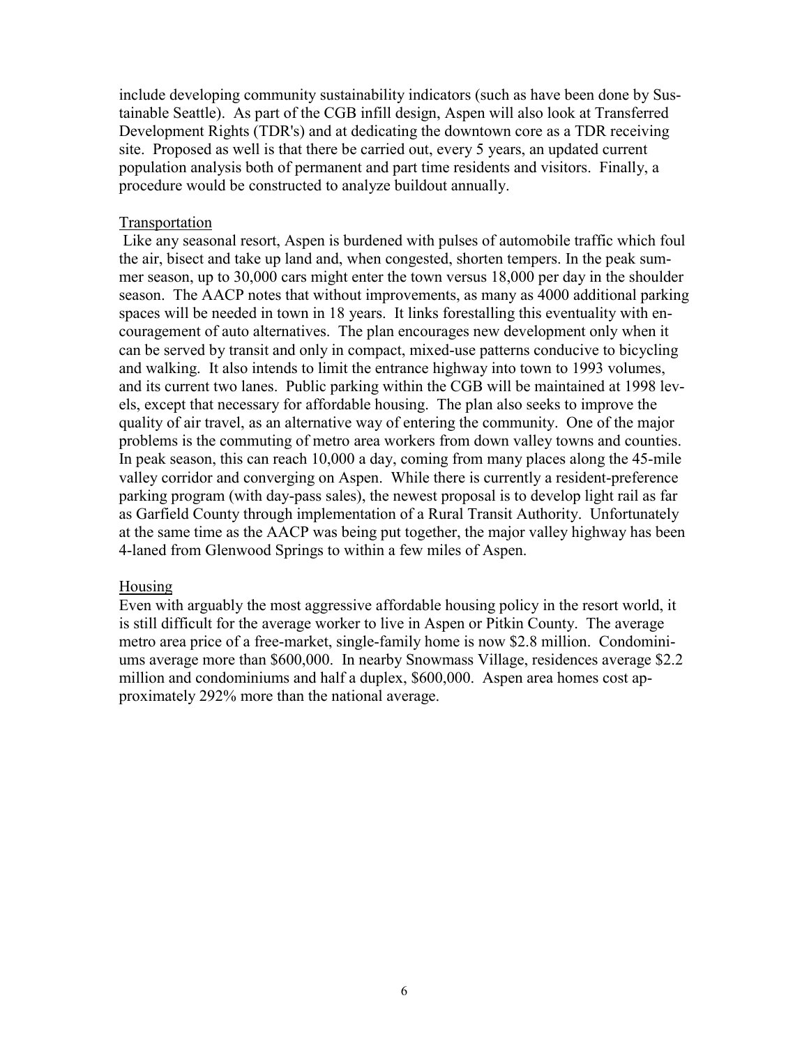include developing community sustainability indicators (such as have been done by Sustainable Seattle). As part of the CGB infill design, Aspen will also look at Transferred Development Rights (TDR's) and at dedicating the downtown core as a TDR receiving site. Proposed as well is that there be carried out, every 5 years, an updated current population analysis both of permanent and part time residents and visitors. Finally, a procedure would be constructed to analyze buildout annually.

## Transportation

Like any seasonal resort, Aspen is burdened with pulses of automobile traffic which foul the air, bisect and take up land and, when congested, shorten tempers. In the peak summer season, up to 30,000 cars might enter the town versus 18,000 per day in the shoulder season. The AACP notes that without improvements, as many as 4000 additional parking spaces will be needed in town in 18 years. It links forestalling this eventuality with encouragement of auto alternatives. The plan encourages new development only when it can be served by transit and only in compact, mixed-use patterns conducive to bicycling and walking. It also intends to limit the entrance highway into town to 1993 volumes, and its current two lanes. Public parking within the CGB will be maintained at 1998 levels, except that necessary for affordable housing. The plan also seeks to improve the quality of air travel, as an alternative way of entering the community. One of the major problems is the commuting of metro area workers from down valley towns and counties. In peak season, this can reach 10,000 a day, coming from many places along the 45-mile valley corridor and converging on Aspen. While there is currently a resident-preference parking program (with day-pass sales), the newest proposal is to develop light rail as far as Garfield County through implementation of a Rural Transit Authority. Unfortunately at the same time as the AACP was being put together, the major valley highway has been 4-laned from Glenwood Springs to within a few miles of Aspen.

## Housing

Even with arguably the most aggressive affordable housing policy in the resort world, it is still difficult for the average worker to live in Aspen or Pitkin County. The average metro area price of a free-market, single-family home is now $2.8 million. Condominiums average more than $600,000. In nearby Snowmass Village, residences average $2.2 million and condominiums and half a duplex, $600,000. Aspen area homes cost approximately 292% more than the national average.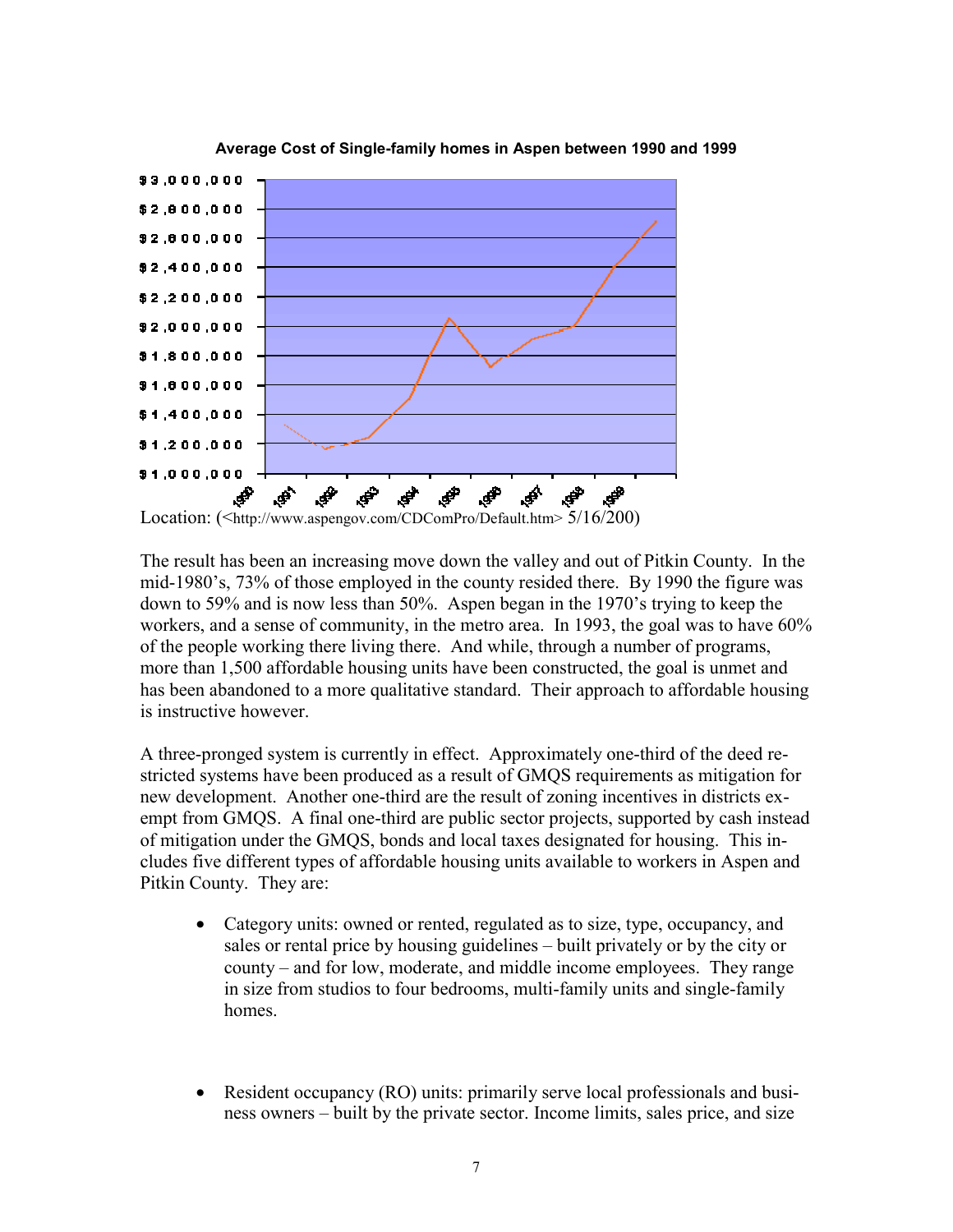**Average Cost of Single-family homes in Aspen between 1990 and 1999**

Location: (<http://www.aspengov.com/CDComPro/Default.htm> 5/16/200)

The result has been an increasing move down the valley and out of Pitkin County. In the mid-1980's, 73% of those employed in the county resided there. By 1990 the figure was down to 59% and is now less than 50%. Aspen began in the 1970's trying to keep the workers, and a sense of community, in the metro area. In 1993, the goal was to have 60% of the people working there living there. And while, through a number of programs, more than 1,500 affordable housing units have been constructed, the goal is unmet and has been abandoned to a more qualitative standard. Their approach to affordable housing is instructive however.

A three-pronged system is currently in effect. Approximately one-third of the deed restricted systems have been produced as a result of GMQS requirements as mitigation for new development. Another one-third are the result of zoning incentives in districts exempt from GMQS. A final one-third are public sector projects, supported by cash instead of mitigation under the GMQS, bonds and local taxes designated for housing. This includes five different types of affordable housing units available to workers in Aspen and Pitkin County. They are:

- Category units: owned or rented, regulated as to size, type, occupancy, and sales or rental price by housing guidelines – built privately or by the city or county – and for low, moderate, and middle income employees. They range in size from studios to four bedrooms, multi-family units and single-family homes.

- Resident occupancy (RO) units: primarily serve local professionals and business owners – built by the private sector. Income limits, sales price, and size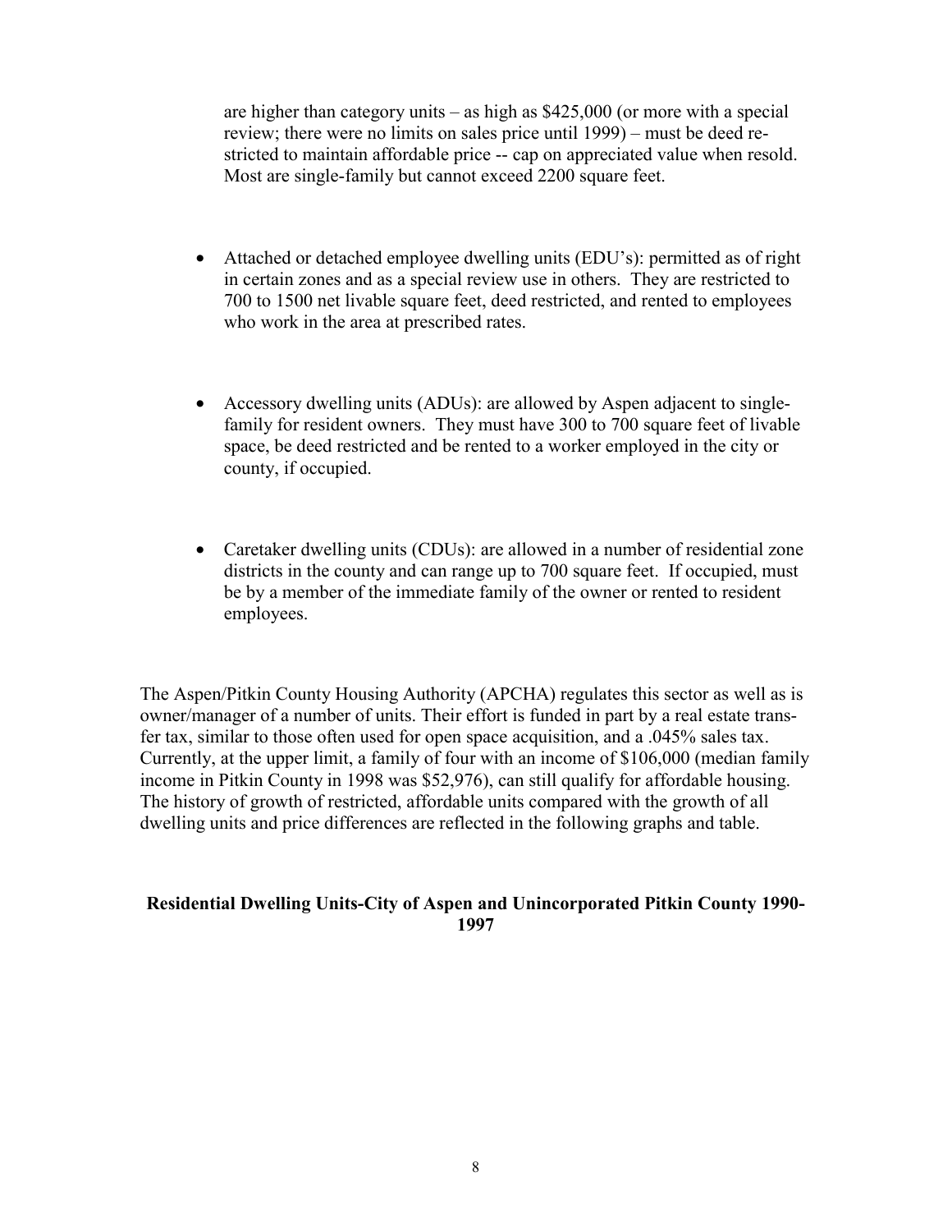are higher than category units – as high as $425,000 (or more with a special review; there were no limits on sales price until 1999) – must be deed restricted to maintain affordable price -- cap on appreciated value when resold. Most are single-family but cannot exceed 2200 square feet.

- Attached or detached employee dwelling units (EDU's): permitted as of right in certain zones and as a special review use in others. They are restricted to 700 to 1500 net livable square feet, deed restricted, and rented to employees who work in the area at prescribed rates.

- Accessory dwelling units (ADUs): are allowed by Aspen adjacent to single-family for resident owners. They must have 300 to 700 square feet of livable space, be deed restricted and be rented to a worker employed in the city or county, if occupied.

- Caretaker dwelling units (CDUs): are allowed in a number of residential zone districts in the county and can range up to 700 square feet. If occupied, must be by a member of the immediate family of the owner or rented to resident employees.

The Aspen/Pitkin County Housing Authority (APCHA) regulates this sector as well as is owner/manager of a number of units. Their effort is funded in part by a real estate transfer tax, similar to those often used for open space acquisition, and a .045% sales tax. Currently, at the upper limit, a family of four with an income of $106,000 (median family income in Pitkin County in 1998 was $52,976), can still qualify for affordable housing. The history of growth of restricted, affordable units compared with the growth of all dwelling units and price differences are reflected in the following graphs and table.

**Residential Dwelling Units-City of Aspen and Unincorporated Pitkin County 1990-1997**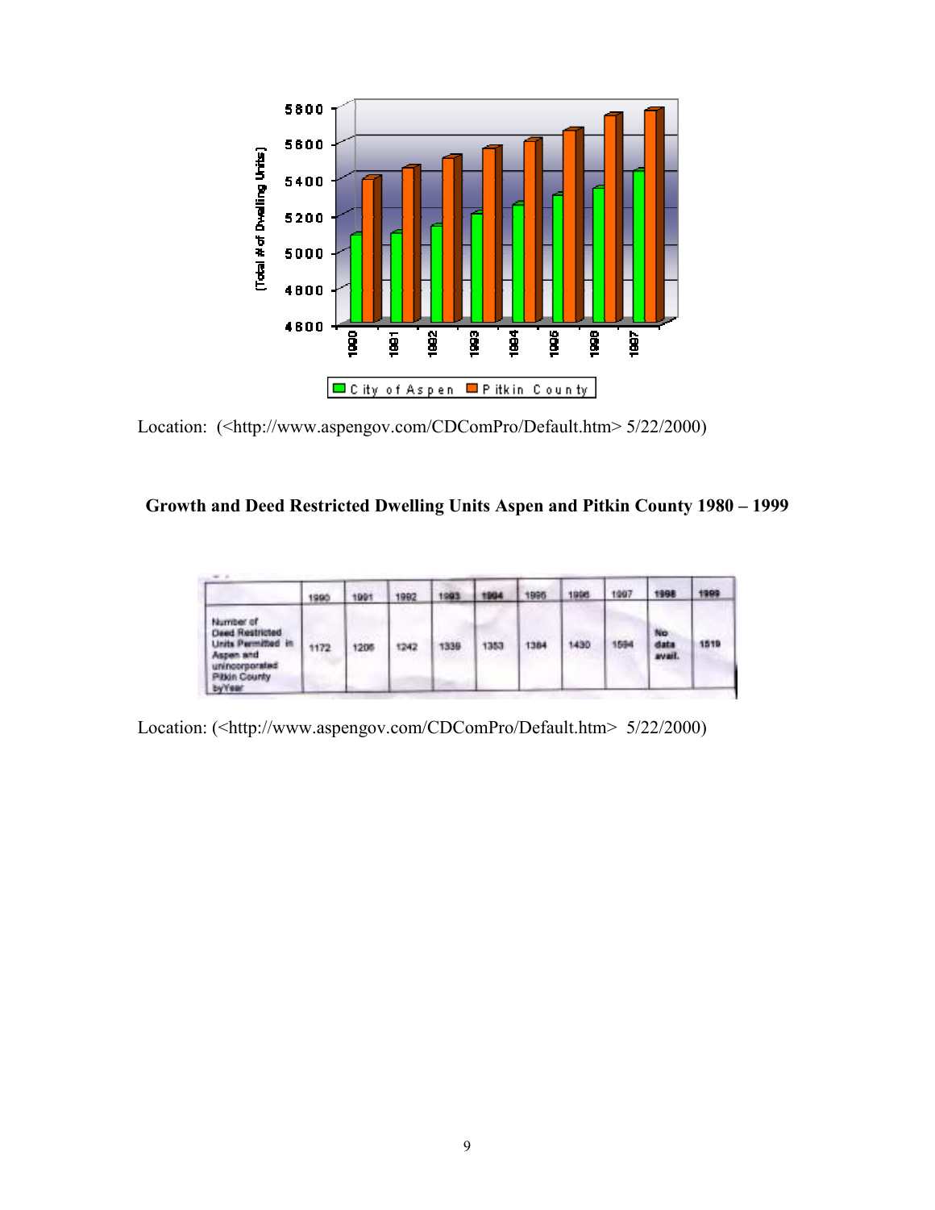Location: (<http://www.aspengov.com/CDComPro/Default.htm> 5/22/2000)

**Growth and Deed Restricted Dwelling Units Aspen and Pitkin County 1980 – 1999**

| | 1990 | 1991 | 1992 | 1993 | 1994 | 1995 | 1996 | 1997 | 1998 | 1999 |
|---|---|---|---|---|---|---|---|---|---|---|
| Number of Deed Restricted Units Permitted in Aspen and unincorporated Pitkin County byYear | 1172 | 1206 | 1242 | 1339 | 1353 | 1384 | 1430 | 1594 | No data avail. | 1519 |

Location: (<http://www.aspengov.com/CDComPro/Default.htm> 5/22/2000)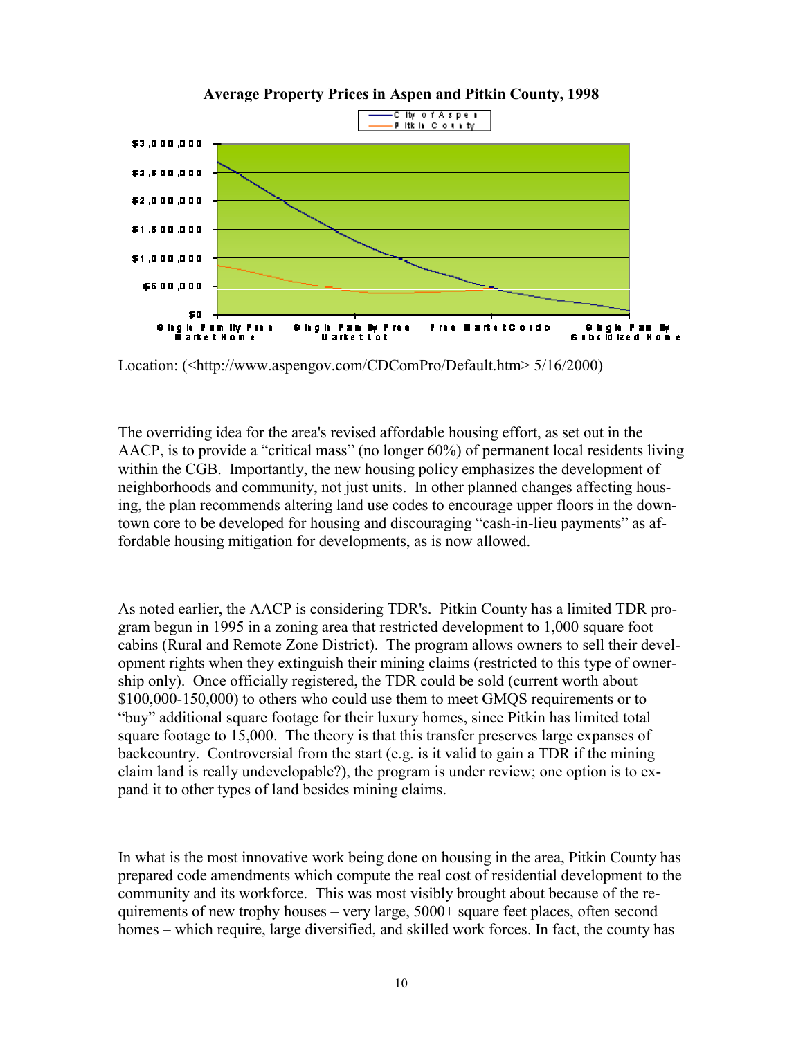**Average Property Prices in Aspen and Pitkin County, 1998**

Location: (<http://www.aspengov.com/CDComPro/Default.htm> 5/16/2000)

The overriding idea for the area's revised affordable housing effort, as set out in the AACP, is to provide a "critical mass" (no longer 60%) of permanent local residents living within the CGB. Importantly, the new housing policy emphasizes the development of neighborhoods and community, not just units. In other planned changes affecting housing, the plan recommends altering land use codes to encourage upper floors in the downtown core to be developed for housing and discouraging "cash-in-lieu payments" as affordable housing mitigation for developments, as is now allowed.

As noted earlier, the AACP is considering TDR's. Pitkin County has a limited TDR program begun in 1995 in a zoning area that restricted development to 1,000 square foot cabins (Rural and Remote Zone District). The program allows owners to sell their development rights when they extinguish their mining claims (restricted to this type of ownership only). Once officially registered, the TDR could be sold (current worth about $100,000-150,000) to others who could use them to meet GMQS requirements or to "buy" additional square footage for their luxury homes, since Pitkin has limited total square footage to 15,000. The theory is that this transfer preserves large expanses of backcountry. Controversial from the start (e.g. is it valid to gain a TDR if the mining claim land is really undevelopable?), the program is under review; one option is to expand it to other types of land besides mining claims.

In what is the most innovative work being done on housing in the area, Pitkin County has prepared code amendments which compute the real cost of residential development to the community and its workforce. This was most visibly brought about because of the requirements of new trophy houses – very large, 5000+ square feet places, often second homes – which require, large diversified, and skilled work forces. In fact, the county has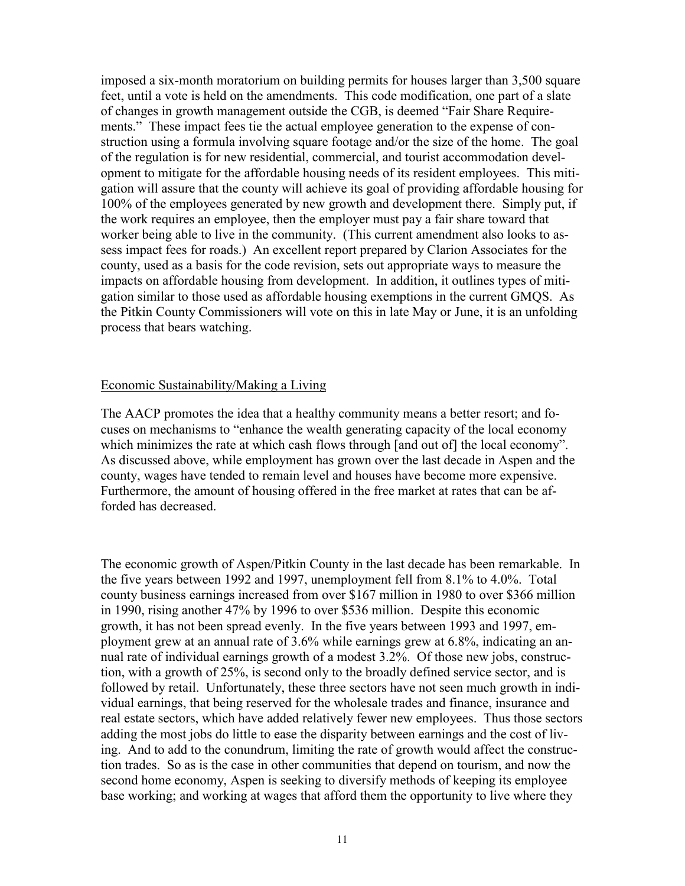imposed a six-month moratorium on building permits for houses larger than 3,500 square feet, until a vote is held on the amendments. This code modification, one part of a slate of changes in growth management outside the CGB, is deemed "Fair Share Requirements." These impact fees tie the actual employee generation to the expense of construction using a formula involving square footage and/or the size of the home. The goal of the regulation is for new residential, commercial, and tourist accommodation development to mitigate for the affordable housing needs of its resident employees. This mitigation will assure that the county will achieve its goal of providing affordable housing for 100% of the employees generated by new growth and development there. Simply put, if the work requires an employee, then the employer must pay a fair share toward that worker being able to live in the community. (This current amendment also looks to assess impact fees for roads.) An excellent report prepared by Clarion Associates for the county, used as a basis for the code revision, sets out appropriate ways to measure the impacts on affordable housing from development. In addition, it outlines types of mitigation similar to those used as affordable housing exemptions in the current GMQS. As the Pitkin County Commissioners will vote on this in late May or June, it is an unfolding process that bears watching.

<u>Economic Sustainability/Making a Living</u>

The AACP promotes the idea that a healthy community means a better resort; and focuses on mechanisms to "enhance the wealth generating capacity of the local economy which minimizes the rate at which cash flows through [and out of] the local economy". As discussed above, while employment has grown over the last decade in Aspen and the county, wages have tended to remain level and houses have become more expensive. Furthermore, the amount of housing offered in the free market at rates that can be afforded has decreased.

The economic growth of Aspen/Pitkin County in the last decade has been remarkable. In the five years between 1992 and 1997, unemployment fell from 8.1% to 4.0%. Total county business earnings increased from over $167 million in 1980 to over $366 million in 1990, rising another 47% by 1996 to over $536 million. Despite this economic growth, it has not been spread evenly. In the five years between 1993 and 1997, employment grew at an annual rate of 3.6% while earnings grew at 6.8%, indicating an annual rate of individual earnings growth of a modest 3.2%. Of those new jobs, construction, with a growth of 25%, is second only to the broadly defined service sector, and is followed by retail. Unfortunately, these three sectors have not seen much growth in individual earnings, that being reserved for the wholesale trades and finance, insurance and real estate sectors, which have added relatively fewer new employees. Thus those sectors adding the most jobs do little to ease the disparity between earnings and the cost of living. And to add to the conundrum, limiting the rate of growth would affect the construction trades. So as is the case in other communities that depend on tourism, and now the second home economy, Aspen is seeking to diversify methods of keeping its employee base working; and working at wages that afford them the opportunity to live where they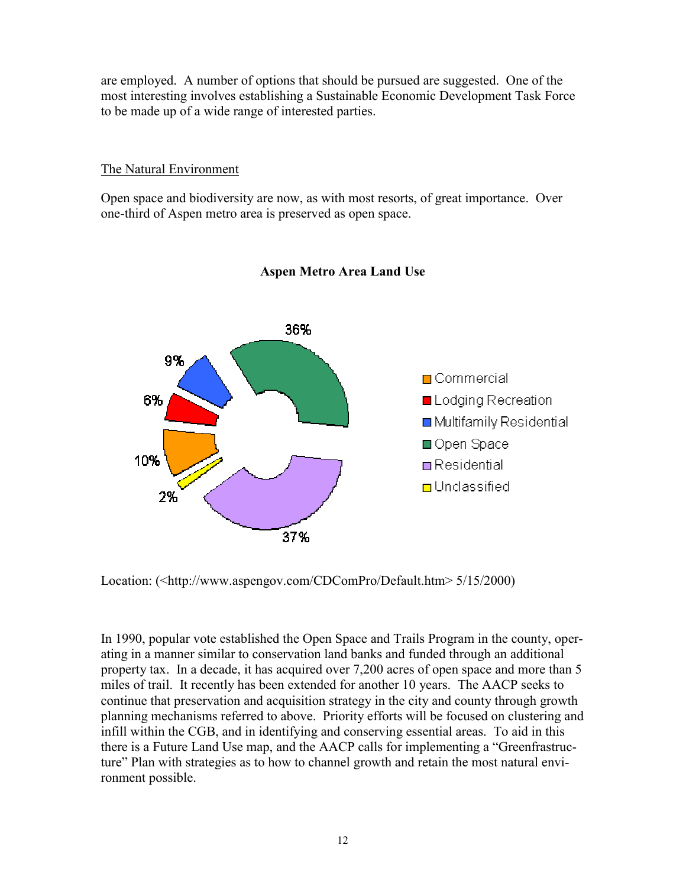are employed. A number of options that should be pursued are suggested. One of the most interesting involves establishing a Sustainable Economic Development Task Force to be made up of a wide range of interested parties.

The Natural Environment

Open space and biodiversity are now, as with most resorts, of great importance. Over one-third of Aspen metro area is preserved as open space.

**Aspen Metro Area Land Use**

| Land Use | Percent |
|---|---|
| Commercial | 10% |
| Lodging Recreation | 6% |
| Multifamily Residential | 9% |
| Open Space | 36% |
| Residential | 37% |
| Unclassified | 2% |

Location: (<http://www.aspengov.com/CDComPro/Default.htm> 5/15/2000)

In 1990, popular vote established the Open Space and Trails Program in the county, operating in a manner similar to conservation land banks and funded through an additional property tax. In a decade, it has acquired over 7,200 acres of open space and more than 5 miles of trail. It recently has been extended for another 10 years. The AACP seeks to continue that preservation and acquisition strategy in the city and county through growth planning mechanisms referred to above. Priority efforts will be focused on clustering and infill within the CGB, and in identifying and conserving essential areas. To aid in this there is a Future Land Use map, and the AACP calls for implementing a "Greenfrastructure" Plan with strategies as to how to channel growth and retain the most natural environment possible.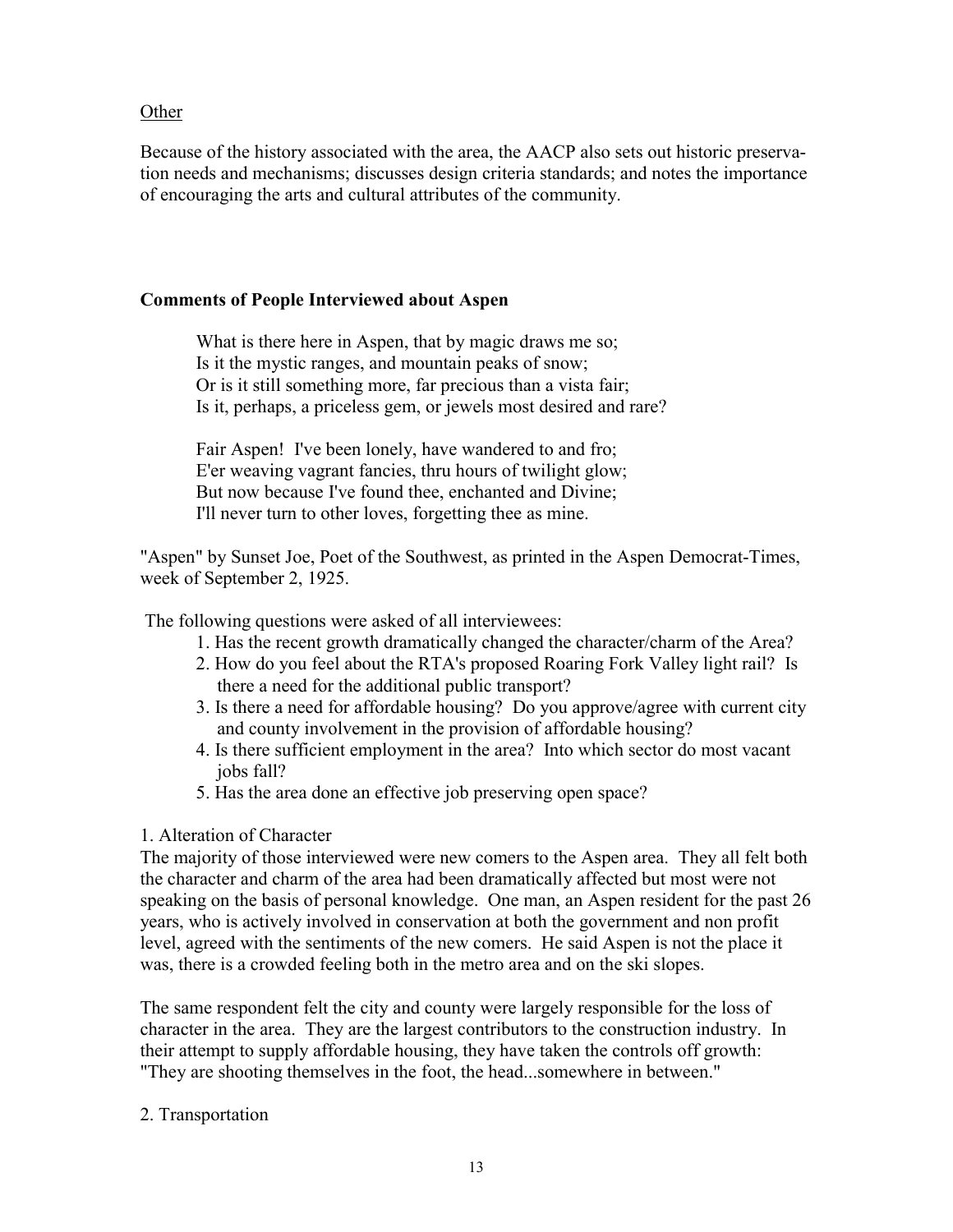Other

Because of the history associated with the area, the AACP also sets out historic preservation needs and mechanisms; discusses design criteria standards; and notes the importance of encouraging the arts and cultural attributes of the community.

**Comments of People Interviewed about Aspen**

> What is there here in Aspen, that by magic draws me so;
> Is it the mystic ranges, and mountain peaks of snow;
> Or is it still something more, far precious than a vista fair;
> Is it, perhaps, a priceless gem, or jewels most desired and rare?
>
> Fair Aspen! I've been lonely, have wandered to and fro;
> E'er weaving vagrant fancies, thru hours of twilight glow;
> But now because I've found thee, enchanted and Divine;
> I'll never turn to other loves, forgetting thee as mine.

"Aspen" by Sunset Joe, Poet of the Southwest, as printed in the Aspen Democrat-Times, week of September 2, 1925.

The following questions were asked of all interviewees:

1. Has the recent growth dramatically changed the character/charm of the Area?
2. How do you feel about the RTA's proposed Roaring Fork Valley light rail? Is there a need for the additional public transport?
3. Is there a need for affordable housing? Do you approve/agree with current city and county involvement in the provision of affordable housing?
4. Is there sufficient employment in the area? Into which sector do most vacant jobs fall?
5. Has the area done an effective job preserving open space?

1. Alteration of Character

The majority of those interviewed were new comers to the Aspen area. They all felt both the character and charm of the area had been dramatically affected but most were not speaking on the basis of personal knowledge. One man, an Aspen resident for the past 26 years, who is actively involved in conservation at both the government and non profit level, agreed with the sentiments of the new comers. He said Aspen is not the place it was, there is a crowded feeling both in the metro area and on the ski slopes.

The same respondent felt the city and county were largely responsible for the loss of character in the area. They are the largest contributors to the construction industry. In their attempt to supply affordable housing, they have taken the controls off growth: "They are shooting themselves in the foot, the head...somewhere in between."

2. Transportation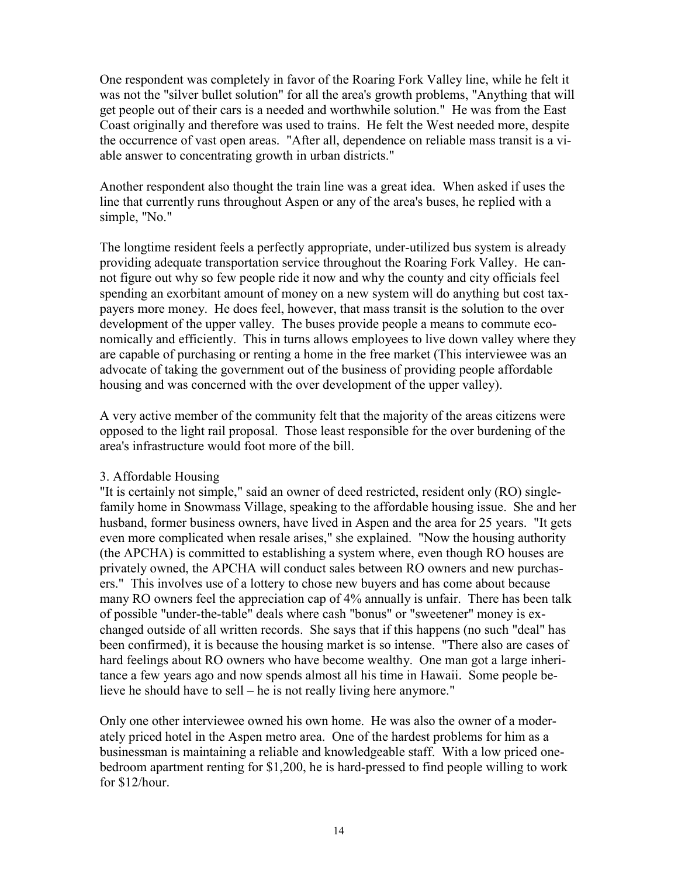One respondent was completely in favor of the Roaring Fork Valley line, while he felt it was not the "silver bullet solution" for all the area's growth problems, "Anything that will get people out of their cars is a needed and worthwhile solution." He was from the East Coast originally and therefore was used to trains. He felt the West needed more, despite the occurrence of vast open areas. "After all, dependence on reliable mass transit is a viable answer to concentrating growth in urban districts."

Another respondent also thought the train line was a great idea. When asked if uses the line that currently runs throughout Aspen or any of the area's buses, he replied with a simple, "No."

The longtime resident feels a perfectly appropriate, under-utilized bus system is already providing adequate transportation service throughout the Roaring Fork Valley. He cannot figure out why so few people ride it now and why the county and city officials feel spending an exorbitant amount of money on a new system will do anything but cost taxpayers more money. He does feel, however, that mass transit is the solution to the over development of the upper valley. The buses provide people a means to commute economically and efficiently. This in turns allows employees to live down valley where they are capable of purchasing or renting a home in the free market (This interviewee was an advocate of taking the government out of the business of providing people affordable housing and was concerned with the over development of the upper valley).

A very active member of the community felt that the majority of the areas citizens were opposed to the light rail proposal. Those least responsible for the over burdening of the area's infrastructure would foot more of the bill.

3. Affordable Housing

"It is certainly not simple," said an owner of deed restricted, resident only (RO) single-family home in Snowmass Village, speaking to the affordable housing issue. She and her husband, former business owners, have lived in Aspen and the area for 25 years. "It gets even more complicated when resale arises," she explained. "Now the housing authority (the APCHA) is committed to establishing a system where, even though RO houses are privately owned, the APCHA will conduct sales between RO owners and new purchasers." This involves use of a lottery to chose new buyers and has come about because many RO owners feel the appreciation cap of 4% annually is unfair. There has been talk of possible "under-the-table" deals where cash "bonus" or "sweetener" money is exchanged outside of all written records. She says that if this happens (no such "deal" has been confirmed), it is because the housing market is so intense. "There also are cases of hard feelings about RO owners who have become wealthy. One man got a large inheritance a few years ago and now spends almost all his time in Hawaii. Some people believe he should have to sell – he is not really living here anymore."

Only one other interviewee owned his own home. He was also the owner of a moderately priced hotel in the Aspen metro area. One of the hardest problems for him as a businessman is maintaining a reliable and knowledgeable staff. With a low priced one-bedroom apartment renting for $1,200, he is hard-pressed to find people willing to work for $12/hour.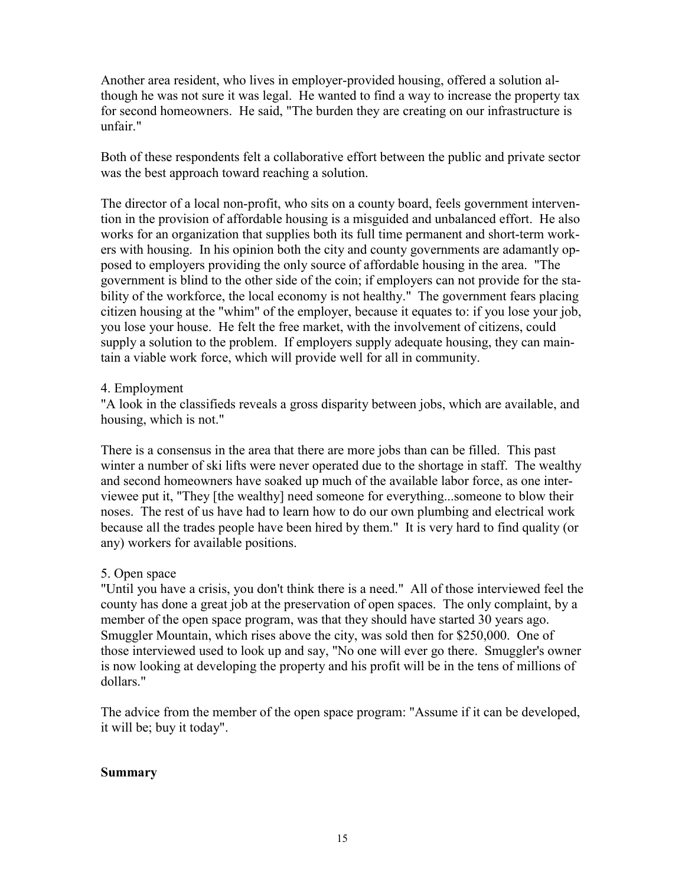Another area resident, who lives in employer-provided housing, offered a solution although he was not sure it was legal. He wanted to find a way to increase the property tax for second homeowners. He said, "The burden they are creating on our infrastructure is unfair."

Both of these respondents felt a collaborative effort between the public and private sector was the best approach toward reaching a solution.

The director of a local non-profit, who sits on a county board, feels government intervention in the provision of affordable housing is a misguided and unbalanced effort. He also works for an organization that supplies both its full time permanent and short-term workers with housing. In his opinion both the city and county governments are adamantly opposed to employers providing the only source of affordable housing in the area. "The government is blind to the other side of the coin; if employers can not provide for the stability of the workforce, the local economy is not healthy." The government fears placing citizen housing at the "whim" of the employer, because it equates to: if you lose your job, you lose your house. He felt the free market, with the involvement of citizens, could supply a solution to the problem. If employers supply adequate housing, they can maintain a viable work force, which will provide well for all in community.

4. Employment

"A look in the classifieds reveals a gross disparity between jobs, which are available, and housing, which is not."

There is a consensus in the area that there are more jobs than can be filled. This past winter a number of ski lifts were never operated due to the shortage in staff. The wealthy and second homeowners have soaked up much of the available labor force, as one interviewee put it, "They [the wealthy] need someone for everything...someone to blow their noses. The rest of us have had to learn how to do our own plumbing and electrical work because all the trades people have been hired by them." It is very hard to find quality (or any) workers for available positions.

5. Open space

"Until you have a crisis, you don't think there is a need." All of those interviewed feel the county has done a great job at the preservation of open spaces. The only complaint, by a member of the open space program, was that they should have started 30 years ago. Smuggler Mountain, which rises above the city, was sold then for $250,000. One of those interviewed used to look up and say, "No one will ever go there. Smuggler's owner is now looking at developing the property and his profit will be in the tens of millions of dollars."

The advice from the member of the open space program: "Assume if it can be developed, it will be; buy it today".

**Summary**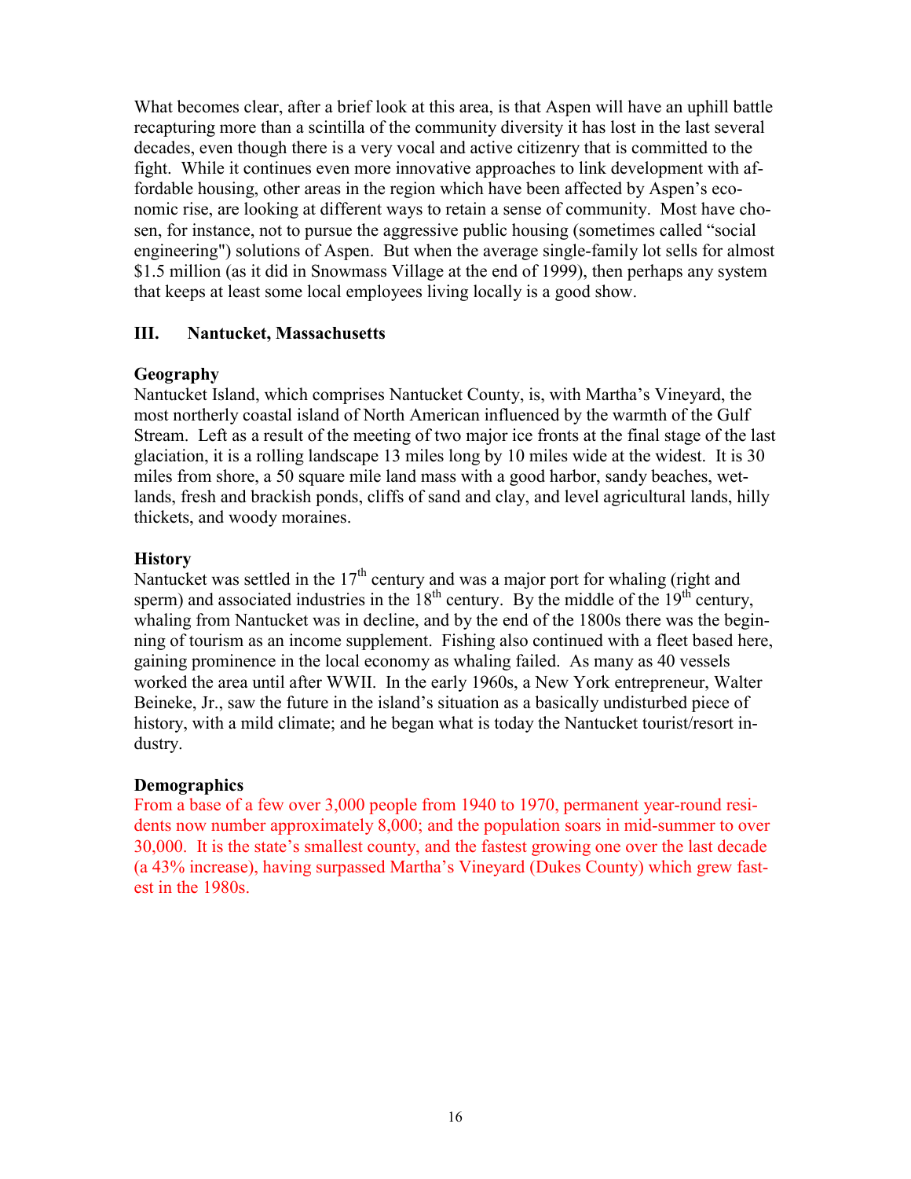What becomes clear, after a brief look at this area, is that Aspen will have an uphill battle recapturing more than a scintilla of the community diversity it has lost in the last several decades, even though there is a very vocal and active citizenry that is committed to the fight. While it continues even more innovative approaches to link development with affordable housing, other areas in the region which have been affected by Aspen's economic rise, are looking at different ways to retain a sense of community. Most have chosen, for instance, not to pursue the aggressive public housing (sometimes called "social engineering") solutions of Aspen. But when the average single-family lot sells for almost $1.5 million (as it did in Snowmass Village at the end of 1999), then perhaps any system that keeps at least some local employees living locally is a good show.

## III. Nantucket, Massachusetts

### Geography

Nantucket Island, which comprises Nantucket County, is, with Martha's Vineyard, the most northerly coastal island of North American influenced by the warmth of the Gulf Stream. Left as a result of the meeting of two major ice fronts at the final stage of the last glaciation, it is a rolling landscape 13 miles long by 10 miles wide at the widest. It is 30 miles from shore, a 50 square mile land mass with a good harbor, sandy beaches, wetlands, fresh and brackish ponds, cliffs of sand and clay, and level agricultural lands, hilly thickets, and woody moraines.

### History

Nantucket was settled in the 17th century and was a major port for whaling (right and sperm) and associated industries in the 18th century. By the middle of the 19th century, whaling from Nantucket was in decline, and by the end of the 1800s there was the beginning of tourism as an income supplement. Fishing also continued with a fleet based here, gaining prominence in the local economy as whaling failed. As many as 40 vessels worked the area until after WWII. In the early 1960s, a New York entrepreneur, Walter Beineke, Jr., saw the future in the island's situation as a basically undisturbed piece of history, with a mild climate; and he began what is today the Nantucket tourist/resort industry.

### Demographics

From a base of a few over 3,000 people from 1940 to 1970, permanent year-round residents now number approximately 8,000; and the population soars in mid-summer to over 30,000. It is the state's smallest county, and the fastest growing one over the last decade (a 43% increase), having surpassed Martha's Vineyard (Dukes County) which grew fastest in the 1980s.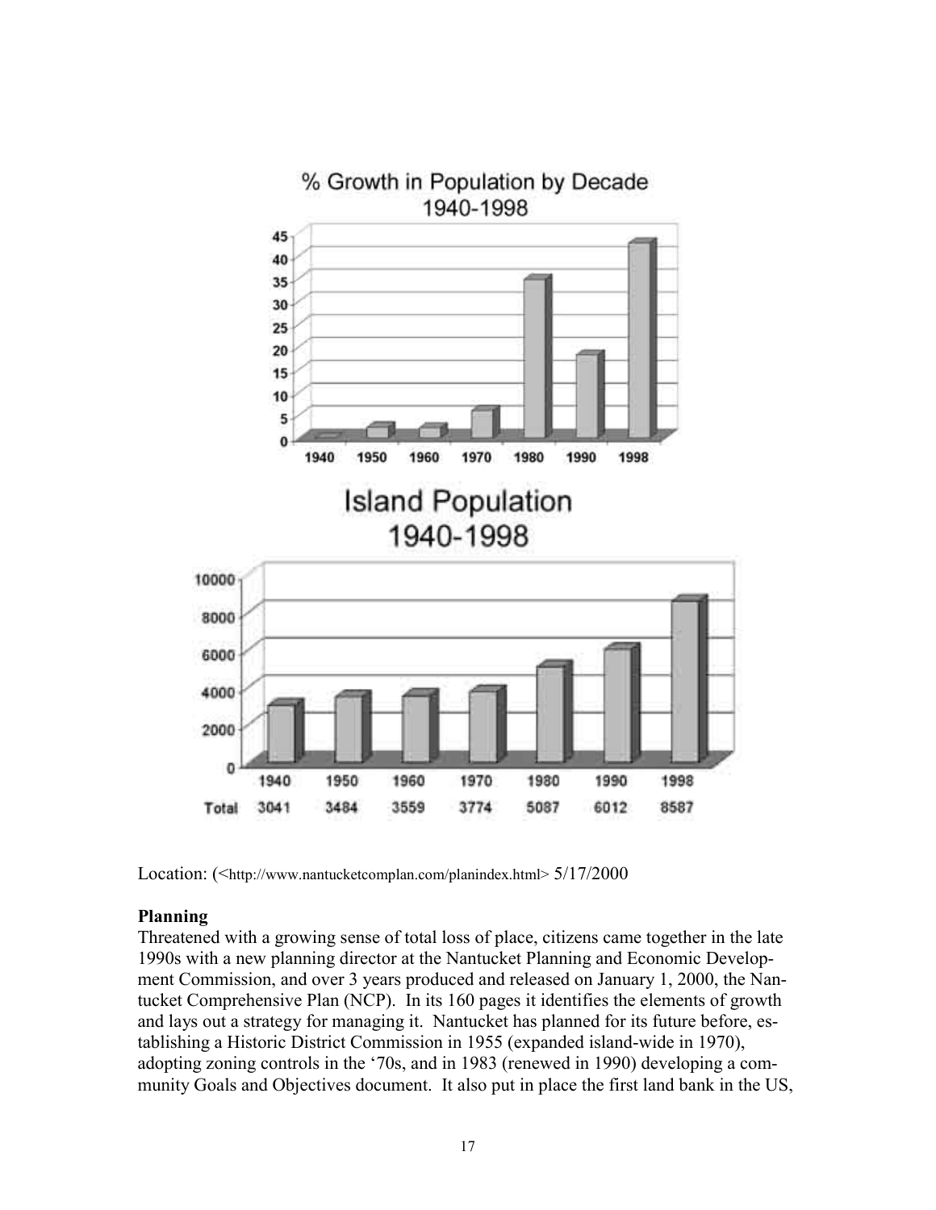% Growth in Population by Decade 1940-1998

Island Population 1940-1998

| | 1940 | 1950 | 1960 | 1970 | 1980 | 1990 | 1998 |
|---|---|---|---|---|---|---|---|
| Total | 3041 | 3484 | 3559 | 3774 | 5087 | 6012 | 8587 |

Location: (<http://www.nantucketcomplan.com/planindex.html> 5/17/2000

**Planning**

Threatened with a growing sense of total loss of place, citizens came together in the late 1990s with a new planning director at the Nantucket Planning and Economic Development Commission, and over 3 years produced and released on January 1, 2000, the Nantucket Comprehensive Plan (NCP). In its 160 pages it identifies the elements of growth and lays out a strategy for managing it. Nantucket has planned for its future before, establishing a Historic District Commission in 1955 (expanded island-wide in 1970), adopting zoning controls in the '70s, and in 1983 (renewed in 1990) developing a community Goals and Objectives document. It also put in place the first land bank in the US,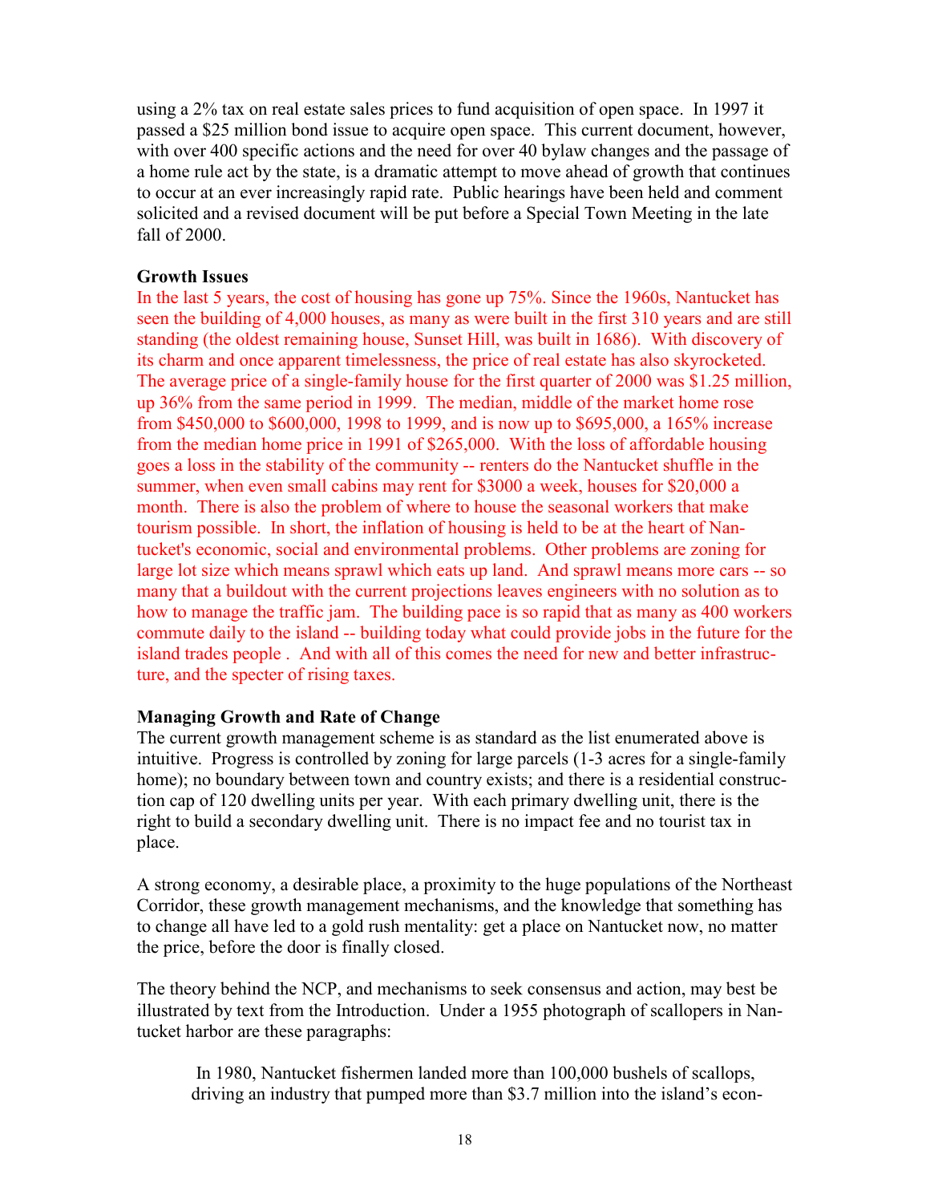using a 2% tax on real estate sales prices to fund acquisition of open space. In 1997 it passed a $25 million bond issue to acquire open space. This current document, however, with over 400 specific actions and the need for over 40 bylaw changes and the passage of a home rule act by the state, is a dramatic attempt to move ahead of growth that continues to occur at an ever increasingly rapid rate. Public hearings have been held and comment solicited and a revised document will be put before a Special Town Meeting in the late fall of 2000.

**Growth Issues**

In the last 5 years, the cost of housing has gone up 75%. Since the 1960s, Nantucket has seen the building of 4,000 houses, as many as were built in the first 310 years and are still standing (the oldest remaining house, Sunset Hill, was built in 1686). With discovery of its charm and once apparent timelessness, the price of real estate has also skyrocketed. The average price of a single-family house for the first quarter of 2000 was $1.25 million, up 36% from the same period in 1999. The median, middle of the market home rose from $450,000 to $600,000, 1998 to 1999, and is now up to $695,000, a 165% increase from the median home price in 1991 of $265,000. With the loss of affordable housing goes a loss in the stability of the community -- renters do the Nantucket shuffle in the summer, when even small cabins may rent for $3000 a week, houses for $20,000 a month. There is also the problem of where to house the seasonal workers that make tourism possible. In short, the inflation of housing is held to be at the heart of Nantucket's economic, social and environmental problems. Other problems are zoning for large lot size which means sprawl which eats up land. And sprawl means more cars -- so many that a buildout with the current projections leaves engineers with no solution as to how to manage the traffic jam. The building pace is so rapid that as many as 400 workers commute daily to the island -- building today what could provide jobs in the future for the island trades people . And with all of this comes the need for new and better infrastructure, and the specter of rising taxes.

**Managing Growth and Rate of Change**

The current growth management scheme is as standard as the list enumerated above is intuitive. Progress is controlled by zoning for large parcels (1-3 acres for a single-family home); no boundary between town and country exists; and there is a residential construction cap of 120 dwelling units per year. With each primary dwelling unit, there is the right to build a secondary dwelling unit. There is no impact fee and no tourist tax in place.

A strong economy, a desirable place, a proximity to the huge populations of the Northeast Corridor, these growth management mechanisms, and the knowledge that something has to change all have led to a gold rush mentality: get a place on Nantucket now, no matter the price, before the door is finally closed.

The theory behind the NCP, and mechanisms to seek consensus and action, may best be illustrated by text from the Introduction. Under a 1955 photograph of scallopers in Nantucket harbor are these paragraphs:

> In 1980, Nantucket fishermen landed more than 100,000 bushels of scallops, driving an industry that pumped more than $3.7 million into the island's econ-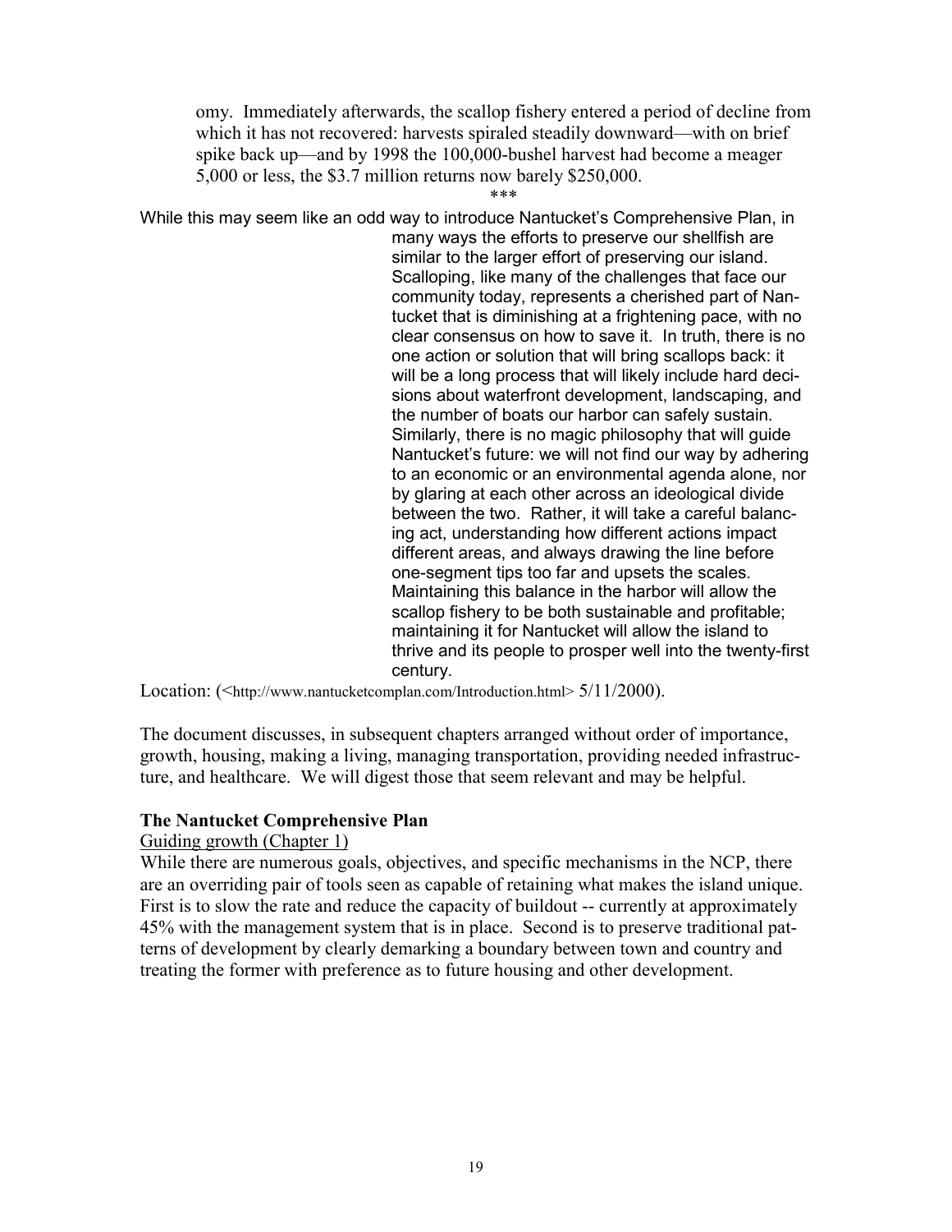omy. Immediately afterwards, the scallop fishery entered a period of decline from which it has not recovered: harvests spiraled steadily downward—with on brief spike back up—and by 1998 the 100,000-bushel harvest had become a meager 5,000 or less, the $3.7 million returns now barely $250,000.

***

While this may seem like an odd way to introduce Nantucket's Comprehensive Plan, in many ways the efforts to preserve our shellfish are similar to the larger effort of preserving our island. Scalloping, like many of the challenges that face our community today, represents a cherished part of Nantucket that is diminishing at a frightening pace, with no clear consensus on how to save it. In truth, there is no one action or solution that will bring scallops back: it will be a long process that will likely include hard decisions about waterfront development, landscaping, and the number of boats our harbor can safely sustain. Similarly, there is no magic philosophy that will guide Nantucket's future: we will not find our way by adhering to an economic or an environmental agenda alone, nor by glaring at each other across an ideological divide between the two. Rather, it will take a careful balancing act, understanding how different actions impact different areas, and always drawing the line before one-segment tips too far and upsets the scales. Maintaining this balance in the harbor will allow the scallop fishery to be both sustainable and profitable; maintaining it for Nantucket will allow the island to thrive and its people to prosper well into the twenty-first century.

Location: (<http://www.nantucketcomplan.com/Introduction.html> 5/11/2000).

The document discusses, in subsequent chapters arranged without order of importance, growth, housing, making a living, managing transportation, providing needed infrastructure, and healthcare. We will digest those that seem relevant and may be helpful.

**The Nantucket Comprehensive Plan**

Guiding growth (Chapter 1)

While there are numerous goals, objectives, and specific mechanisms in the NCP, there are an overriding pair of tools seen as capable of retaining what makes the island unique. First is to slow the rate and reduce the capacity of buildout -- currently at approximately 45% with the management system that is in place. Second is to preserve traditional patterns of development by clearly demarking a boundary between town and country and treating the former with preference as to future housing and other development.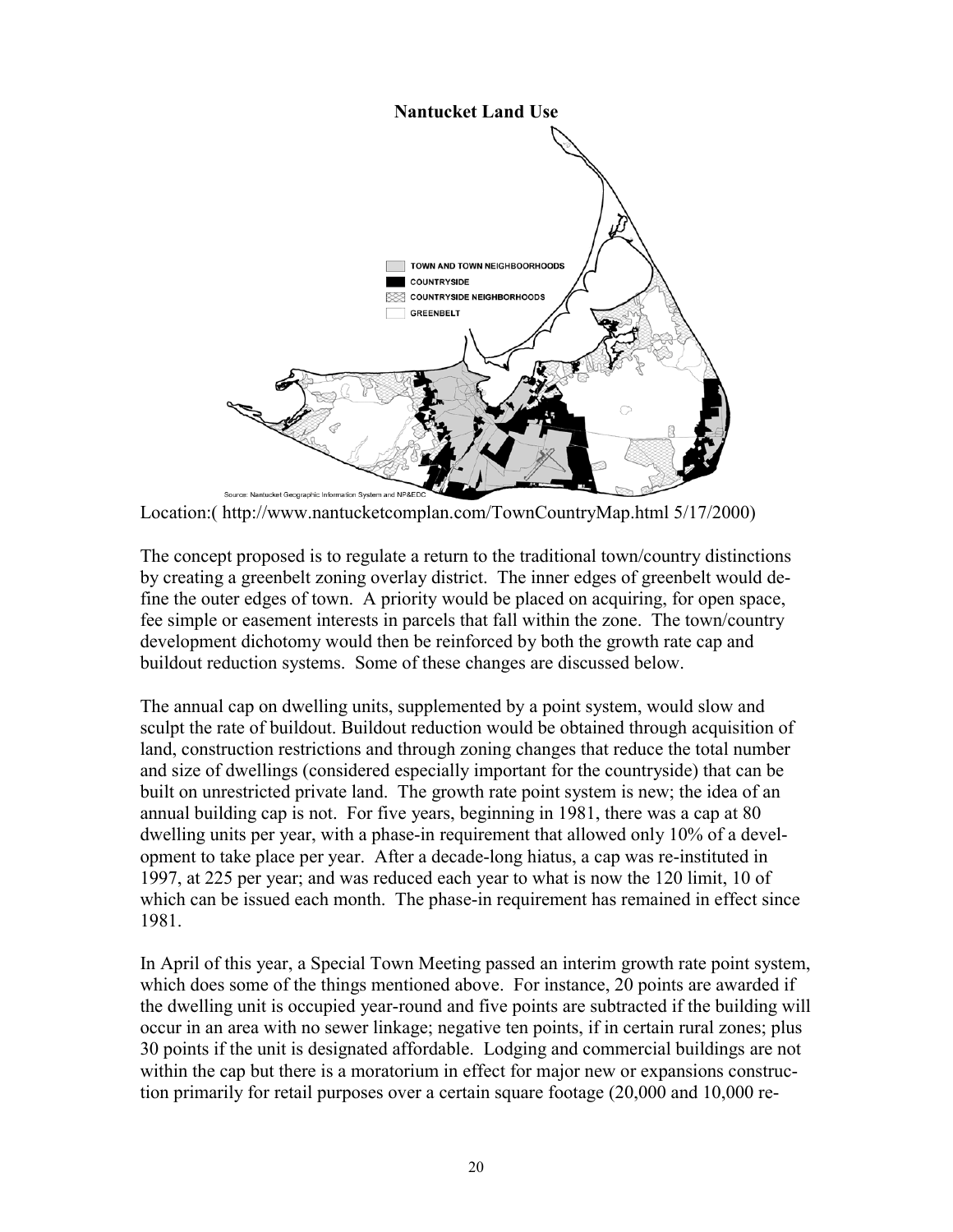**Nantucket Land Use**

Location:( http://www.nantucketcomplan.com/TownCountryMap.html 5/17/2000)

The concept proposed is to regulate a return to the traditional town/country distinctions by creating a greenbelt zoning overlay district. The inner edges of greenbelt would define the outer edges of town. A priority would be placed on acquiring, for open space, fee simple or easement interests in parcels that fall within the zone. The town/country development dichotomy would then be reinforced by both the growth rate cap and buildout reduction systems. Some of these changes are discussed below.

The annual cap on dwelling units, supplemented by a point system, would slow and sculpt the rate of buildout. Buildout reduction would be obtained through acquisition of land, construction restrictions and through zoning changes that reduce the total number and size of dwellings (considered especially important for the countryside) that can be built on unrestricted private land. The growth rate point system is new; the idea of an annual building cap is not. For five years, beginning in 1981, there was a cap at 80 dwelling units per year, with a phase-in requirement that allowed only 10% of a development to take place per year. After a decade-long hiatus, a cap was re-instituted in 1997, at 225 per year; and was reduced each year to what is now the 120 limit, 10 of which can be issued each month. The phase-in requirement has remained in effect since 1981.

In April of this year, a Special Town Meeting passed an interim growth rate point system, which does some of the things mentioned above. For instance, 20 points are awarded if the dwelling unit is occupied year-round and five points are subtracted if the building will occur in an area with no sewer linkage; negative ten points, if in certain rural zones; plus 30 points if the unit is designated affordable. Lodging and commercial buildings are not within the cap but there is a moratorium in effect for major new or expansions construction primarily for retail purposes over a certain square footage (20,000 and 10,000 re-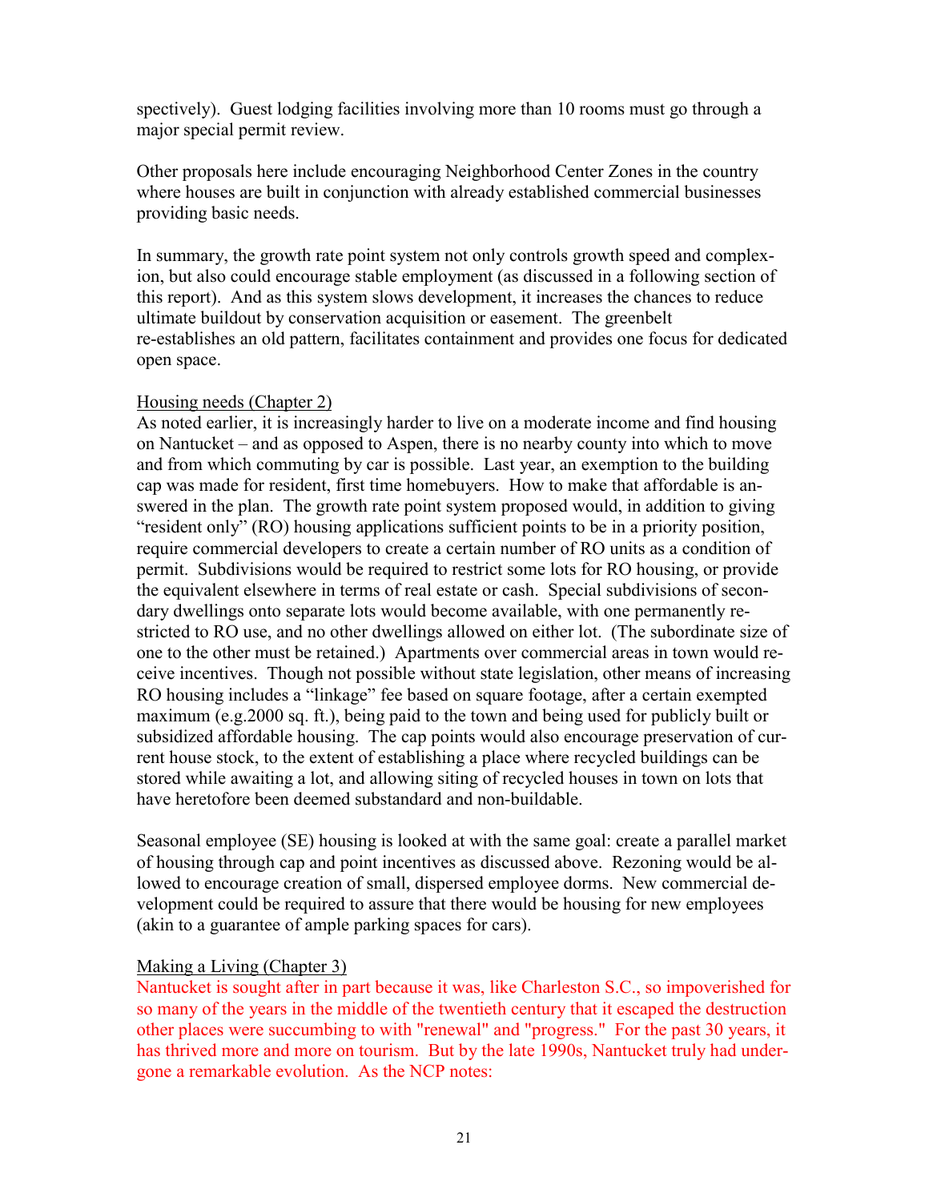spectively). Guest lodging facilities involving more than 10 rooms must go through a major special permit review.

Other proposals here include encouraging Neighborhood Center Zones in the country where houses are built in conjunction with already established commercial businesses providing basic needs.

In summary, the growth rate point system not only controls growth speed and complexion, but also could encourage stable employment (as discussed in a following section of this report). And as this system slows development, it increases the chances to reduce ultimate buildout by conservation acquisition or easement. The greenbelt re-establishes an old pattern, facilitates containment and provides one focus for dedicated open space.

<u>Housing needs (Chapter 2)</u>

As noted earlier, it is increasingly harder to live on a moderate income and find housing on Nantucket – and as opposed to Aspen, there is no nearby county into which to move and from which commuting by car is possible. Last year, an exemption to the building cap was made for resident, first time homebuyers. How to make that affordable is answered in the plan. The growth rate point system proposed would, in addition to giving "resident only" (RO) housing applications sufficient points to be in a priority position, require commercial developers to create a certain number of RO units as a condition of permit. Subdivisions would be required to restrict some lots for RO housing, or provide the equivalent elsewhere in terms of real estate or cash. Special subdivisions of secondary dwellings onto separate lots would become available, with one permanently restricted to RO use, and no other dwellings allowed on either lot. (The subordinate size of one to the other must be retained.) Apartments over commercial areas in town would receive incentives. Though not possible without state legislation, other means of increasing RO housing includes a "linkage" fee based on square footage, after a certain exempted maximum (e.g.2000 sq. ft.), being paid to the town and being used for publicly built or subsidized affordable housing. The cap points would also encourage preservation of current house stock, to the extent of establishing a place where recycled buildings can be stored while awaiting a lot, and allowing siting of recycled houses in town on lots that have heretofore been deemed substandard and non-buildable.

Seasonal employee (SE) housing is looked at with the same goal: create a parallel market of housing through cap and point incentives as discussed above. Rezoning would be allowed to encourage creation of small, dispersed employee dorms. New commercial development could be required to assure that there would be housing for new employees (akin to a guarantee of ample parking spaces for cars).

<u>Making a Living (Chapter 3)</u>

Nantucket is sought after in part because it was, like Charleston S.C., so impoverished for so many of the years in the middle of the twentieth century that it escaped the destruction other places were succumbing to with "renewal" and "progress." For the past 30 years, it has thrived more and more on tourism. But by the late 1990s, Nantucket truly had undergone a remarkable evolution. As the NCP notes: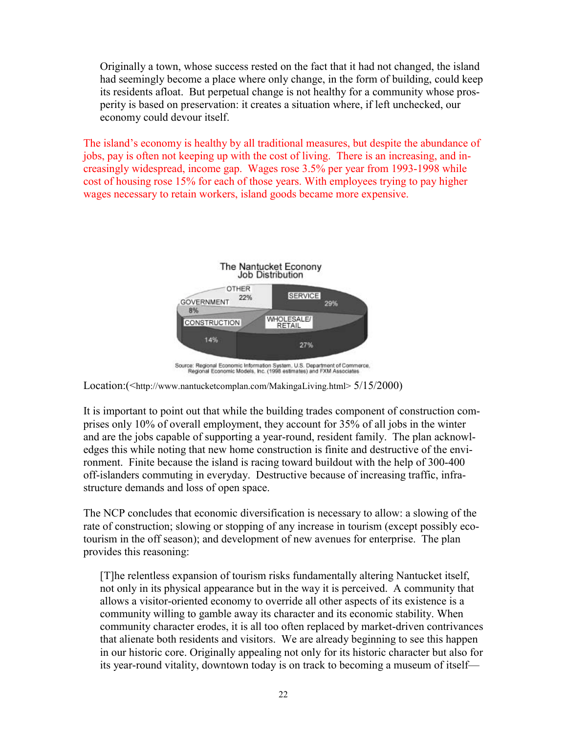Originally a town, whose success rested on the fact that it had not changed, the island had seemingly become a place where only change, in the form of building, could keep its residents afloat. But perpetual change is not healthy for a community whose prosperity is based on preservation: it creates a situation where, if left unchecked, our economy could devour itself.

The island's economy is healthy by all traditional measures, but despite the abundance of jobs, pay is often not keeping up with the cost of living. There is an increasing, and increasingly widespread, income gap. Wages rose 3.5% per year from 1993-1998 while cost of housing rose 15% for each of those years. With employees trying to pay higher wages necessary to retain workers, island goods became more expensive.

The Nantucket Econony
Job Distribution

| Sector | Share |
|---|---|
| SERVICE | 29% |
| WHOLESALE/ RETAIL | 27% |
| CONSTRUCTION | 14% |
| GOVERNMENT | 8% |
| OTHER | 22% |

Source: Regional Economic Information System, U.S. Department of Commerce, Regional Economic Models, Inc. (1998 estimates) and FXM Associates

Location:(<http://www.nantucketcomplan.com/MakingaLiving.html> 5/15/2000)

It is important to point out that while the building trades component of construction comprises only 10% of overall employment, they account for 35% of all jobs in the winter and are the jobs capable of supporting a year-round, resident family. The plan acknowledges this while noting that new home construction is finite and destructive of the environment. Finite because the island is racing toward buildout with the help of 300-400 off-islanders commuting in everyday. Destructive because of increasing traffic, infrastructure demands and loss of open space.

The NCP concludes that economic diversification is necessary to allow: a slowing of the rate of construction; slowing or stopping of any increase in tourism (except possibly ecotourism in the off season); and development of new avenues for enterprise. The plan provides this reasoning:

> [T]he relentless expansion of tourism risks fundamentally altering Nantucket itself, not only in its physical appearance but in the way it is perceived. A community that allows a visitor-oriented economy to override all other aspects of its existence is a community willing to gamble away its character and its economic stability. When community character erodes, it is all too often replaced by market-driven contrivances that alienate both residents and visitors. We are already beginning to see this happen in our historic core. Originally appealing not only for its historic character but also for its year-round vitality, downtown today is on track to becoming a museum of itself—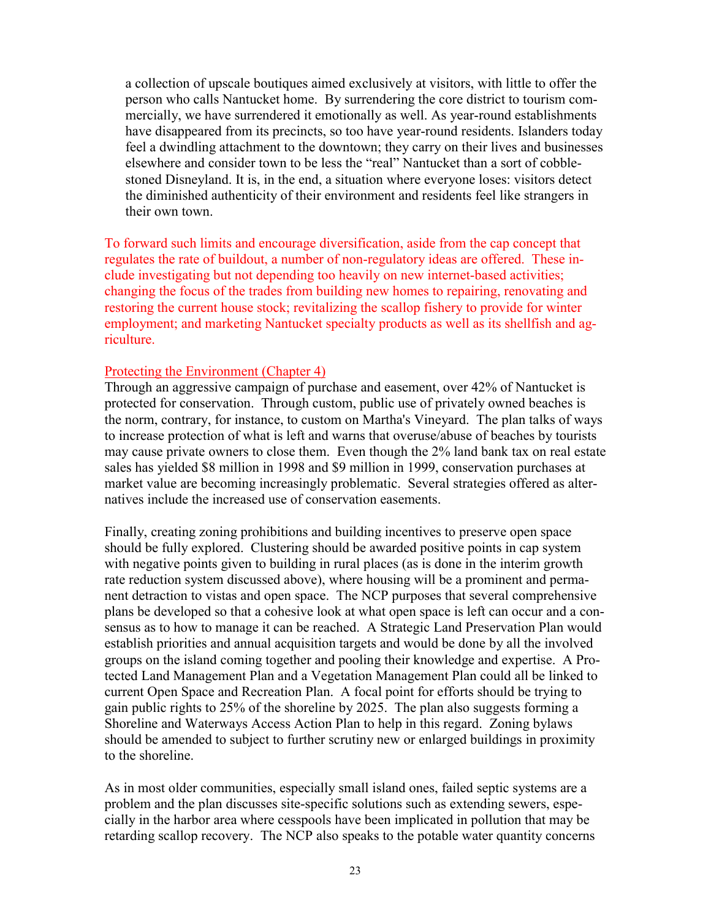a collection of upscale boutiques aimed exclusively at visitors, with little to offer the person who calls Nantucket home. By surrendering the core district to tourism commercially, we have surrendered it emotionally as well. As year-round establishments have disappeared from its precincts, so too have year-round residents. Islanders today feel a dwindling attachment to the downtown; they carry on their lives and businesses elsewhere and consider town to be less the "real" Nantucket than a sort of cobble-stoned Disneyland. It is, in the end, a situation where everyone loses: visitors detect the diminished authenticity of their environment and residents feel like strangers in their own town.

To forward such limits and encourage diversification, aside from the cap concept that regulates the rate of buildout, a number of non-regulatory ideas are offered. These include investigating but not depending too heavily on new internet-based activities; changing the focus of the trades from building new homes to repairing, renovating and restoring the current house stock; revitalizing the scallop fishery to provide for winter employment; and marketing Nantucket specialty products as well as its shellfish and agriculture.

Protecting the Environment (Chapter 4)

Through an aggressive campaign of purchase and easement, over 42% of Nantucket is protected for conservation. Through custom, public use of privately owned beaches is the norm, contrary, for instance, to custom on Martha's Vineyard. The plan talks of ways to increase protection of what is left and warns that overuse/abuse of beaches by tourists may cause private owners to close them. Even though the 2% land bank tax on real estate sales has yielded $8 million in 1998 and $9 million in 1999, conservation purchases at market value are becoming increasingly problematic. Several strategies offered as alternatives include the increased use of conservation easements.

Finally, creating zoning prohibitions and building incentives to preserve open space should be fully explored. Clustering should be awarded positive points in cap system with negative points given to building in rural places (as is done in the interim growth rate reduction system discussed above), where housing will be a prominent and permanent detraction to vistas and open space. The NCP purposes that several comprehensive plans be developed so that a cohesive look at what open space is left can occur and a consensus as to how to manage it can be reached. A Strategic Land Preservation Plan would establish priorities and annual acquisition targets and would be done by all the involved groups on the island coming together and pooling their knowledge and expertise. A Protected Land Management Plan and a Vegetation Management Plan could all be linked to current Open Space and Recreation Plan. A focal point for efforts should be trying to gain public rights to 25% of the shoreline by 2025. The plan also suggests forming a Shoreline and Waterways Access Action Plan to help in this regard. Zoning bylaws should be amended to subject to further scrutiny new or enlarged buildings in proximity to the shoreline.

As in most older communities, especially small island ones, failed septic systems are a problem and the plan discusses site-specific solutions such as extending sewers, especially in the harbor area where cesspools have been implicated in pollution that may be retarding scallop recovery. The NCP also speaks to the potable water quantity concerns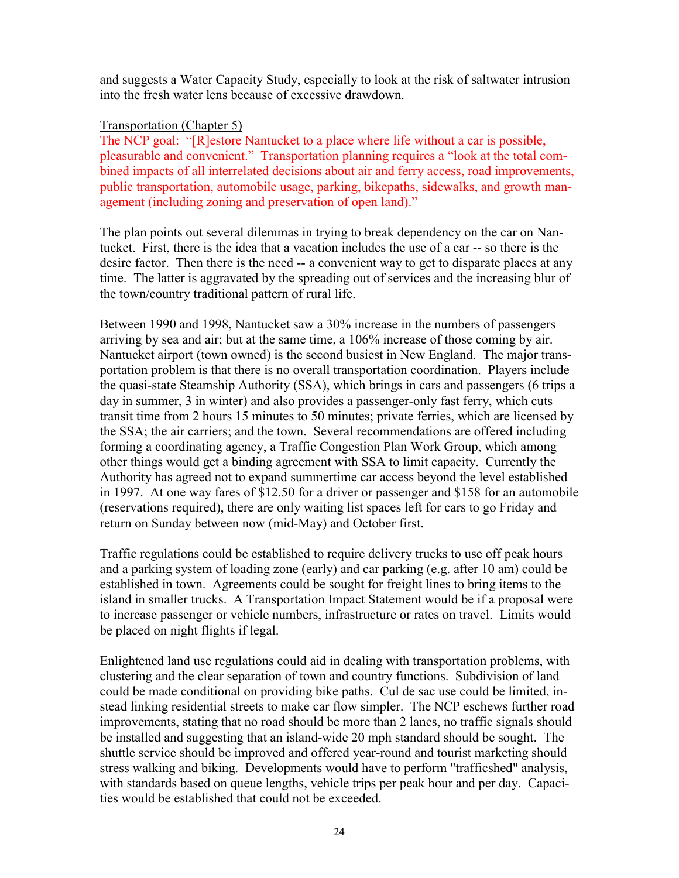and suggests a Water Capacity Study, especially to look at the risk of saltwater intrusion into the fresh water lens because of excessive drawdown.

Transportation (Chapter 5)

The NCP goal: "[R]estore Nantucket to a place where life without a car is possible, pleasurable and convenient." Transportation planning requires a "look at the total combined impacts of all interrelated decisions about air and ferry access, road improvements, public transportation, automobile usage, parking, bikepaths, sidewalks, and growth management (including zoning and preservation of open land)."

The plan points out several dilemmas in trying to break dependency on the car on Nantucket. First, there is the idea that a vacation includes the use of a car -- so there is the desire factor. Then there is the need -- a convenient way to get to disparate places at any time. The latter is aggravated by the spreading out of services and the increasing blur of the town/country traditional pattern of rural life.

Between 1990 and 1998, Nantucket saw a 30% increase in the numbers of passengers arriving by sea and air; but at the same time, a 106% increase of those coming by air. Nantucket airport (town owned) is the second busiest in New England. The major transportation problem is that there is no overall transportation coordination. Players include the quasi-state Steamship Authority (SSA), which brings in cars and passengers (6 trips a day in summer, 3 in winter) and also provides a passenger-only fast ferry, which cuts transit time from 2 hours 15 minutes to 50 minutes; private ferries, which are licensed by the SSA; the air carriers; and the town. Several recommendations are offered including forming a coordinating agency, a Traffic Congestion Plan Work Group, which among other things would get a binding agreement with SSA to limit capacity. Currently the Authority has agreed not to expand summertime car access beyond the level established in 1997. At one way fares of $12.50 for a driver or passenger and $158 for an automobile (reservations required), there are only waiting list spaces left for cars to go Friday and return on Sunday between now (mid-May) and October first.

Traffic regulations could be established to require delivery trucks to use off peak hours and a parking system of loading zone (early) and car parking (e.g. after 10 am) could be established in town. Agreements could be sought for freight lines to bring items to the island in smaller trucks. A Transportation Impact Statement would be if a proposal were to increase passenger or vehicle numbers, infrastructure or rates on travel. Limits would be placed on night flights if legal.

Enlightened land use regulations could aid in dealing with transportation problems, with clustering and the clear separation of town and country functions. Subdivision of land could be made conditional on providing bike paths. Cul de sac use could be limited, instead linking residential streets to make car flow simpler. The NCP eschews further road improvements, stating that no road should be more than 2 lanes, no traffic signals should be installed and suggesting that an island-wide 20 mph standard should be sought. The shuttle service should be improved and offered year-round and tourist marketing should stress walking and biking. Developments would have to perform "trafficshed" analysis, with standards based on queue lengths, vehicle trips per peak hour and per day. Capacities would be established that could not be exceeded.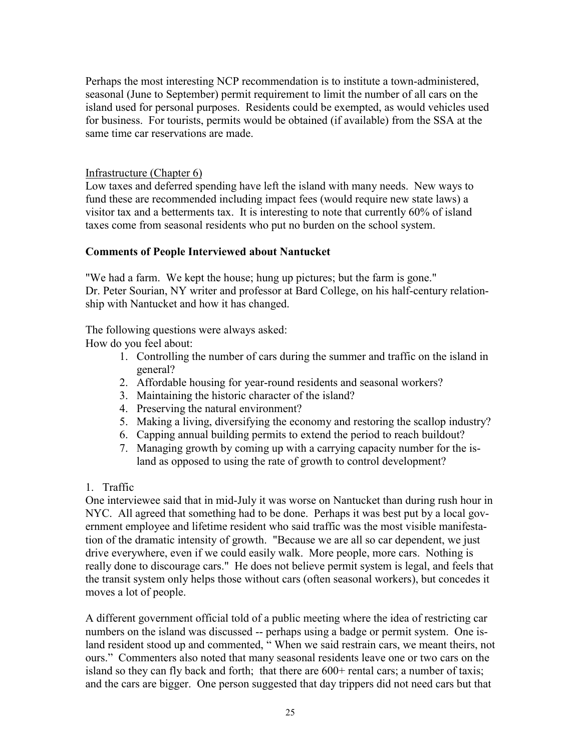Perhaps the most interesting NCP recommendation is to institute a town-administered, seasonal (June to September) permit requirement to limit the number of all cars on the island used for personal purposes. Residents could be exempted, as would vehicles used for business. For tourists, permits would be obtained (if available) from the SSA at the same time car reservations are made.

Infrastructure (Chapter 6)

Low taxes and deferred spending have left the island with many needs. New ways to fund these are recommended including impact fees (would require new state laws) a visitor tax and a betterments tax. It is interesting to note that currently 60% of island taxes come from seasonal residents who put no burden on the school system.

**Comments of People Interviewed about Nantucket**

"We had a farm. We kept the house; hung up pictures; but the farm is gone." Dr. Peter Sourian, NY writer and professor at Bard College, on his half-century relationship with Nantucket and how it has changed.

The following questions were always asked:
How do you feel about:

1. Controlling the number of cars during the summer and traffic on the island in general?
2. Affordable housing for year-round residents and seasonal workers?
3. Maintaining the historic character of the island?
4. Preserving the natural environment?
5. Making a living, diversifying the economy and restoring the scallop industry?
6. Capping annual building permits to extend the period to reach buildout?
7. Managing growth by coming up with a carrying capacity number for the island as opposed to using the rate of growth to control development?

1. Traffic

One interviewee said that in mid-July it was worse on Nantucket than during rush hour in NYC. All agreed that something had to be done. Perhaps it was best put by a local government employee and lifetime resident who said traffic was the most visible manifestation of the dramatic intensity of growth. "Because we are all so car dependent, we just drive everywhere, even if we could easily walk. More people, more cars. Nothing is really done to discourage cars." He does not believe permit system is legal, and feels that the transit system only helps those without cars (often seasonal workers), but concedes it moves a lot of people.

A different government official told of a public meeting where the idea of restricting car numbers on the island was discussed -- perhaps using a badge or permit system. One island resident stood up and commented, " When we said restrain cars, we meant theirs, not ours." Commenters also noted that many seasonal residents leave one or two cars on the island so they can fly back and forth; that there are 600+ rental cars; a number of taxis; and the cars are bigger. One person suggested that day trippers did not need cars but that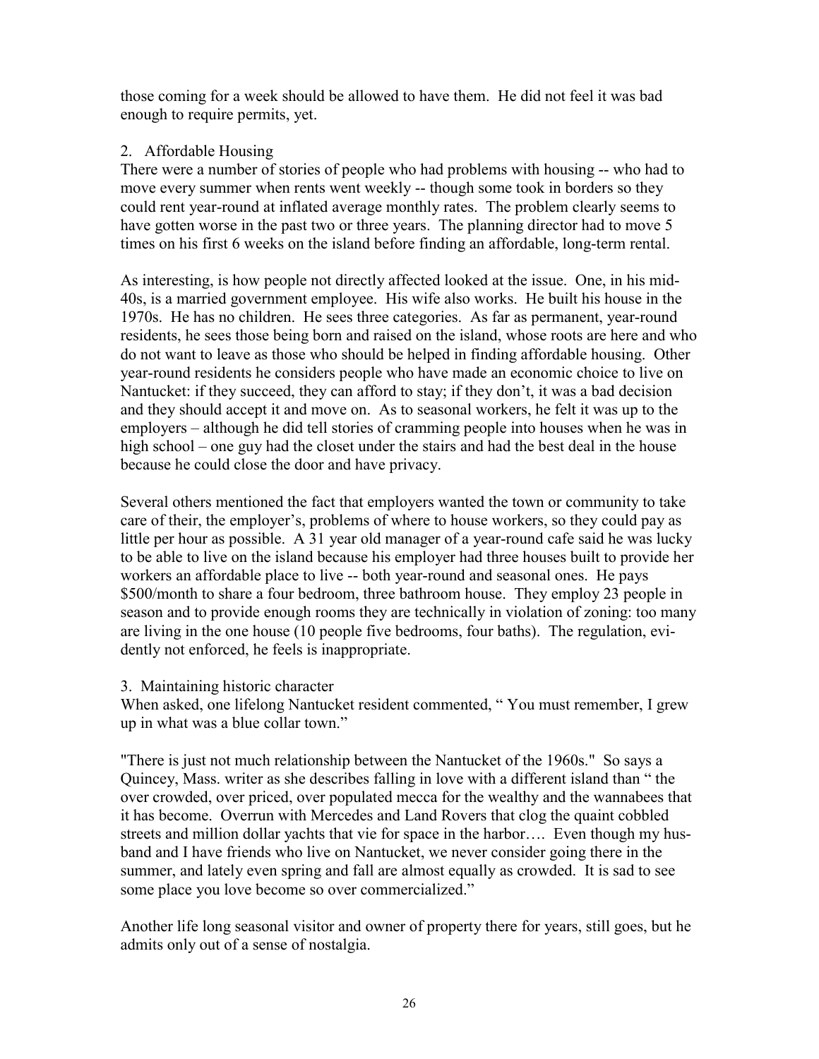those coming for a week should be allowed to have them. He did not feel it was bad enough to require permits, yet.

2. Affordable Housing

There were a number of stories of people who had problems with housing -- who had to move every summer when rents went weekly -- though some took in borders so they could rent year-round at inflated average monthly rates. The problem clearly seems to have gotten worse in the past two or three years. The planning director had to move 5 times on his first 6 weeks on the island before finding an affordable, long-term rental.

As interesting, is how people not directly affected looked at the issue. One, in his mid-40s, is a married government employee. His wife also works. He built his house in the 1970s. He has no children. He sees three categories. As far as permanent, year-round residents, he sees those being born and raised on the island, whose roots are here and who do not want to leave as those who should be helped in finding affordable housing. Other year-round residents he considers people who have made an economic choice to live on Nantucket: if they succeed, they can afford to stay; if they don't, it was a bad decision and they should accept it and move on. As to seasonal workers, he felt it was up to the employers – although he did tell stories of cramming people into houses when he was in high school – one guy had the closet under the stairs and had the best deal in the house because he could close the door and have privacy.

Several others mentioned the fact that employers wanted the town or community to take care of their, the employer's, problems of where to house workers, so they could pay as little per hour as possible. A 31 year old manager of a year-round cafe said he was lucky to be able to live on the island because his employer had three houses built to provide her workers an affordable place to live -- both year-round and seasonal ones. He pays \$500/month to share a four bedroom, three bathroom house. They employ 23 people in season and to provide enough rooms they are technically in violation of zoning: too many are living in the one house (10 people five bedrooms, four baths). The regulation, evidently not enforced, he feels is inappropriate.

3. Maintaining historic character

When asked, one lifelong Nantucket resident commented, " You must remember, I grew up in what was a blue collar town."

"There is just not much relationship between the Nantucket of the 1960s." So says a Quincey, Mass. writer as she describes falling in love with a different island than " the over crowded, over priced, over populated mecca for the wealthy and the wannabees that it has become. Overrun with Mercedes and Land Rovers that clog the quaint cobbled streets and million dollar yachts that vie for space in the harbor…. Even though my husband and I have friends who live on Nantucket, we never consider going there in the summer, and lately even spring and fall are almost equally as crowded. It is sad to see some place you love become so over commercialized."

Another life long seasonal visitor and owner of property there for years, still goes, but he admits only out of a sense of nostalgia.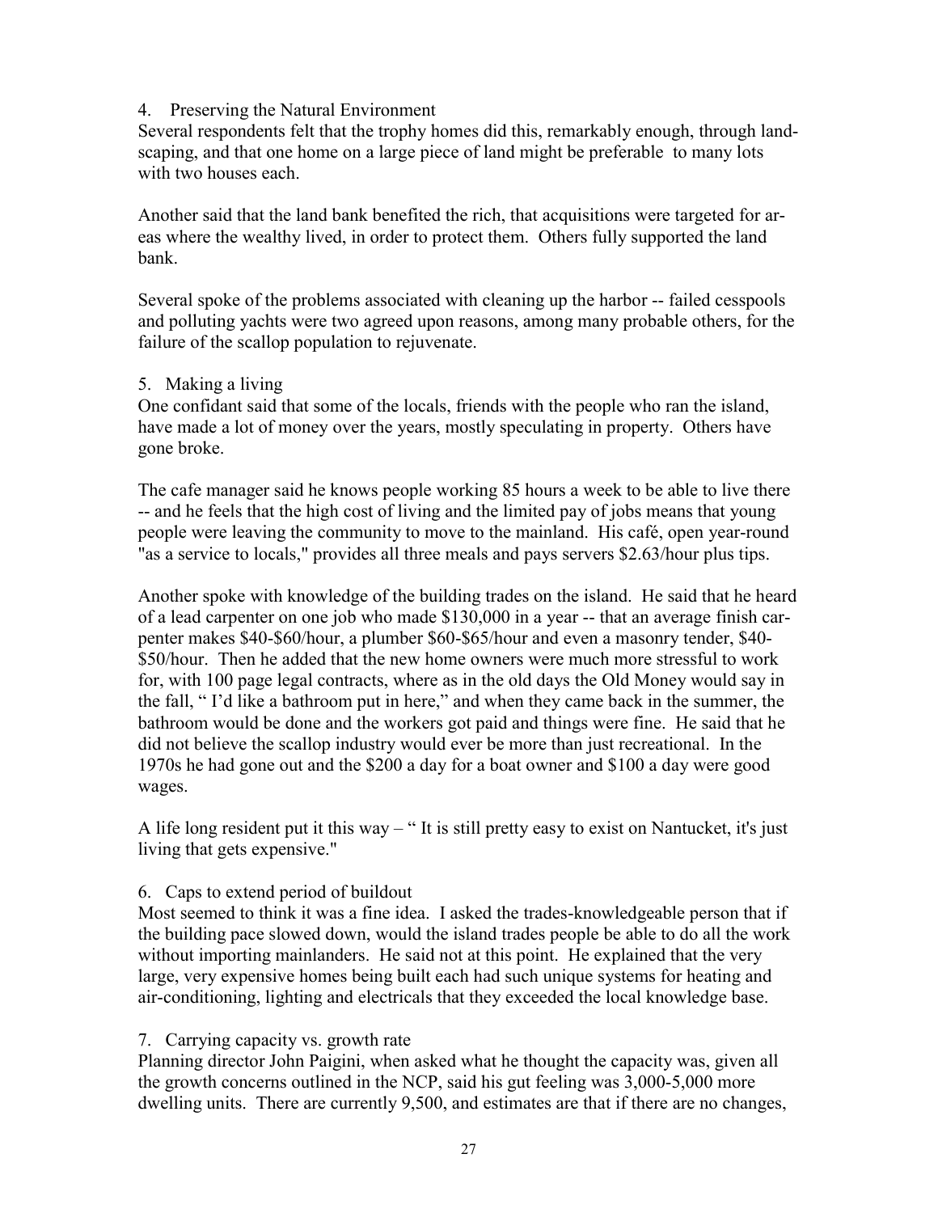4. Preserving the Natural Environment

Several respondents felt that the trophy homes did this, remarkably enough, through landscaping, and that one home on a large piece of land might be preferable to many lots with two houses each.

Another said that the land bank benefited the rich, that acquisitions were targeted for areas where the wealthy lived, in order to protect them. Others fully supported the land bank.

Several spoke of the problems associated with cleaning up the harbor -- failed cesspools and polluting yachts were two agreed upon reasons, among many probable others, for the failure of the scallop population to rejuvenate.

5. Making a living

One confidant said that some of the locals, friends with the people who ran the island, have made a lot of money over the years, mostly speculating in property. Others have gone broke.

The cafe manager said he knows people working 85 hours a week to be able to live there -- and he feels that the high cost of living and the limited pay of jobs means that young people were leaving the community to move to the mainland. His café, open year-round "as a service to locals," provides all three meals and pays servers $2.63/hour plus tips.

Another spoke with knowledge of the building trades on the island. He said that he heard of a lead carpenter on one job who made $130,000 in a year -- that an average finish carpenter makes $40-$60/hour, a plumber $60-$65/hour and even a masonry tender, $40-$50/hour. Then he added that the new home owners were much more stressful to work for, with 100 page legal contracts, where as in the old days the Old Money would say in the fall, " I'd like a bathroom put in here," and when they came back in the summer, the bathroom would be done and the workers got paid and things were fine. He said that he did not believe the scallop industry would ever be more than just recreational. In the 1970s he had gone out and the $200 a day for a boat owner and $100 a day were good wages.

A life long resident put it this way – " It is still pretty easy to exist on Nantucket, it's just living that gets expensive."

6. Caps to extend period of buildout

Most seemed to think it was a fine idea. I asked the trades-knowledgeable person that if the building pace slowed down, would the island trades people be able to do all the work without importing mainlanders. He said not at this point. He explained that the very large, very expensive homes being built each had such unique systems for heating and air-conditioning, lighting and electricals that they exceeded the local knowledge base.

7. Carrying capacity vs. growth rate

Planning director John Paigini, when asked what he thought the capacity was, given all the growth concerns outlined in the NCP, said his gut feeling was 3,000-5,000 more dwelling units. There are currently 9,500, and estimates are that if there are no changes,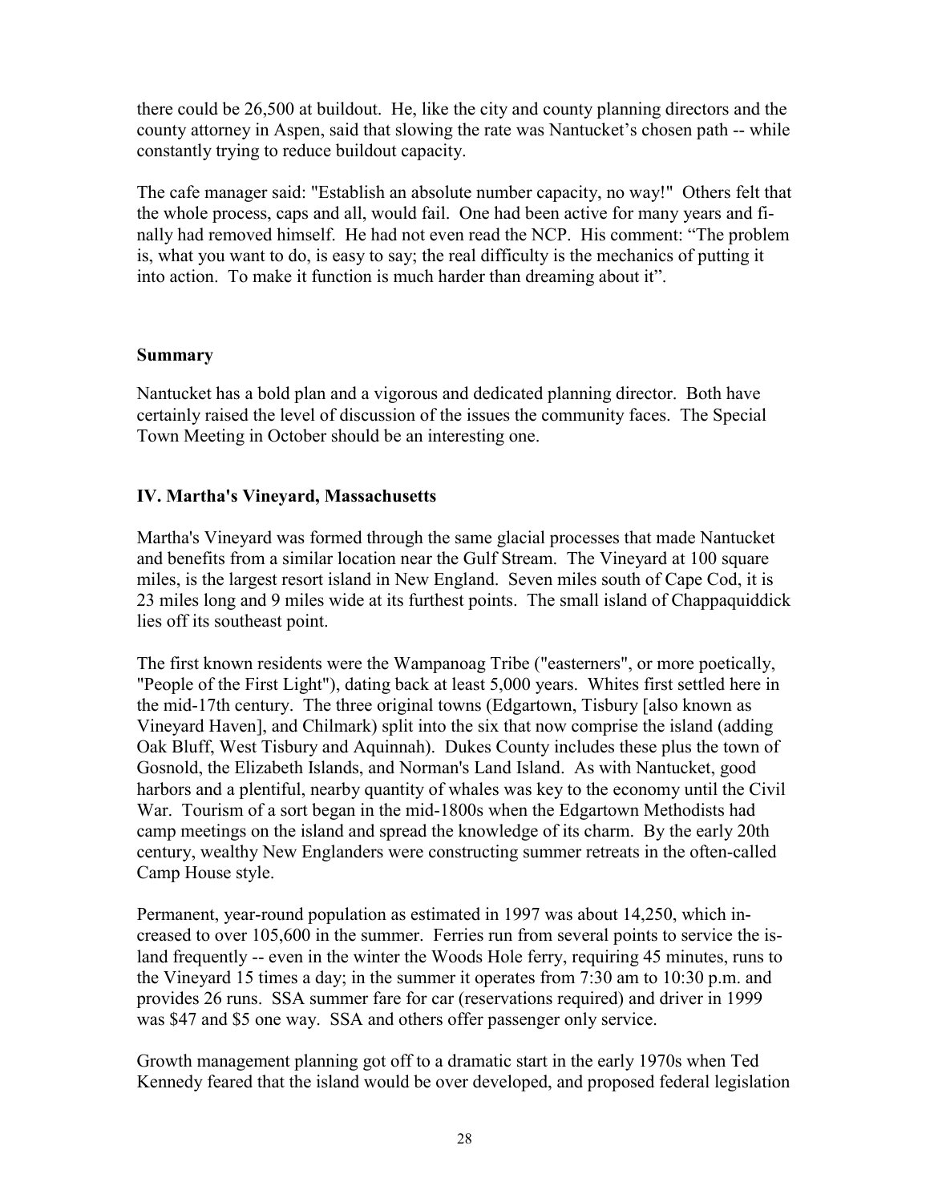there could be 26,500 at buildout. He, like the city and county planning directors and the county attorney in Aspen, said that slowing the rate was Nantucket's chosen path -- while constantly trying to reduce buildout capacity.

The cafe manager said: "Establish an absolute number capacity, no way!" Others felt that the whole process, caps and all, would fail. One had been active for many years and finally had removed himself. He had not even read the NCP. His comment: "The problem is, what you want to do, is easy to say; the real difficulty is the mechanics of putting it into action. To make it function is much harder than dreaming about it".

### Summary

Nantucket has a bold plan and a vigorous and dedicated planning director. Both have certainly raised the level of discussion of the issues the community faces. The Special Town Meeting in October should be an interesting one.

## IV. Martha's Vineyard, Massachusetts

Martha's Vineyard was formed through the same glacial processes that made Nantucket and benefits from a similar location near the Gulf Stream. The Vineyard at 100 square miles, is the largest resort island in New England. Seven miles south of Cape Cod, it is 23 miles long and 9 miles wide at its furthest points. The small island of Chappaquiddick lies off its southeast point.

The first known residents were the Wampanoag Tribe ("easterners", or more poetically, "People of the First Light"), dating back at least 5,000 years. Whites first settled here in the mid-17th century. The three original towns (Edgartown, Tisbury [also known as Vineyard Haven], and Chilmark) split into the six that now comprise the island (adding Oak Bluff, West Tisbury and Aquinnah). Dukes County includes these plus the town of Gosnold, the Elizabeth Islands, and Norman's Land Island. As with Nantucket, good harbors and a plentiful, nearby quantity of whales was key to the economy until the Civil War. Tourism of a sort began in the mid-1800s when the Edgartown Methodists had camp meetings on the island and spread the knowledge of its charm. By the early 20th century, wealthy New Englanders were constructing summer retreats in the often-called Camp House style.

Permanent, year-round population as estimated in 1997 was about 14,250, which increased to over 105,600 in the summer. Ferries run from several points to service the island frequently -- even in the winter the Woods Hole ferry, requiring 45 minutes, runs to the Vineyard 15 times a day; in the summer it operates from 7:30 am to 10:30 p.m. and provides 26 runs. SSA summer fare for car (reservations required) and driver in 1999 was $47 and $5 one way. SSA and others offer passenger only service.

Growth management planning got off to a dramatic start in the early 1970s when Ted Kennedy feared that the island would be over developed, and proposed federal legislation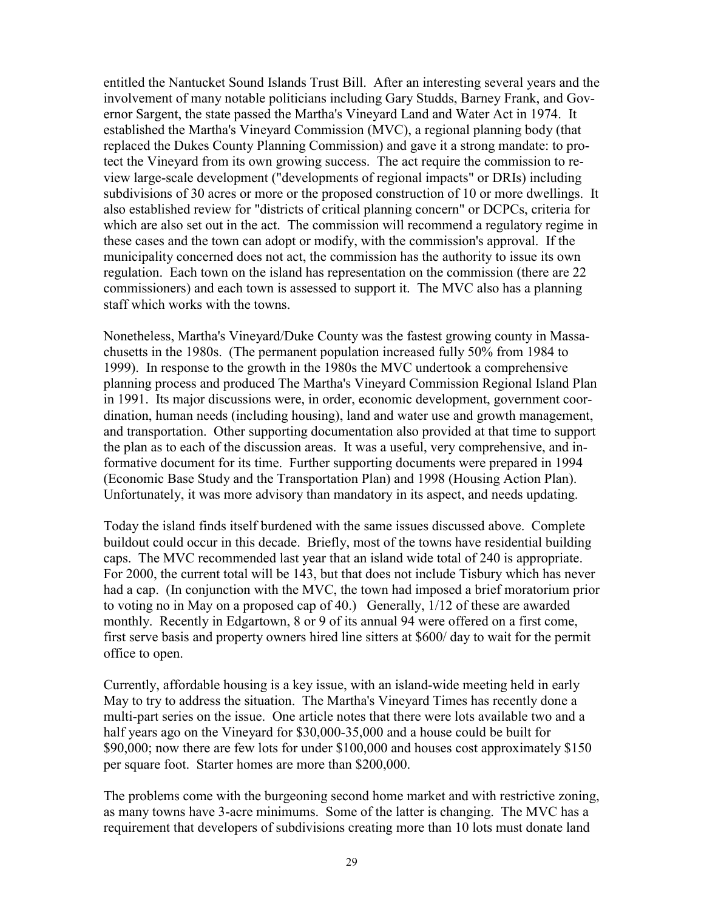entitled the Nantucket Sound Islands Trust Bill. After an interesting several years and the involvement of many notable politicians including Gary Studds, Barney Frank, and Governor Sargent, the state passed the Martha's Vineyard Land and Water Act in 1974. It established the Martha's Vineyard Commission (MVC), a regional planning body (that replaced the Dukes County Planning Commission) and gave it a strong mandate: to protect the Vineyard from its own growing success. The act require the commission to review large-scale development ("developments of regional impacts" or DRIs) including subdivisions of 30 acres or more or the proposed construction of 10 or more dwellings. It also established review for "districts of critical planning concern" or DCPCs, criteria for which are also set out in the act. The commission will recommend a regulatory regime in these cases and the town can adopt or modify, with the commission's approval. If the municipality concerned does not act, the commission has the authority to issue its own regulation. Each town on the island has representation on the commission (there are 22 commissioners) and each town is assessed to support it. The MVC also has a planning staff which works with the towns.

Nonetheless, Martha's Vineyard/Duke County was the fastest growing county in Massachusetts in the 1980s. (The permanent population increased fully 50% from 1984 to 1999). In response to the growth in the 1980s the MVC undertook a comprehensive planning process and produced The Martha's Vineyard Commission Regional Island Plan in 1991. Its major discussions were, in order, economic development, government coordination, human needs (including housing), land and water use and growth management, and transportation. Other supporting documentation also provided at that time to support the plan as to each of the discussion areas. It was a useful, very comprehensive, and informative document for its time. Further supporting documents were prepared in 1994 (Economic Base Study and the Transportation Plan) and 1998 (Housing Action Plan). Unfortunately, it was more advisory than mandatory in its aspect, and needs updating.

Today the island finds itself burdened with the same issues discussed above. Complete buildout could occur in this decade. Briefly, most of the towns have residential building caps. The MVC recommended last year that an island wide total of 240 is appropriate. For 2000, the current total will be 143, but that does not include Tisbury which has never had a cap. (In conjunction with the MVC, the town had imposed a brief moratorium prior to voting no in May on a proposed cap of 40.) Generally, 1/12 of these are awarded monthly. Recently in Edgartown, 8 or 9 of its annual 94 were offered on a first come, first serve basis and property owners hired line sitters at $600/ day to wait for the permit office to open.

Currently, affordable housing is a key issue, with an island-wide meeting held in early May to try to address the situation. The Martha's Vineyard Times has recently done a multi-part series on the issue. One article notes that there were lots available two and a half years ago on the Vineyard for $30,000-35,000 and a house could be built for $90,000; now there are few lots for under $100,000 and houses cost approximately $150 per square foot. Starter homes are more than $200,000.

The problems come with the burgeoning second home market and with restrictive zoning, as many towns have 3-acre minimums. Some of the latter is changing. The MVC has a requirement that developers of subdivisions creating more than 10 lots must donate land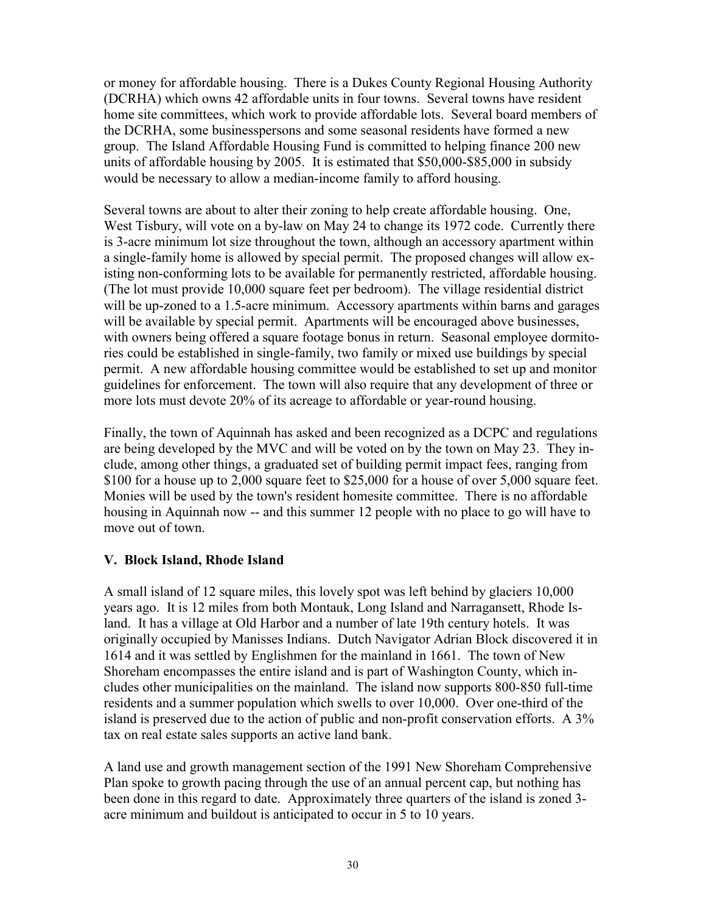or money for affordable housing. There is a Dukes County Regional Housing Authority (DCRHA) which owns 42 affordable units in four towns. Several towns have resident home site committees, which work to provide affordable lots. Several board members of the DCRHA, some businesspersons and some seasonal residents have formed a new group. The Island Affordable Housing Fund is committed to helping finance 200 new units of affordable housing by 2005. It is estimated that \$50,000-\$85,000 in subsidy would be necessary to allow a median-income family to afford housing.

Several towns are about to alter their zoning to help create affordable housing. One, West Tisbury, will vote on a by-law on May 24 to change its 1972 code. Currently there is 3-acre minimum lot size throughout the town, although an accessory apartment within a single-family home is allowed by special permit. The proposed changes will allow existing non-conforming lots to be available for permanently restricted, affordable housing. (The lot must provide 10,000 square feet per bedroom). The village residential district will be up-zoned to a 1.5-acre minimum. Accessory apartments within barns and garages will be available by special permit. Apartments will be encouraged above businesses, with owners being offered a square footage bonus in return. Seasonal employee dormitories could be established in single-family, two family or mixed use buildings by special permit. A new affordable housing committee would be established to set up and monitor guidelines for enforcement. The town will also require that any development of three or more lots must devote 20% of its acreage to affordable or year-round housing.

Finally, the town of Aquinnah has asked and been recognized as a DCPC and regulations are being developed by the MVC and will be voted on by the town on May 23. They include, among other things, a graduated set of building permit impact fees, ranging from \$100 for a house up to 2,000 square feet to \$25,000 for a house of over 5,000 square feet. Monies will be used by the town's resident homesite committee. There is no affordable housing in Aquinnah now -- and this summer 12 people with no place to go will have to move out of town.

### V. Block Island, Rhode Island

A small island of 12 square miles, this lovely spot was left behind by glaciers 10,000 years ago. It is 12 miles from both Montauk, Long Island and Narragansett, Rhode Island. It has a village at Old Harbor and a number of late 19th century hotels. It was originally occupied by Manisses Indians. Dutch Navigator Adrian Block discovered it in 1614 and it was settled by Englishmen for the mainland in 1661. The town of New Shoreham encompasses the entire island and is part of Washington County, which includes other municipalities on the mainland. The island now supports 800-850 full-time residents and a summer population which swells to over 10,000. Over one-third of the island is preserved due to the action of public and non-profit conservation efforts. A 3% tax on real estate sales supports an active land bank.

A land use and growth management section of the 1991 New Shoreham Comprehensive Plan spoke to growth pacing through the use of an annual percent cap, but nothing has been done in this regard to date. Approximately three quarters of the island is zoned 3-acre minimum and buildout is anticipated to occur in 5 to 10 years.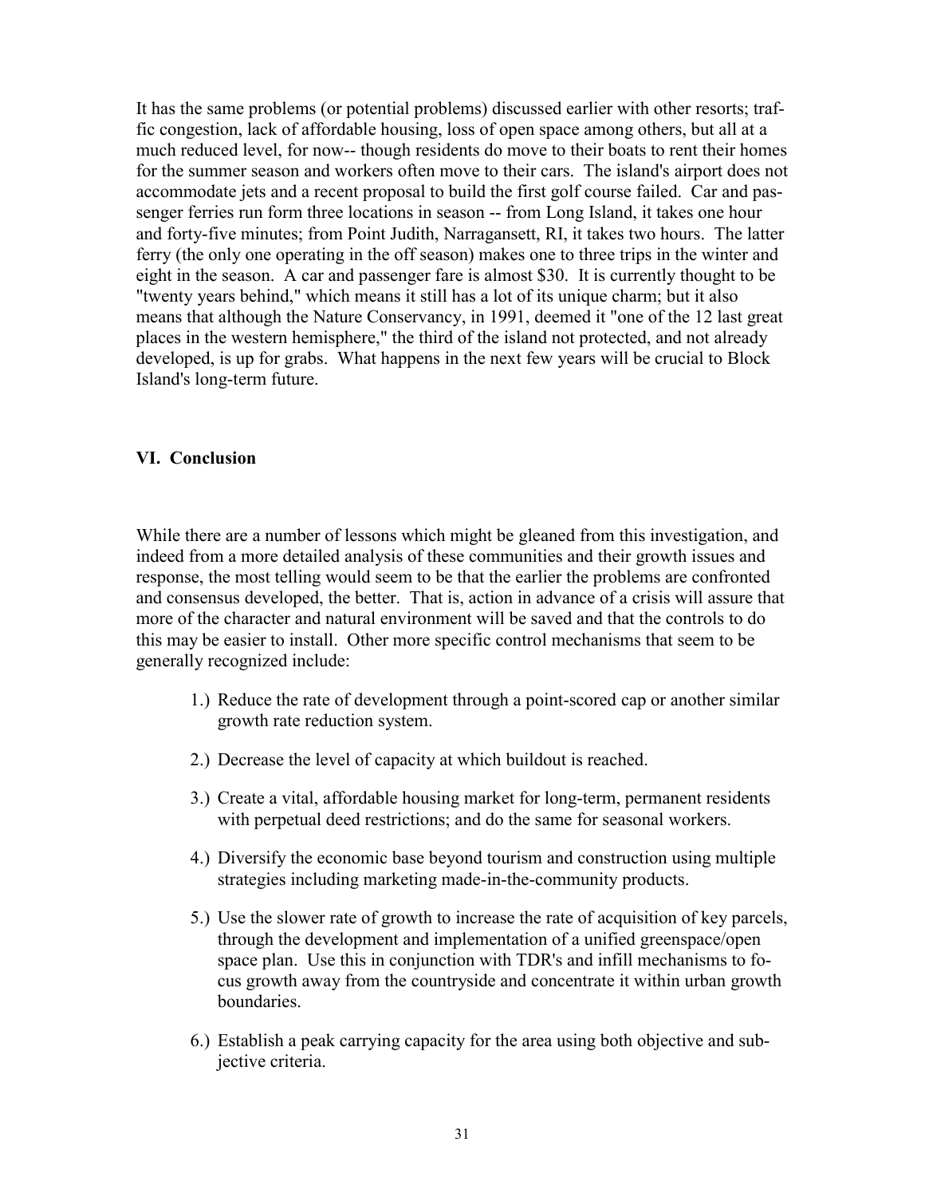It has the same problems (or potential problems) discussed earlier with other resorts; traffic congestion, lack of affordable housing, loss of open space among others, but all at a much reduced level, for now-- though residents do move to their boats to rent their homes for the summer season and workers often move to their cars. The island's airport does not accommodate jets and a recent proposal to build the first golf course failed. Car and passenger ferries run form three locations in season -- from Long Island, it takes one hour and forty-five minutes; from Point Judith, Narragansett, RI, it takes two hours. The latter ferry (the only one operating in the off season) makes one to three trips in the winter and eight in the season. A car and passenger fare is almost $30. It is currently thought to be "twenty years behind," which means it still has a lot of its unique charm; but it also means that although the Nature Conservancy, in 1991, deemed it "one of the 12 last great places in the western hemisphere," the third of the island not protected, and not already developed, is up for grabs. What happens in the next few years will be crucial to Block Island's long-term future.

## VI. Conclusion

While there are a number of lessons which might be gleaned from this investigation, and indeed from a more detailed analysis of these communities and their growth issues and response, the most telling would seem to be that the earlier the problems are confronted and consensus developed, the better. That is, action in advance of a crisis will assure that more of the character and natural environment will be saved and that the controls to do this may be easier to install. Other more specific control mechanisms that seem to be generally recognized include:

1.) Reduce the rate of development through a point-scored cap or another similar growth rate reduction system.

2.) Decrease the level of capacity at which buildout is reached.

3.) Create a vital, affordable housing market for long-term, permanent residents with perpetual deed restrictions; and do the same for seasonal workers.

4.) Diversify the economic base beyond tourism and construction using multiple strategies including marketing made-in-the-community products.

5.) Use the slower rate of growth to increase the rate of acquisition of key parcels, through the development and implementation of a unified greenspace/open space plan. Use this in conjunction with TDR's and infill mechanisms to focus growth away from the countryside and concentrate it within urban growth boundaries.

6.) Establish a peak carrying capacity for the area using both objective and subjective criteria.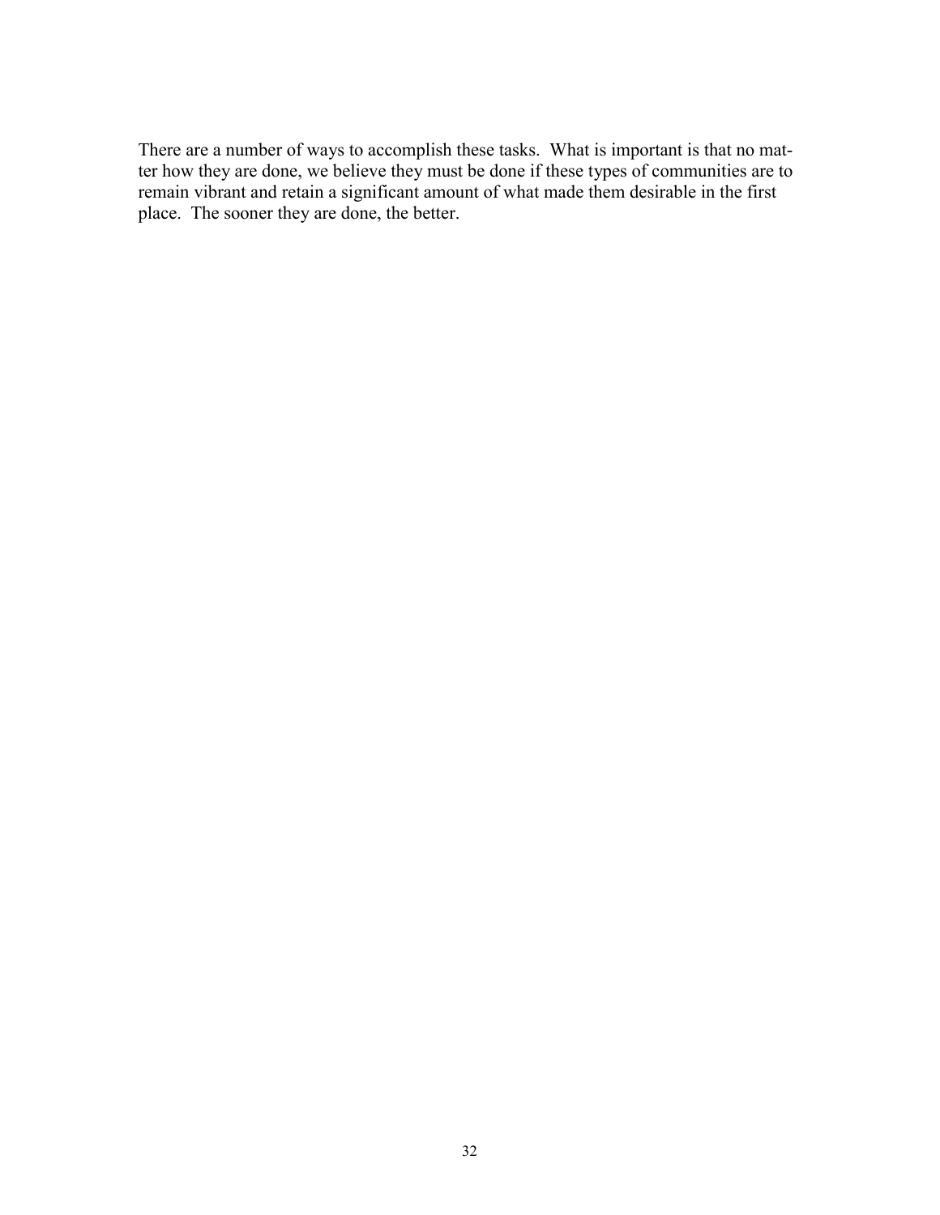There are a number of ways to accomplish these tasks. What is important is that no matter how they are done, we believe they must be done if these types of communities are to remain vibrant and retain a significant amount of what made them desirable in the first place. The sooner they are done, the better.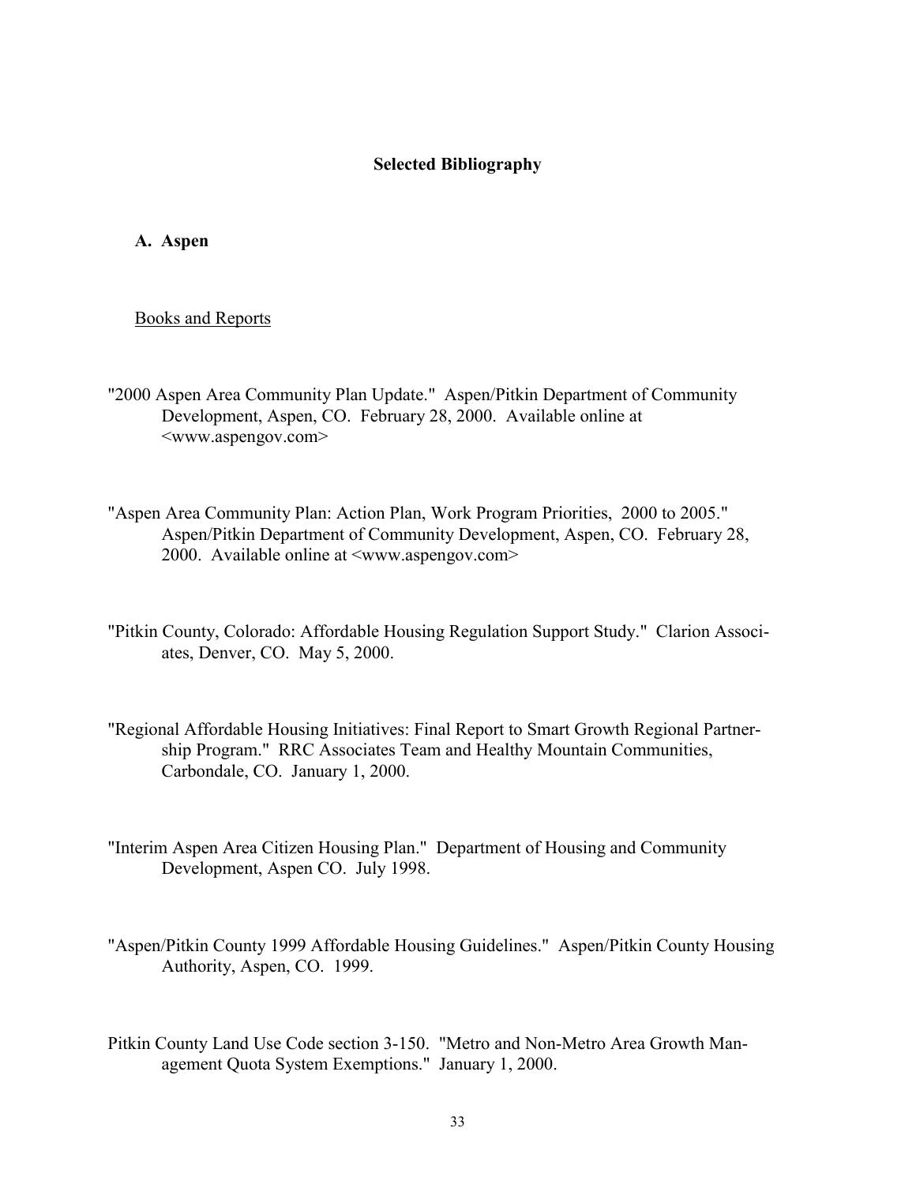## Selected Bibliography

### A. Aspen

Books and Reports

"2000 Aspen Area Community Plan Update." Aspen/Pitkin Department of Community Development, Aspen, CO. February 28, 2000. Available online at <www.aspengov.com>

"Aspen Area Community Plan: Action Plan, Work Program Priorities, 2000 to 2005." Aspen/Pitkin Department of Community Development, Aspen, CO. February 28, 2000. Available online at <www.aspengov.com>

"Pitkin County, Colorado: Affordable Housing Regulation Support Study." Clarion Associates, Denver, CO. May 5, 2000.

"Regional Affordable Housing Initiatives: Final Report to Smart Growth Regional Partnership Program." RRC Associates Team and Healthy Mountain Communities, Carbondale, CO. January 1, 2000.

"Interim Aspen Area Citizen Housing Plan." Department of Housing and Community Development, Aspen CO. July 1998.

"Aspen/Pitkin County 1999 Affordable Housing Guidelines." Aspen/Pitkin County Housing Authority, Aspen, CO. 1999.

Pitkin County Land Use Code section 3-150. "Metro and Non-Metro Area Growth Management Quota System Exemptions." January 1, 2000.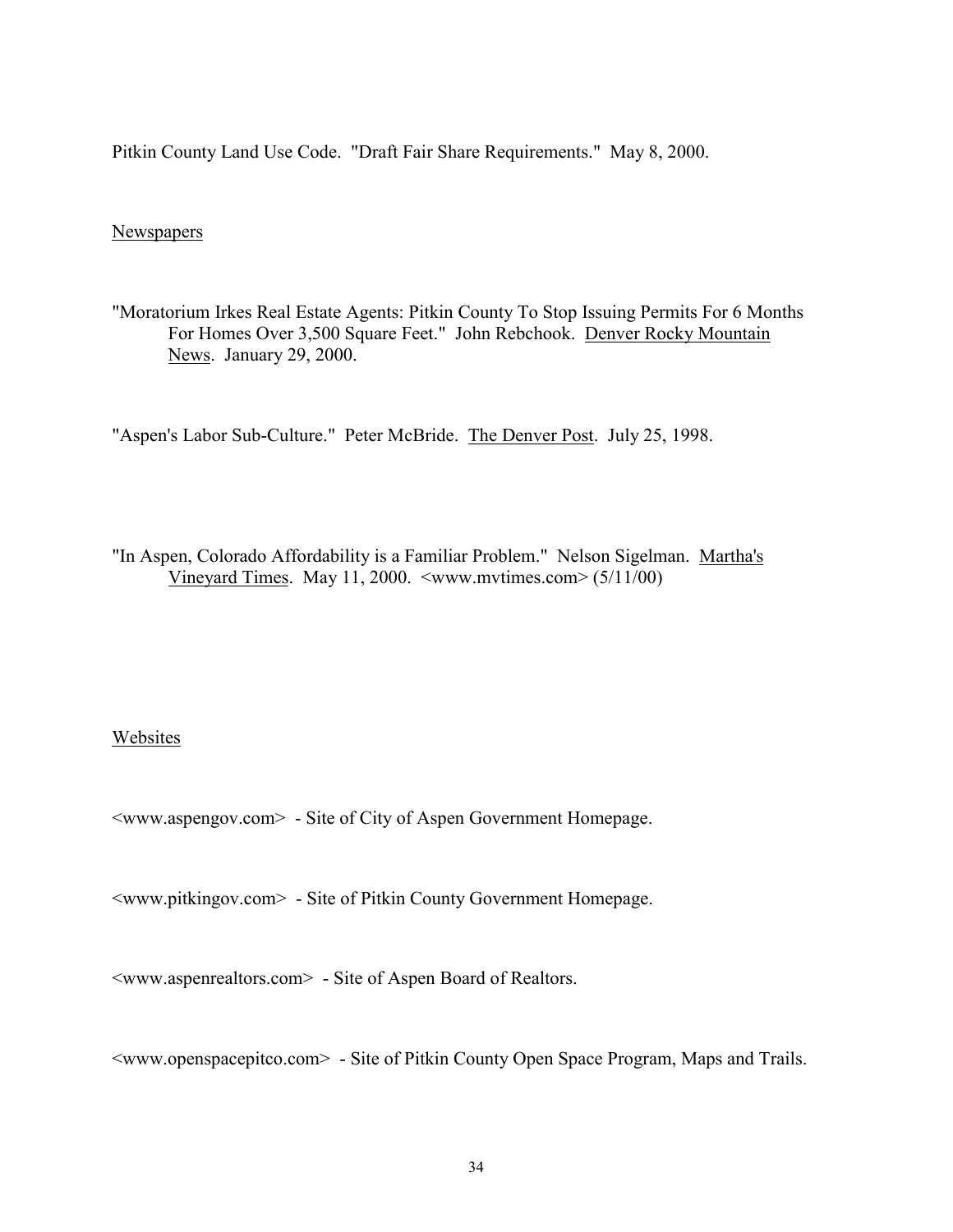Pitkin County Land Use Code. "Draft Fair Share Requirements." May 8, 2000.

Newspapers

"Moratorium Irkes Real Estate Agents: Pitkin County To Stop Issuing Permits For 6 Months For Homes Over 3,500 Square Feet." John Rebchook. Denver Rocky Mountain News. January 29, 2000.

"Aspen's Labor Sub-Culture." Peter McBride. The Denver Post. July 25, 1998.

"In Aspen, Colorado Affordability is a Familiar Problem." Nelson Sigelman. Martha's Vineyard Times. May 11, 2000. <www.mvtimes.com> (5/11/00)

Websites

<www.aspengov.com> - Site of City of Aspen Government Homepage.

<www.pitkingov.com> - Site of Pitkin County Government Homepage.

<www.aspenrealtors.com> - Site of Aspen Board of Realtors.

<www.openspacepitco.com> - Site of Pitkin County Open Space Program, Maps and Trails.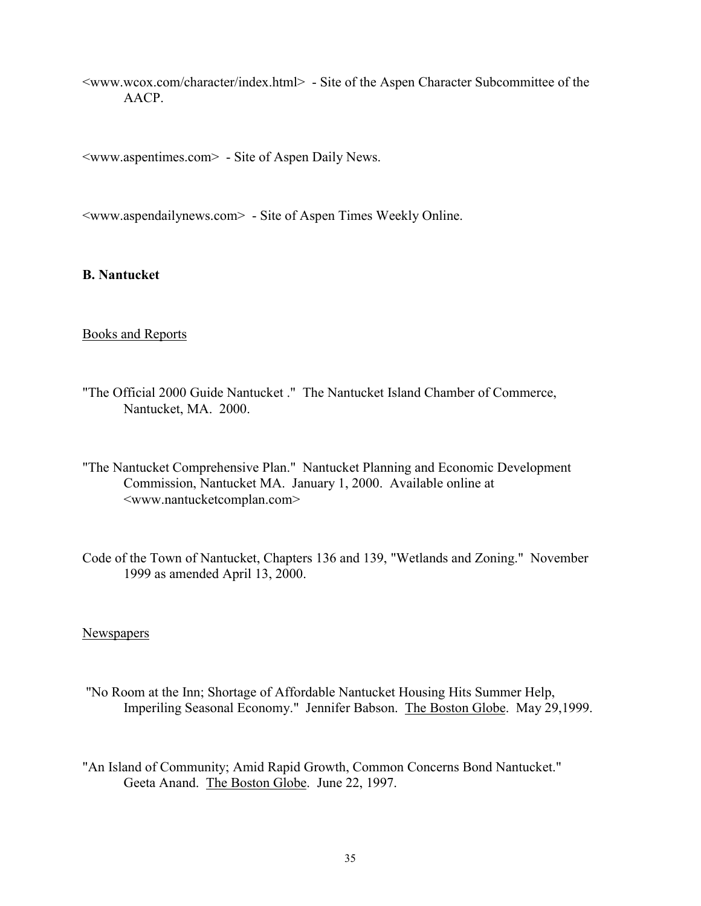<www.wcox.com/character/index.html> - Site of the Aspen Character Subcommittee of the AACP.

<www.aspentimes.com> - Site of Aspen Daily News.

<www.aspendailynews.com> - Site of Aspen Times Weekly Online.

**B. Nantucket**

Books and Reports

"The Official 2000 Guide Nantucket ." The Nantucket Island Chamber of Commerce, Nantucket, MA. 2000.

"The Nantucket Comprehensive Plan." Nantucket Planning and Economic Development Commission, Nantucket MA. January 1, 2000. Available online at <www.nantucketcomplan.com>

Code of the Town of Nantucket, Chapters 136 and 139, "Wetlands and Zoning." November 1999 as amended April 13, 2000.

Newspapers

"No Room at the Inn; Shortage of Affordable Nantucket Housing Hits Summer Help, Imperiling Seasonal Economy." Jennifer Babson. The Boston Globe. May 29,1999.

"An Island of Community; Amid Rapid Growth, Common Concerns Bond Nantucket." Geeta Anand. The Boston Globe. June 22, 1997.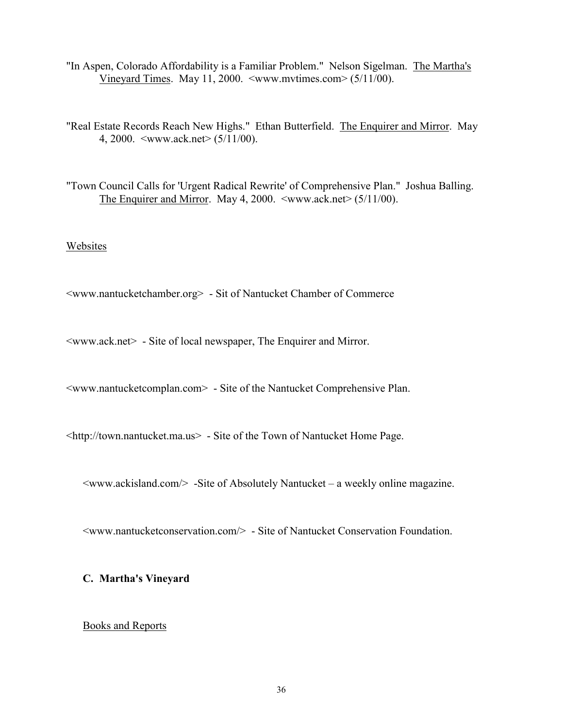"In Aspen, Colorado Affordability is a Familiar Problem." Nelson Sigelman. The Martha's Vineyard Times. May 11, 2000. <www.mvtimes.com> (5/11/00).

"Real Estate Records Reach New Highs." Ethan Butterfield. The Enquirer and Mirror. May 4, 2000. <www.ack.net> (5/11/00).

"Town Council Calls for 'Urgent Radical Rewrite' of Comprehensive Plan." Joshua Balling. The Enquirer and Mirror. May 4, 2000. <www.ack.net> (5/11/00).

Websites

<www.nantucketchamber.org> - Sit of Nantucket Chamber of Commerce

<www.ack.net> - Site of local newspaper, The Enquirer and Mirror.

<www.nantucketcomplan.com> - Site of the Nantucket Comprehensive Plan.

<http://town.nantucket.ma.us> - Site of the Town of Nantucket Home Page.

<www.ackisland.com/> -Site of Absolutely Nantucket – a weekly online magazine.

<www.nantucketconservation.com/> - Site of Nantucket Conservation Foundation.

**C. Martha's Vineyard**

Books and Reports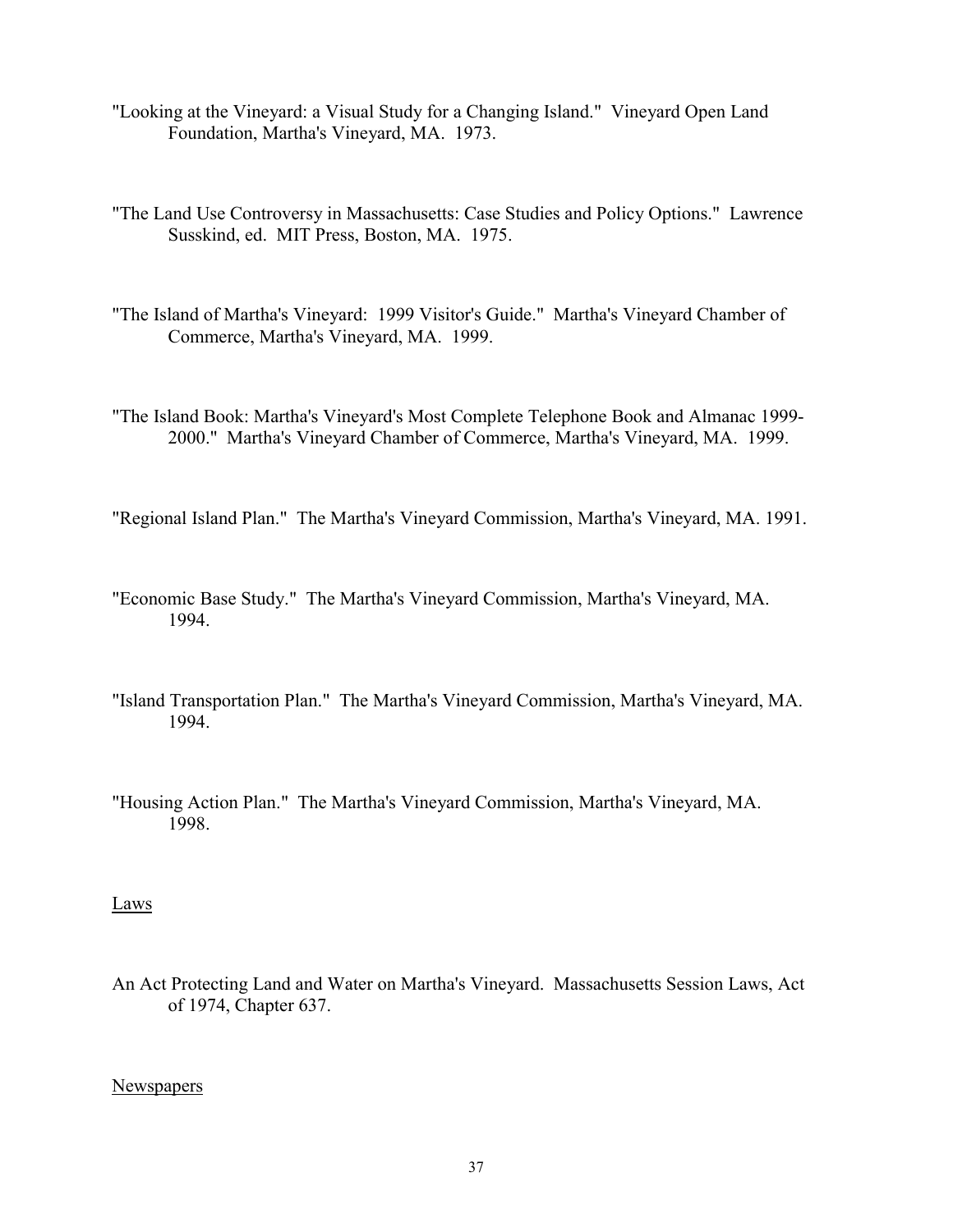"Looking at the Vineyard: a Visual Study for a Changing Island." Vineyard Open Land Foundation, Martha's Vineyard, MA. 1973.

"The Land Use Controversy in Massachusetts: Case Studies and Policy Options." Lawrence Susskind, ed. MIT Press, Boston, MA. 1975.

"The Island of Martha's Vineyard: 1999 Visitor's Guide." Martha's Vineyard Chamber of Commerce, Martha's Vineyard, MA. 1999.

"The Island Book: Martha's Vineyard's Most Complete Telephone Book and Almanac 1999-2000." Martha's Vineyard Chamber of Commerce, Martha's Vineyard, MA. 1999.

"Regional Island Plan." The Martha's Vineyard Commission, Martha's Vineyard, MA. 1991.

"Economic Base Study." The Martha's Vineyard Commission, Martha's Vineyard, MA. 1994.

"Island Transportation Plan." The Martha's Vineyard Commission, Martha's Vineyard, MA. 1994.

"Housing Action Plan." The Martha's Vineyard Commission, Martha's Vineyard, MA. 1998.

Laws

An Act Protecting Land and Water on Martha's Vineyard. Massachusetts Session Laws, Act of 1974, Chapter 637.

Newspapers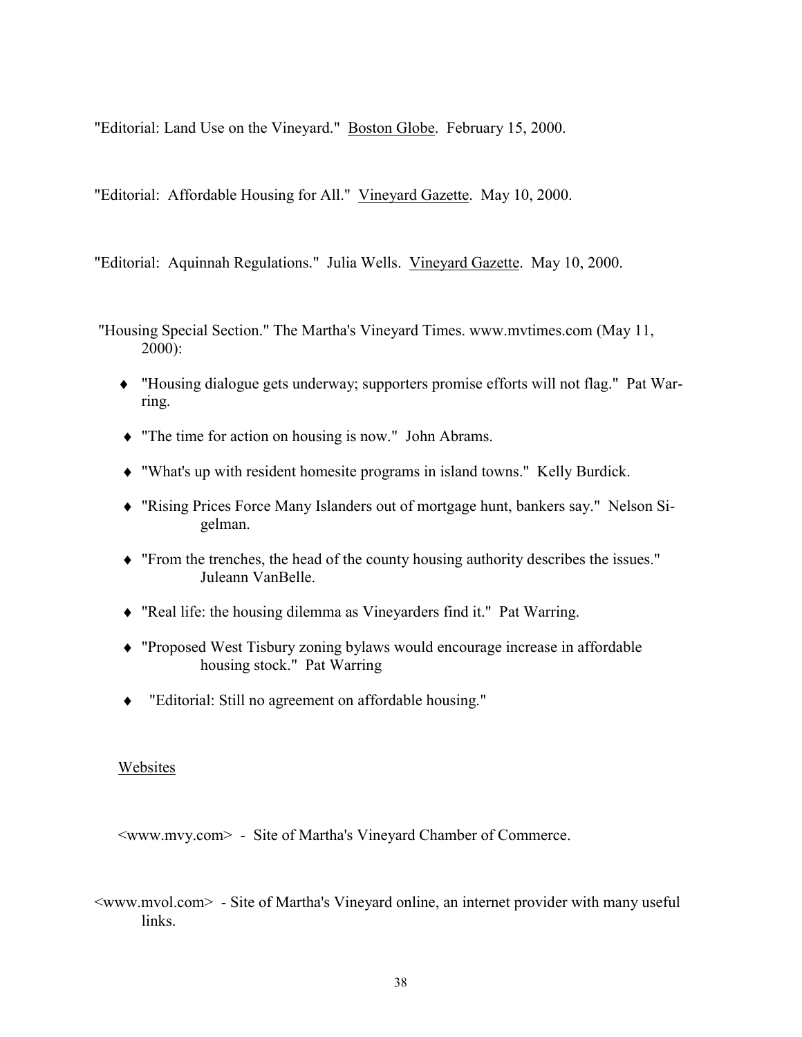"Editorial: Land Use on the Vineyard." Boston Globe. February 15, 2000.

"Editorial: Affordable Housing for All." Vineyard Gazette. May 10, 2000.

"Editorial: Aquinnah Regulations." Julia Wells. Vineyard Gazette. May 10, 2000.

"Housing Special Section." The Martha's Vineyard Times. www.mvtimes.com (May 11, 2000):

- "Housing dialogue gets underway; supporters promise efforts will not flag." Pat Warring.
- "The time for action on housing is now." John Abrams.
- "What's up with resident homesite programs in island towns." Kelly Burdick.
- "Rising Prices Force Many Islanders out of mortgage hunt, bankers say." Nelson Sigelman.
- "From the trenches, the head of the county housing authority describes the issues." Juleann VanBelle.
- "Real life: the housing dilemma as Vineyarders find it." Pat Warring.
- "Proposed West Tisbury zoning bylaws would encourage increase in affordable housing stock." Pat Warring
- "Editorial: Still no agreement on affordable housing."

## Websites

<www.mvy.com> - Site of Martha's Vineyard Chamber of Commerce.

<www.mvol.com> - Site of Martha's Vineyard online, an internet provider with many useful links.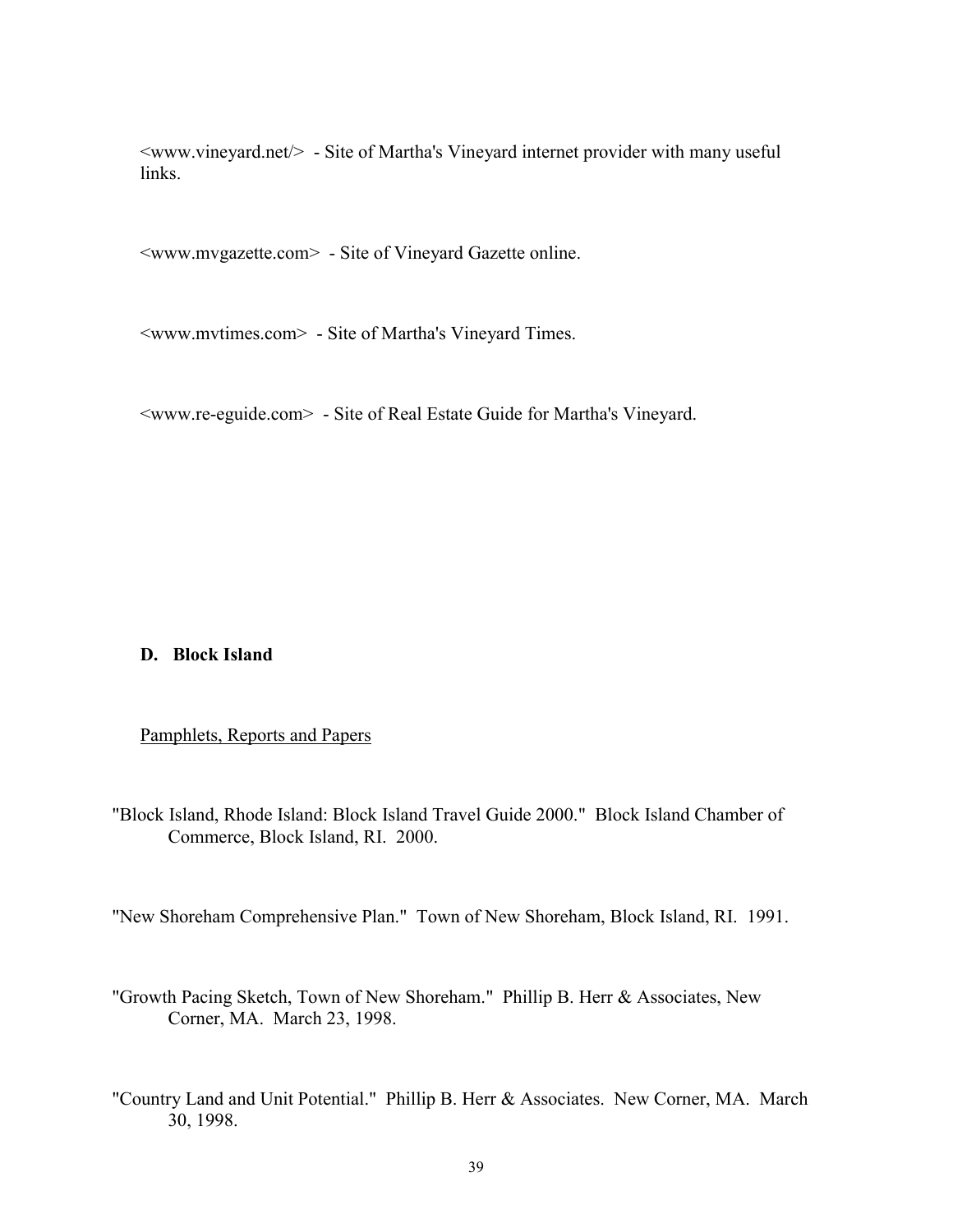<www.vineyard.net/> - Site of Martha's Vineyard internet provider with many useful links.

<www.mvgazette.com> - Site of Vineyard Gazette online.

<www.mvtimes.com> - Site of Martha's Vineyard Times.

<www.re-eguide.com> - Site of Real Estate Guide for Martha's Vineyard.

### D. Block Island

Pamphlets, Reports and Papers

"Block Island, Rhode Island: Block Island Travel Guide 2000." Block Island Chamber of Commerce, Block Island, RI. 2000.

"New Shoreham Comprehensive Plan." Town of New Shoreham, Block Island, RI. 1991.

"Growth Pacing Sketch, Town of New Shoreham." Phillip B. Herr & Associates, New Corner, MA. March 23, 1998.

"Country Land and Unit Potential." Phillip B. Herr & Associates. New Corner, MA. March 30, 1998.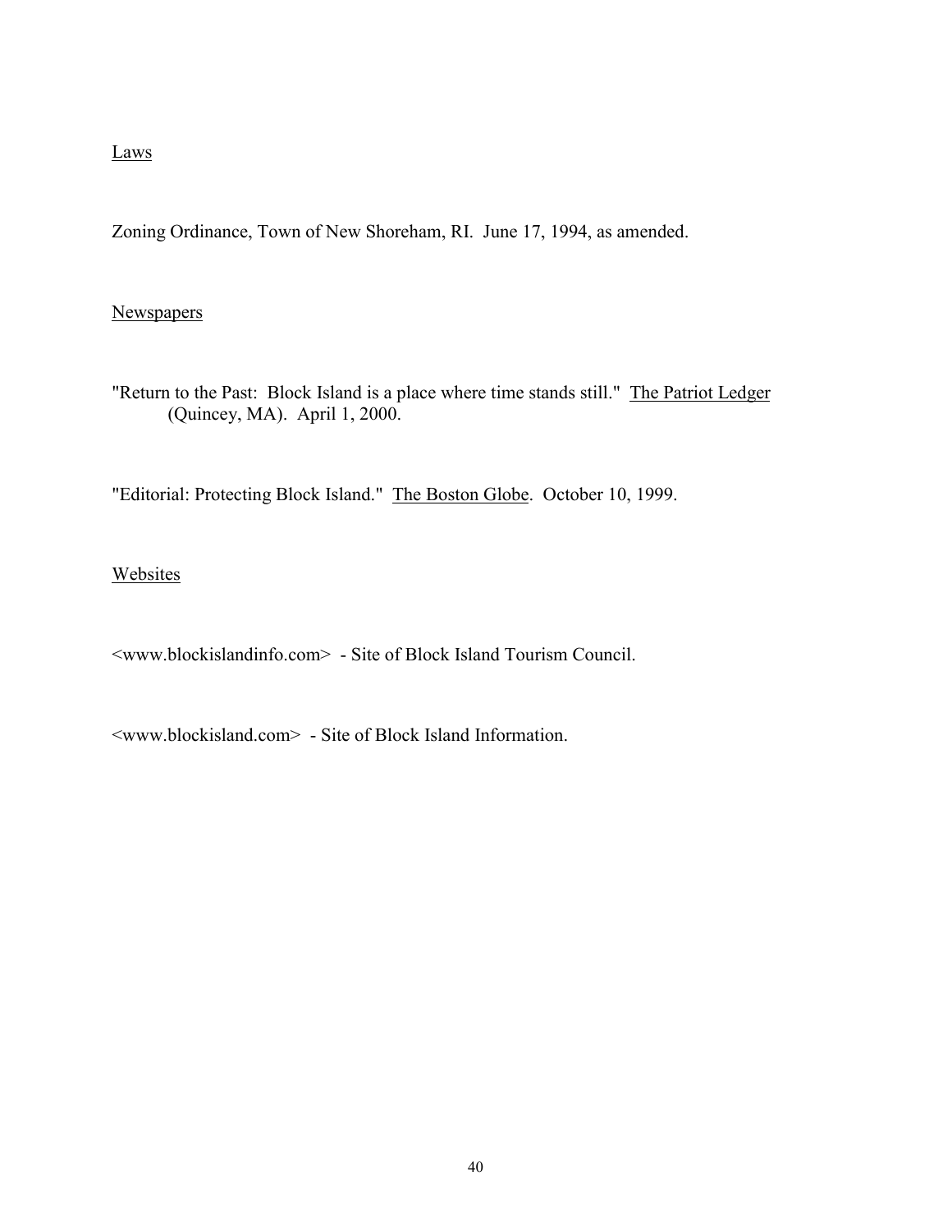<u>Laws</u>

Zoning Ordinance, Town of New Shoreham, RI. June 17, 1994, as amended.

<u>Newspapers</u>

"Return to the Past: Block Island is a place where time stands still." <u>The Patriot Ledger</u> (Quincey, MA). April 1, 2000.

"Editorial: Protecting Block Island." <u>The Boston Globe</u>. October 10, 1999.

<u>Websites</u>

<www.blockislandinfo.com> - Site of Block Island Tourism Council.

<www.blockisland.com> - Site of Block Island Information.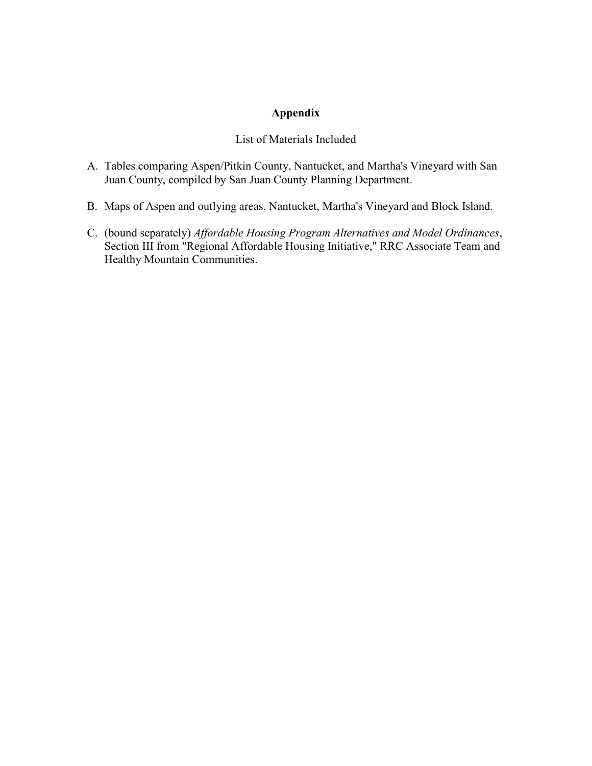# Appendix

List of Materials Included

A. Tables comparing Aspen/Pitkin County, Nantucket, and Martha's Vineyard with San Juan County, compiled by San Juan County Planning Department.

B. Maps of Aspen and outlying areas, Nantucket, Martha's Vineyard and Block Island.

C. (bound separately) *Affordable Housing Program Alternatives and Model Ordinances*, Section III from "Regional Affordable Housing Initiative," RRC Associate Team and Healthy Mountain Communities.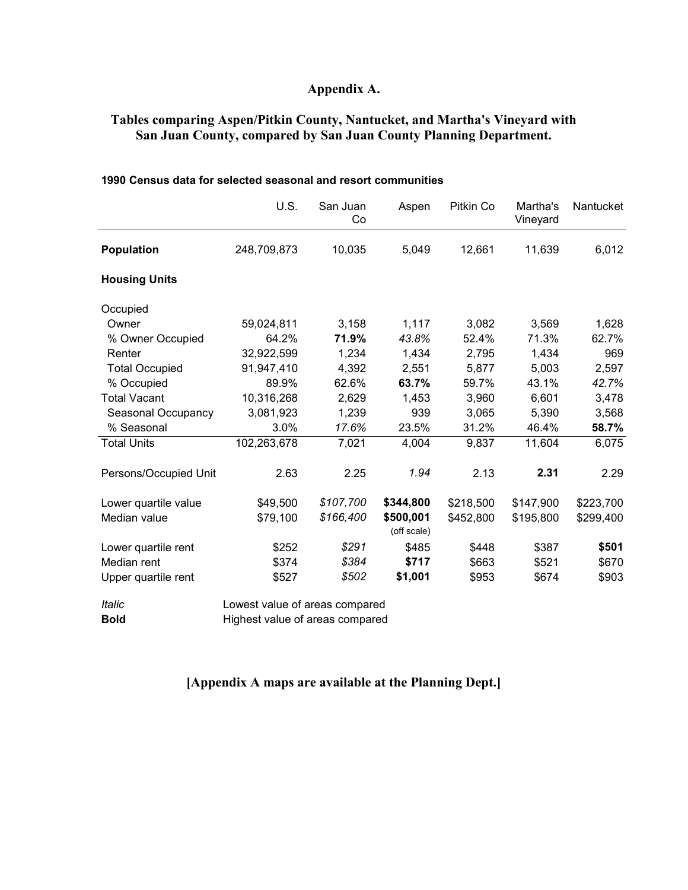# Appendix A.

## Tables comparing Aspen/Pitkin County, Nantucket, and Martha's Vineyard with San Juan County, compared by San Juan County Planning Department.

**1990 Census data for selected seasonal and resort communities**

| | U.S. | San Juan Co | Aspen | Pitkin Co | Martha's Vineyard | Nantucket |
|---|---|---|---|---|---|---|
| **Population** | 248,709,873 | 10,035 | 5,049 | 12,661 | 11,639 | 6,012 |
| **Housing Units** | | | | | | |
| Occupied | | | | | | |
| Owner | 59,024,811 | 3,158 | 1,117 | 3,082 | 3,569 | 1,628 |
| % Owner Occupied | 64.2% | **71.9%** | *43.8%* | 52.4% | 71.3% | 62.7% |
| Renter | 32,922,599 | 1,234 | 1,434 | 2,795 | 1,434 | 969 |
| Total Occupied | 91,947,410 | 4,392 | 2,551 | 5,877 | 5,003 | 2,597 |
| % Occupied | 89.9% | 62.6% | **63.7%** | 59.7% | 43.1% | *42.7%* |
| Total Vacant | 10,316,268 | 2,629 | 1,453 | 3,960 | 6,601 | 3,478 |
| Seasonal Occupancy | 3,081,923 | 1,239 | 939 | 3,065 | 5,390 | 3,568 |
| % Seasonal | 3.0% | *17.6%* | 23.5% | 31.2% | 46.4% | **58.7%** |
| Total Units | 102,263,678 | 7,021 | 4,004 | 9,837 | 11,604 | 6,075 |
| Persons/Occupied Unit | 2.63 | 2.25 | *1.94* | 2.13 | **2.31** | 2.29 |
| Lower quartile value | $49,500 | *$107,700* | **$344,800** | $218,500 | $147,900 | $223,700 |
| Median value | $79,100 | *$166,400* | **$500,001** (off scale) | $452,800 | $195,800 | $299,400 |
| Lower quartile rent | $252 | *$291* | $485 | $448 | $387 | **$501** |
| Median rent | $374 | *$384* | **$717** | $663 | $521 | $670 |
| Upper quartile rent | $527 | *$502* | **$1,001** | $953 | $674 | $903 |

*Italic* Lowest value of areas compared

**Bold** Highest value of areas compared

**[Appendix A maps are available at the Planning Dept.]**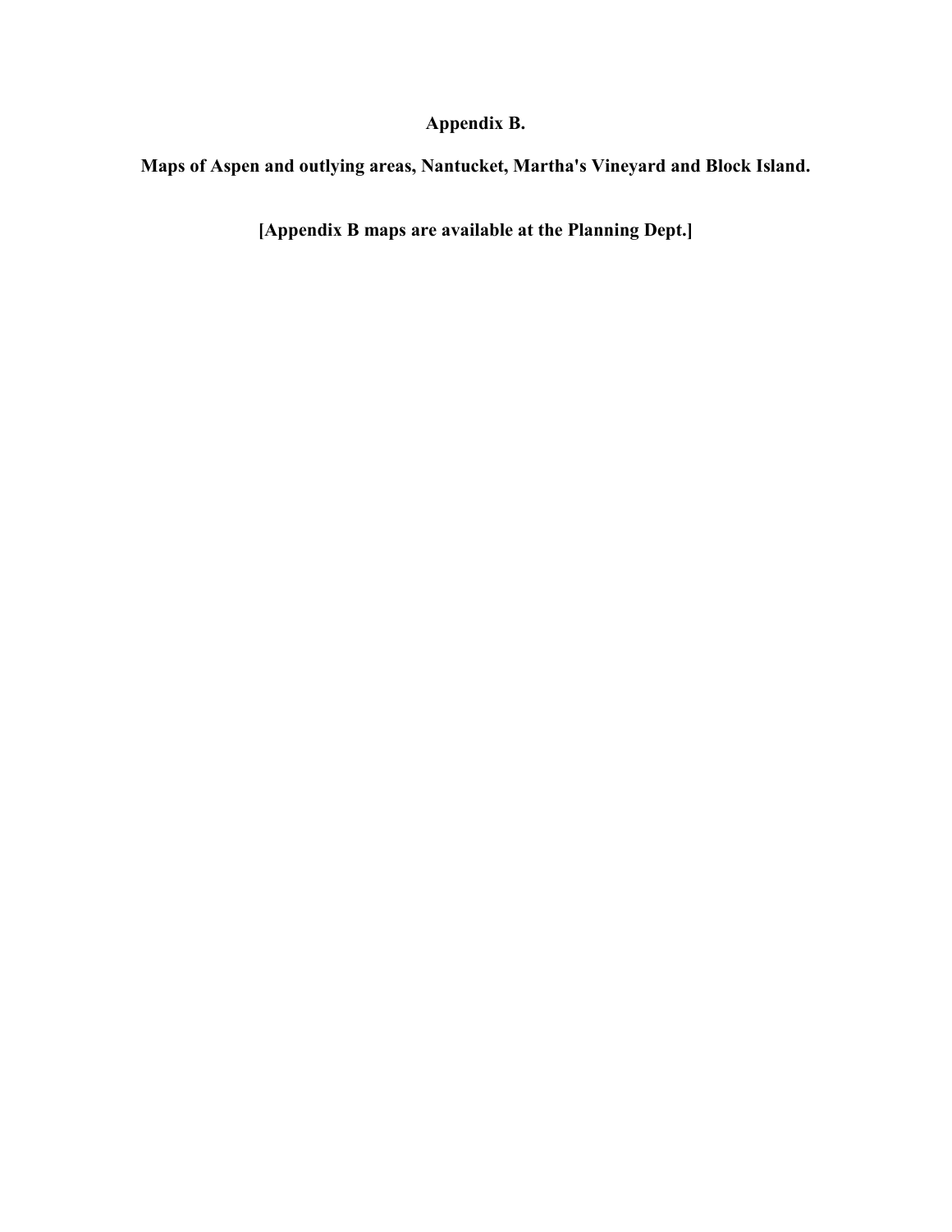# Appendix B.

## Maps of Aspen and outlying areas, Nantucket, Martha's Vineyard and Block Island.

**[Appendix B maps are available at the Planning Dept.]**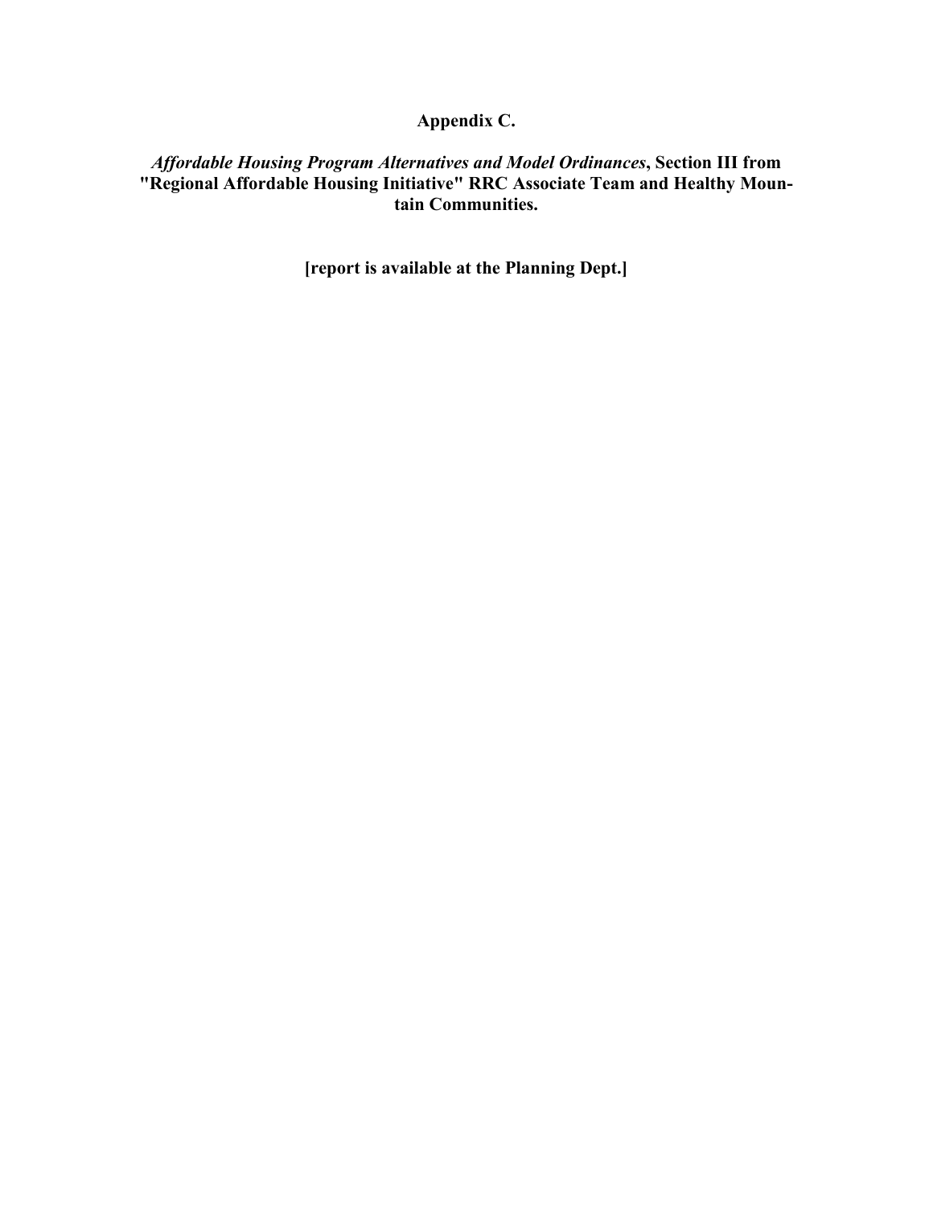# Appendix C.

***Affordable Housing Program Alternatives and Model Ordinances*, Section III from "Regional Affordable Housing Initiative" RRC Associate Team and Healthy Mountain Communities.**

**[report is available at the Planning Dept.]**